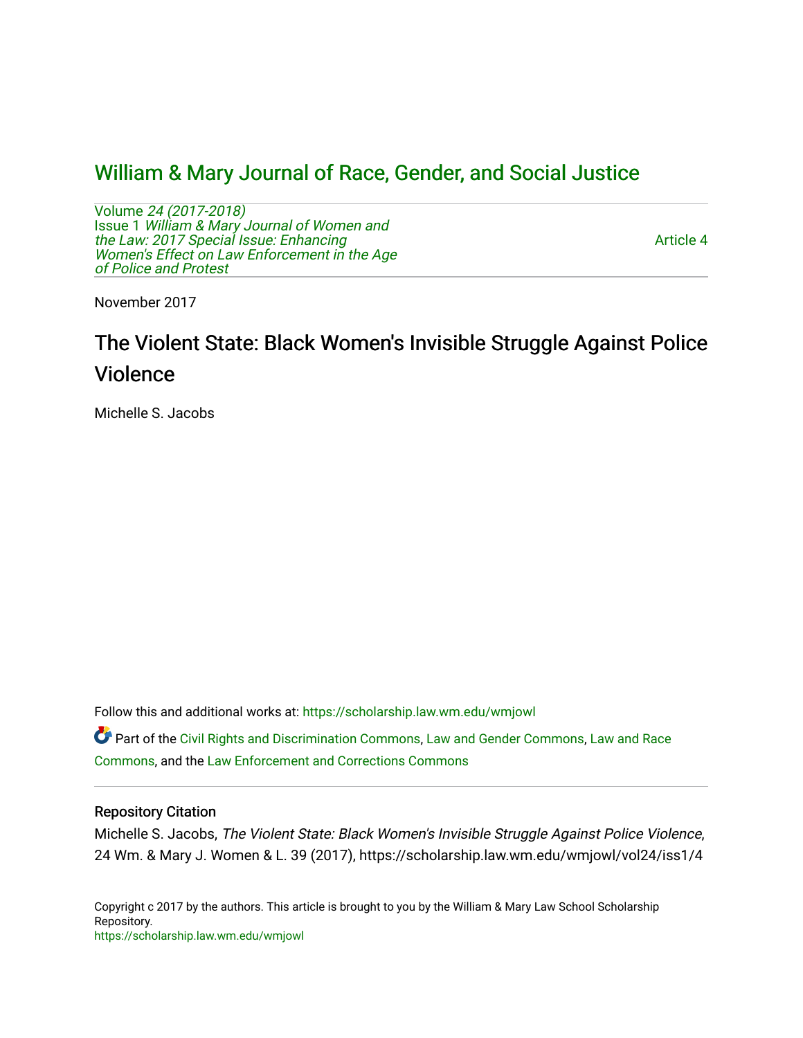# William & Mary Journal of Race, Gender, and Social Justice

Volume *24 (2017-2018)*
Issue 1 *William & Mary Journal of Women and the Law: 2017 Special Issue: Enhancing Women's Effect on Law Enforcement in the Age of Police and Protest*

Article 4

November 2017

## The Violent State: Black Women's Invisible Struggle Against Police Violence

Michelle S. Jacobs

Follow this and additional works at: https://scholarship.law.wm.edu/wmjowl

Part of the Civil Rights and Discrimination Commons, Law and Gender Commons, Law and Race Commons, and the Law Enforcement and Corrections Commons

### Repository Citation

Michelle S. Jacobs, *The Violent State: Black Women's Invisible Struggle Against Police Violence*, 24 Wm. & Mary J. Women & L. 39 (2017), https://scholarship.law.wm.edu/wmjowl/vol24/iss1/4

Copyright c 2017 by the authors. This article is brought to you by the William & Mary Law School Scholarship Repository.
https://scholarship.law.wm.edu/wmjowl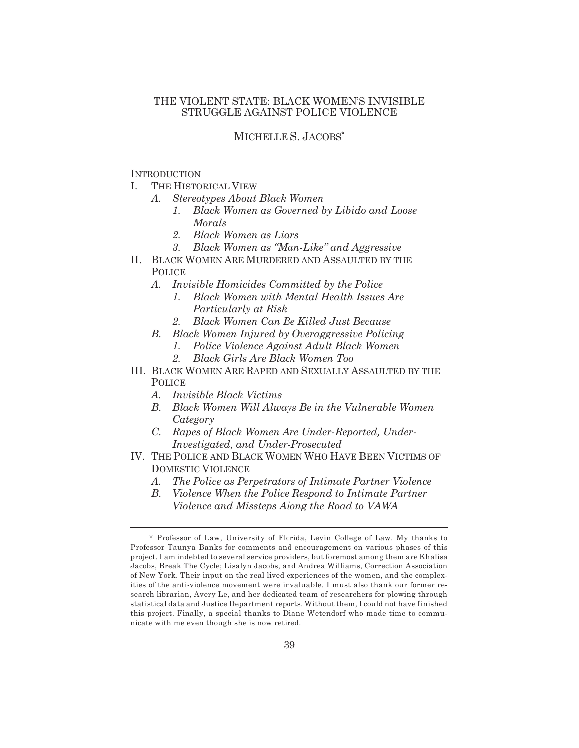# THE VIOLENT STATE: BLACK WOMEN'S INVISIBLE STRUGGLE AGAINST POLICE VIOLENCE

MICHELLE S. JACOBS*

INTRODUCTION

- I. THE HISTORICAL VIEW
  - *A. Stereotypes About Black Women*
    - *1. Black Women as Governed by Libido and Loose Morals*
    - *2. Black Women as Liars*
    - *3. Black Women as "Man-Like" and Aggressive*
- II. BLACK WOMEN ARE MURDERED AND ASSAULTED BY THE POLICE
  - *A. Invisible Homicides Committed by the Police*
    - *1. Black Women with Mental Health Issues Are Particularly at Risk*
    - *2. Black Women Can Be Killed Just Because*
  - *B. Black Women Injured by Overaggressive Policing*
    - *1. Police Violence Against Adult Black Women*
    - *2. Black Girls Are Black Women Too*
- III. BLACK WOMEN ARE RAPED AND SEXUALLY ASSAULTED BY THE POLICE
  - *A. Invisible Black Victims*
  - *B. Black Women Will Always Be in the Vulnerable Women Category*
  - *C. Rapes of Black Women Are Under-Reported, Under-Investigated, and Under-Prosecuted*
- IV. THE POLICE AND BLACK WOMEN WHO HAVE BEEN VICTIMS OF DOMESTIC VIOLENCE
  - *A. The Police as Perpetrators of Intimate Partner Violence*
  - *B. Violence When the Police Respond to Intimate Partner Violence and Missteps Along the Road to VAWA*

---

\* Professor of Law, University of Florida, Levin College of Law. My thanks to Professor Taunya Banks for comments and encouragement on various phases of this project. I am indebted to several service providers, but foremost among them are Khalisa Jacobs, Break The Cycle; Lisalyn Jacobs, and Andrea Williams, Correction Association of New York. Their input on the real lived experiences of the women, and the complexities of the anti-violence movement were invaluable. I must also thank our former research librarian, Avery Le, and her dedicated team of researchers for plowing through statistical data and Justice Department reports. Without them, I could not have finished this project. Finally, a special thanks to Diane Wetendorf who made time to communicate with me even though she is now retired.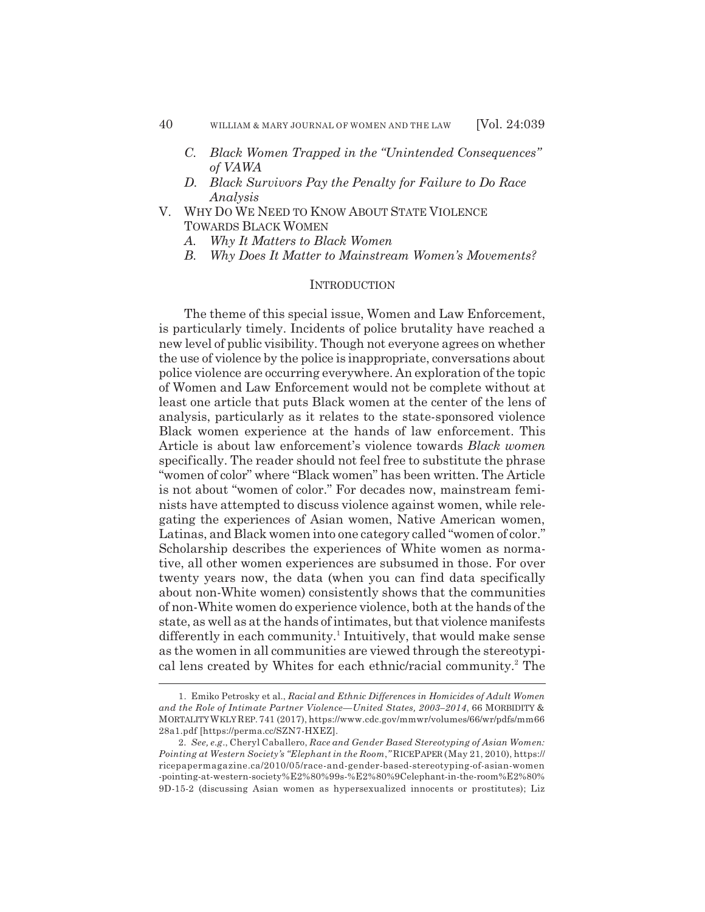*C. Black Women Trapped in the "Unintended Consequences" of VAWA*

*D. Black Survivors Pay the Penalty for Failure to Do Race Analysis*

V. WHY DO WE NEED TO KNOW ABOUT STATE VIOLENCE TOWARDS BLACK WOMEN

*A. Why It Matters to Black Women*

*B. Why Does It Matter to Mainstream Women's Movements?*

## INTRODUCTION

The theme of this special issue, Women and Law Enforcement, is particularly timely. Incidents of police brutality have reached a new level of public visibility. Though not everyone agrees on whether the use of violence by the police is inappropriate, conversations about police violence are occurring everywhere. An exploration of the topic of Women and Law Enforcement would not be complete without at least one article that puts Black women at the center of the lens of analysis, particularly as it relates to the state-sponsored violence Black women experience at the hands of law enforcement. This Article is about law enforcement's violence towards *Black women* specifically. The reader should not feel free to substitute the phrase "women of color" where "Black women" has been written. The Article is not about "women of color." For decades now, mainstream feminists have attempted to discuss violence against women, while relegating the experiences of Asian women, Native American women, Latinas, and Black women into one category called "women of color." Scholarship describes the experiences of White women as normative, all other women experiences are subsumed in those. For over twenty years now, the data (when you can find data specifically about non-White women) consistently shows that the communities of non-White women do experience violence, both at the hands of the state, as well as at the hands of intimates, but that violence manifests differently in each community.[1] Intuitively, that would make sense as the women in all communities are viewed through the stereotypical lens created by Whites for each ethnic/racial community.[2] The

1. Emiko Petrosky et al., *Racial and Ethnic Differences in Homicides of Adult Women and the Role of Intimate Partner Violence—United States, 2003–2014*, 66 MORBIDITY & MORTALITY WKLY REP. 741 (2017), https://www.cdc.gov/mmwr/volumes/66/wr/pdfs/mm6628a1.pdf [https://perma.cc/SZN7-HXEZ].

2. *See, e.g.*, Cheryl Caballero, *Race and Gender Based Stereotyping of Asian Women: Pointing at Western Society's "Elephant in the Room*,*"* RICEPAPER (May 21, 2010), https://ricepapermagazine.ca/2010/05/race-and-gender-based-stereotyping-of-asian-women-pointing-at-western-society%E2%80%99s-%E2%80%9Celephant-in-the-room%E2%80%9D-15-2 (discussing Asian women as hypersexualized innocents or prostitutes); Liz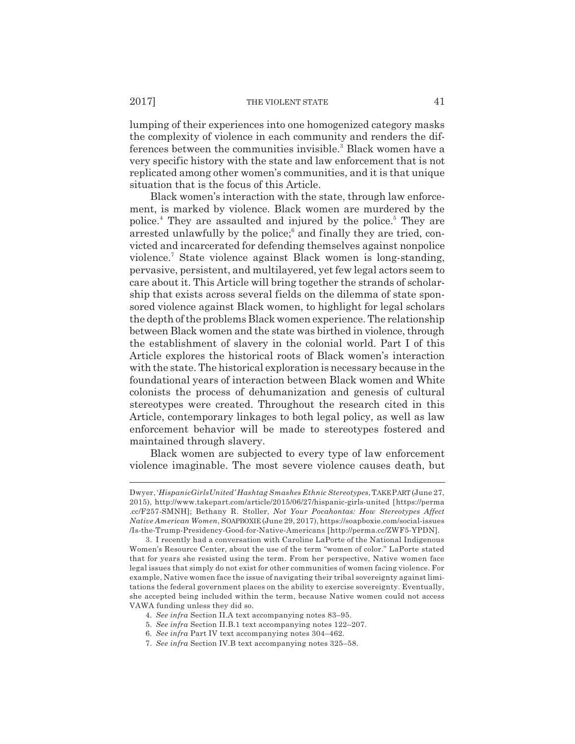lumping of their experiences into one homogenized category masks the complexity of violence in each community and renders the differences between the communities invisible.[3] Black women have a very specific history with the state and law enforcement that is not replicated among other women's communities, and it is that unique situation that is the focus of this Article.

Black women's interaction with the state, through law enforcement, is marked by violence. Black women are murdered by the police.[4] They are assaulted and injured by the police.[5] They are arrested unlawfully by the police;[6] and finally they are tried, convicted and incarcerated for defending themselves against nonpolice violence.[7] State violence against Black women is long-standing, pervasive, persistent, and multilayered, yet few legal actors seem to care about it. This Article will bring together the strands of scholarship that exists across several fields on the dilemma of state sponsored violence against Black women, to highlight for legal scholars the depth of the problems Black women experience. The relationship between Black women and the state was birthed in violence, through the establishment of slavery in the colonial world. Part I of this Article explores the historical roots of Black women's interaction with the state. The historical exploration is necessary because in the foundational years of interaction between Black women and White colonists the process of dehumanization and genesis of cultural stereotypes were created. Throughout the research cited in this Article, contemporary linkages to both legal policy, as well as law enforcement behavior will be made to stereotypes fostered and maintained through slavery.

Black women are subjected to every type of law enforcement violence imaginable. The most severe violence causes death, but

---

Dwyer, *'HispanicGirlsUnited' Hashtag Smashes Ethnic Stereotypes*, TAKEPART (June 27, 2015), http://www.takepart.com/article/2015/06/27/hispanic-girls-united [https://perma.cc/F257-SMNH]; Bethany R. Stoller, *Not Your Pocahontas: How Stereotypes Affect Native American Women*, SOAPBOXIE (June 29, 2017), https://soapboxie.com/social-issues/Is-the-Trump-Presidency-Good-for-Native-Americans [http://perma.cc/ZWF5-YPDN].

3. I recently had a conversation with Caroline LaPorte of the National Indigenous Women's Resource Center, about the use of the term "women of color." LaPorte stated that for years she resisted using the term. From her perspective, Native women face legal issues that simply do not exist for other communities of women facing violence. For example, Native women face the issue of navigating their tribal sovereignty against limitations the federal government places on the ability to exercise sovereignty. Eventually, she accepted being included within the term, because Native women could not access VAWA funding unless they did so.

4. *See infra* Section II.A text accompanying notes 83–95.

5. *See infra* Section II.B.1 text accompanying notes 122–207.

6. *See infra* Part IV text accompanying notes 304–462.

7. *See infra* Section IV.B text accompanying notes 325–58.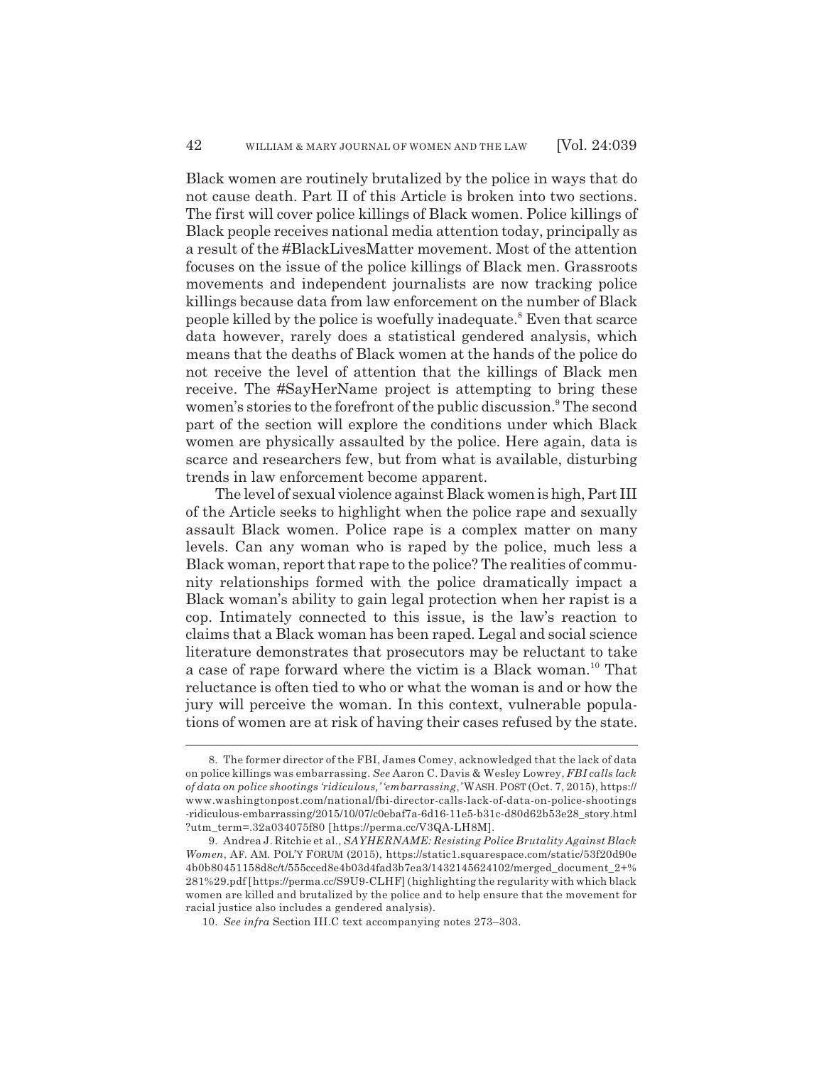Black women are routinely brutalized by the police in ways that do not cause death. Part II of this Article is broken into two sections. The first will cover police killings of Black women. Police killings of Black people receives national media attention today, principally as a result of the #BlackLivesMatter movement. Most of the attention focuses on the issue of the police killings of Black men. Grassroots movements and independent journalists are now tracking police killings because data from law enforcement on the number of Black people killed by the police is woefully inadequate.[8] Even that scarce data however, rarely does a statistical gendered analysis, which means that the deaths of Black women at the hands of the police do not receive the level of attention that the killings of Black men receive. The #SayHerName project is attempting to bring these women's stories to the forefront of the public discussion.[9] The second part of the section will explore the conditions under which Black women are physically assaulted by the police. Here again, data is scarce and researchers few, but from what is available, disturbing trends in law enforcement become apparent.

The level of sexual violence against Black women is high, Part III of the Article seeks to highlight when the police rape and sexually assault Black women. Police rape is a complex matter on many levels. Can any woman who is raped by the police, much less a Black woman, report that rape to the police? The realities of community relationships formed with the police dramatically impact a Black woman's ability to gain legal protection when her rapist is a cop. Intimately connected to this issue, is the law's reaction to claims that a Black woman has been raped. Legal and social science literature demonstrates that prosecutors may be reluctant to take a case of rape forward where the victim is a Black woman.[10] That reluctance is often tied to who or what the woman is and or how the jury will perceive the woman. In this context, vulnerable populations of women are at risk of having their cases refused by the state.

---

8. The former director of the FBI, James Comey, acknowledged that the lack of data on police killings was embarrassing. *See* Aaron C. Davis & Wesley Lowrey, *FBI calls lack of data on police shootings 'ridiculous,' 'embarrassing*,*'* WASH. POST (Oct. 7, 2015), https://www.washingtonpost.com/national/fbi-director-calls-lack-of-data-on-police-shootings-ridiculous-embarrassing/2015/10/07/c0ebaf7a-6d16-11e5-b31c-d80d62b53e28_story.html?utm_term=.32a034075f80 [https://perma.cc/V3QA-LH8M].

9. Andrea J. Ritchie et al., *SAYHERNAME: Resisting Police Brutality Against Black Women*, AF. AM. POL'Y FORUM (2015), https://static1.squarespace.com/static/53f20d90e4b0b80451158d8c/t/555cced8e4b03d4fad3b7ea3/1432145624102/merged_document_2+%281%29.pdf [https://perma.cc/S9U9-CLHF] (highlighting the regularity with which black women are killed and brutalized by the police and to help ensure that the movement for racial justice also includes a gendered analysis).

10. *See infra* Section III.C text accompanying notes 273–303.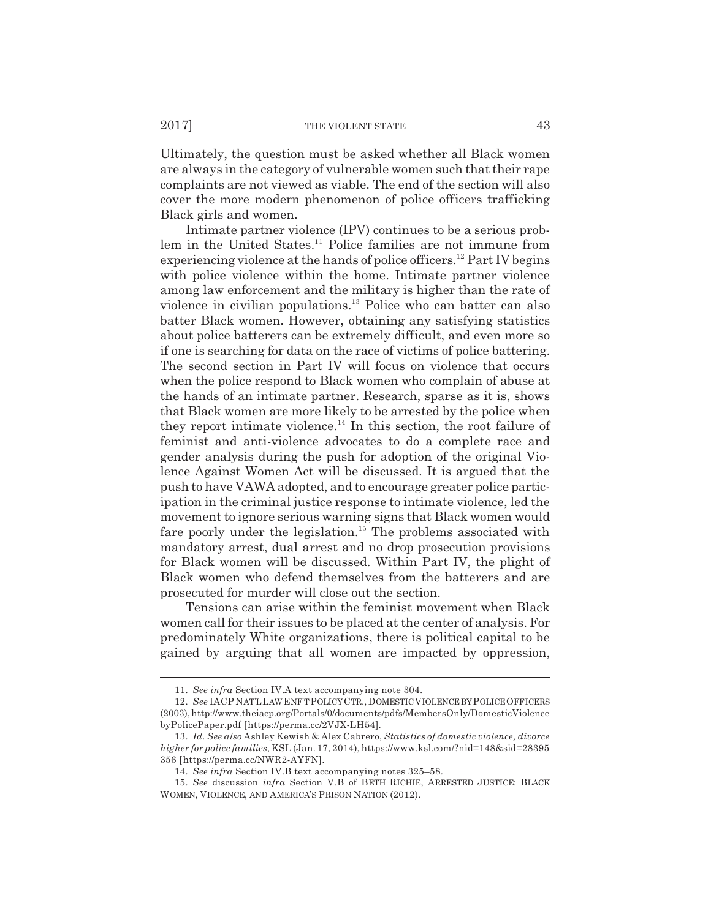Ultimately, the question must be asked whether all Black women are always in the category of vulnerable women such that their rape complaints are not viewed as viable. The end of the section will also cover the more modern phenomenon of police officers trafficking Black girls and women.

Intimate partner violence (IPV) continues to be a serious problem in the United States.[11] Police families are not immune from experiencing violence at the hands of police officers.[12] Part IV begins with police violence within the home. Intimate partner violence among law enforcement and the military is higher than the rate of violence in civilian populations.[13] Police who can batter can also batter Black women. However, obtaining any satisfying statistics about police batterers can be extremely difficult, and even more so if one is searching for data on the race of victims of police battering. The second section in Part IV will focus on violence that occurs when the police respond to Black women who complain of abuse at the hands of an intimate partner. Research, sparse as it is, shows that Black women are more likely to be arrested by the police when they report intimate violence.[14] In this section, the root failure of feminist and anti-violence advocates to do a complete race and gender analysis during the push for adoption of the original Violence Against Women Act will be discussed. It is argued that the push to have VAWA adopted, and to encourage greater police participation in the criminal justice response to intimate violence, led the movement to ignore serious warning signs that Black women would fare poorly under the legislation.[15] The problems associated with mandatory arrest, dual arrest and no drop prosecution provisions for Black women will be discussed. Within Part IV, the plight of Black women who defend themselves from the batterers and are prosecuted for murder will close out the section.

Tensions can arise within the feminist movement when Black women call for their issues to be placed at the center of analysis. For predominately White organizations, there is political capital to be gained by arguing that all women are impacted by oppression,

---

11. *See infra* Section IV.A text accompanying note 304.

12. *See* IACP NAT'L LAW ENF'T POLICY CTR., DOMESTIC VIOLENCE BY POLICE OFFICERS (2003), http://www.theiacp.org/Portals/0/documents/pdfs/MembersOnly/DomesticViolencebyPolicePaper.pdf [https://perma.cc/2VJX-LH54].

13. *Id. See also* Ashley Kewish & Alex Cabrero, *Statistics of domestic violence, divorce higher for police families*, KSL (Jan. 17, 2014), https://www.ksl.com/?nid=148&sid=28395356 [https://perma.cc/NWR2-AYFN].

14. *See infra* Section IV.B text accompanying notes 325–58.

15. *See* discussion *infra* Section V.B of BETH RICHIE, ARRESTED JUSTICE: BLACK WOMEN, VIOLENCE, AND AMERICA'S PRISON NATION (2012).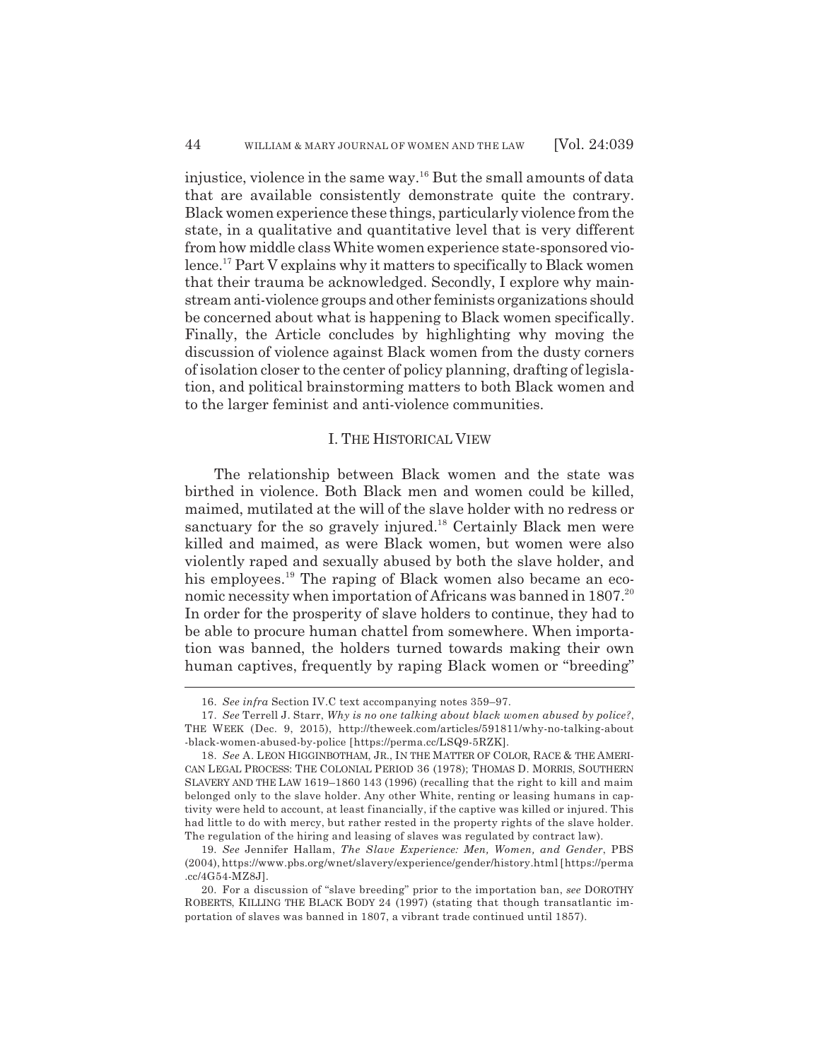injustice, violence in the same way.[16] But the small amounts of data that are available consistently demonstrate quite the contrary. Black women experience these things, particularly violence from the state, in a qualitative and quantitative level that is very different from how middle class White women experience state-sponsored violence.[17] Part V explains why it matters to specifically to Black women that their trauma be acknowledged. Secondly, I explore why mainstream anti-violence groups and other feminists organizations should be concerned about what is happening to Black women specifically. Finally, the Article concludes by highlighting why moving the discussion of violence against Black women from the dusty corners of isolation closer to the center of policy planning, drafting of legislation, and political brainstorming matters to both Black women and to the larger feminist and anti-violence communities.

## I. THE HISTORICAL VIEW

The relationship between Black women and the state was birthed in violence. Both Black men and women could be killed, maimed, mutilated at the will of the slave holder with no redress or sanctuary for the so gravely injured.[18] Certainly Black men were killed and maimed, as were Black women, but women were also violently raped and sexually abused by both the slave holder, and his employees.[19] The raping of Black women also became an economic necessity when importation of Africans was banned in 1807.[20] In order for the prosperity of slave holders to continue, they had to be able to procure human chattel from somewhere. When importation was banned, the holders turned towards making their own human captives, frequently by raping Black women or "breeding"

---

16. *See infra* Section IV.C text accompanying notes 359–97.

17. *See* Terrell J. Starr, *Why is no one talking about black women abused by police?*, THE WEEK (Dec. 9, 2015), http://theweek.com/articles/591811/why-no-talking-about-black-women-abused-by-police [https://perma.cc/LSQ9-5RZK].

18. *See* A. LEON HIGGINBOTHAM, JR., IN THE MATTER OF COLOR, RACE & THE AMERICAN LEGAL PROCESS: THE COLONIAL PERIOD 36 (1978); THOMAS D. MORRIS, SOUTHERN SLAVERY AND THE LAW 1619–1860 143 (1996) (recalling that the right to kill and maim belonged only to the slave holder. Any other White, renting or leasing humans in captivity were held to account, at least financially, if the captive was killed or injured. This had little to do with mercy, but rather rested in the property rights of the slave holder. The regulation of the hiring and leasing of slaves was regulated by contract law).

19. *See* Jennifer Hallam, *The Slave Experience: Men, Women, and Gender*, PBS (2004), https://www.pbs.org/wnet/slavery/experience/gender/history.html [https://perma.cc/4G54-MZ8J].

20. For a discussion of "slave breeding" prior to the importation ban, *see* DOROTHY ROBERTS, KILLING THE BLACK BODY 24 (1997) (stating that though transatlantic importation of slaves was banned in 1807, a vibrant trade continued until 1857).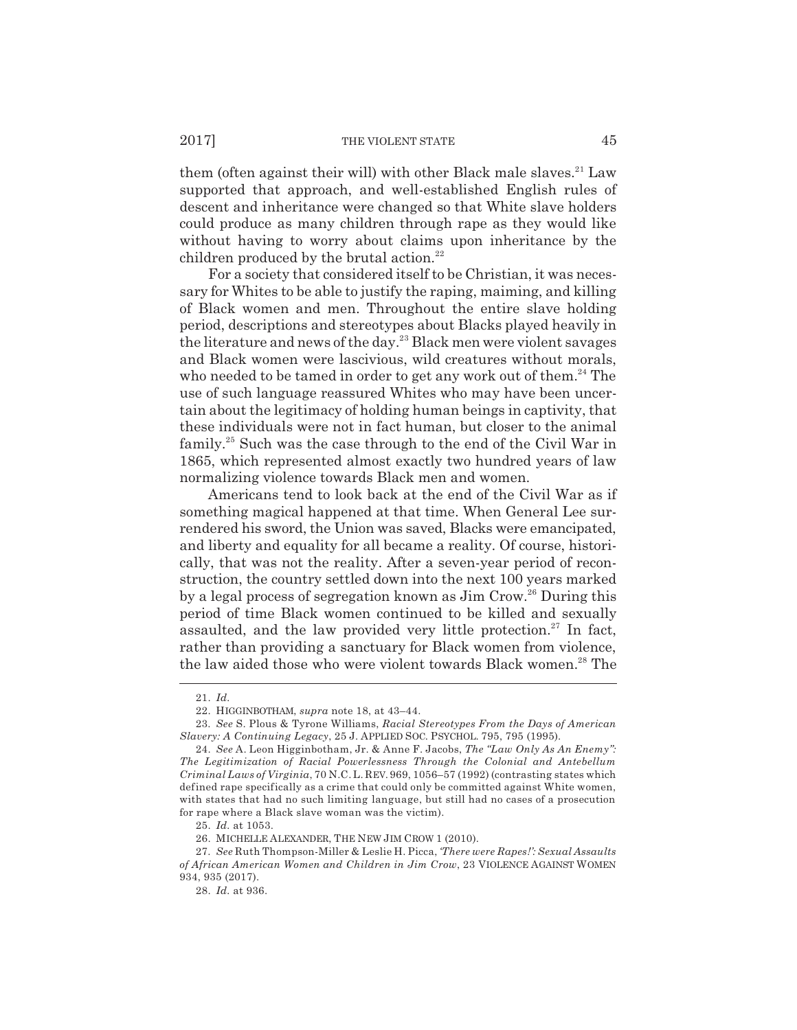them (often against their will) with other Black male slaves.[21] Law supported that approach, and well-established English rules of descent and inheritance were changed so that White slave holders could produce as many children through rape as they would like without having to worry about claims upon inheritance by the children produced by the brutal action.[22]

For a society that considered itself to be Christian, it was necessary for Whites to be able to justify the raping, maiming, and killing of Black women and men. Throughout the entire slave holding period, descriptions and stereotypes about Blacks played heavily in the literature and news of the day.[23] Black men were violent savages and Black women were lascivious, wild creatures without morals, who needed to be tamed in order to get any work out of them.[24] The use of such language reassured Whites who may have been uncertain about the legitimacy of holding human beings in captivity, that these individuals were not in fact human, but closer to the animal family.[25] Such was the case through to the end of the Civil War in 1865, which represented almost exactly two hundred years of law normalizing violence towards Black men and women.

Americans tend to look back at the end of the Civil War as if something magical happened at that time. When General Lee surrendered his sword, the Union was saved, Blacks were emancipated, and liberty and equality for all became a reality. Of course, historically, that was not the reality. After a seven-year period of reconstruction, the country settled down into the next 100 years marked by a legal process of segregation known as Jim Crow.[26] During this period of time Black women continued to be killed and sexually assaulted, and the law provided very little protection.[27] In fact, rather than providing a sanctuary for Black women from violence, the law aided those who were violent towards Black women.[28] The

---

21. *Id.*

22. HIGGINBOTHAM, *supra* note 18, at 43–44.

23. *See* S. Plous & Tyrone Williams, *Racial Stereotypes From the Days of American Slavery: A Continuing Legacy*, 25 J. APPLIED SOC. PSYCHOL. 795, 795 (1995).

24. *See* A. Leon Higginbotham, Jr. & Anne F. Jacobs, *The "Law Only As An Enemy": The Legitimization of Racial Powerlessness Through the Colonial and Antebellum Criminal Laws of Virginia*, 70 N.C. L. REV. 969, 1056–57 (1992) (contrasting states which defined rape specifically as a crime that could only be committed against White women, with states that had no such limiting language, but still had no cases of a prosecution for rape where a Black slave woman was the victim).

25. *Id.* at 1053.

26. MICHELLE ALEXANDER, THE NEW JIM CROW 1 (2010).

27. *See* Ruth Thompson-Miller & Leslie H. Picca, *'There were Rapes!': Sexual Assaults of African American Women and Children in Jim Crow*, 23 VIOLENCE AGAINST WOMEN 934, 935 (2017).

28. *Id.* at 936.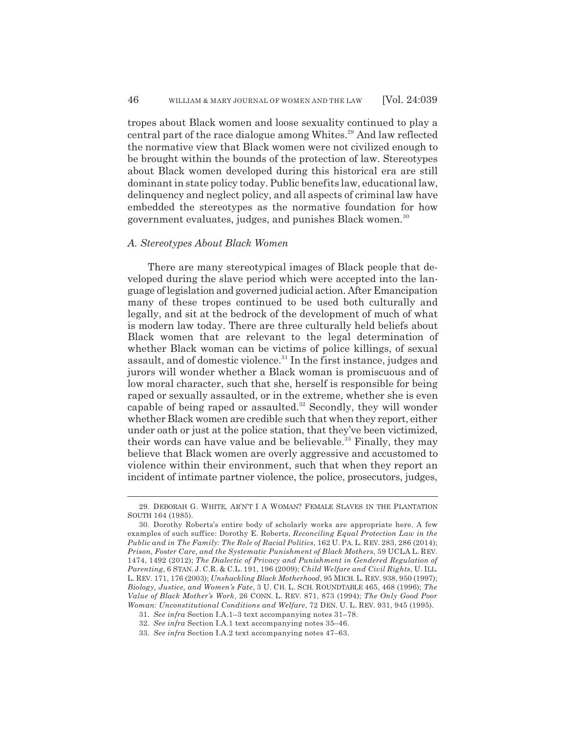tropes about Black women and loose sexuality continued to play a central part of the race dialogue among Whites.[29] And law reflected the normative view that Black women were not civilized enough to be brought within the bounds of the protection of law. Stereotypes about Black women developed during this historical era are still dominant in state policy today. Public benefits law, educational law, delinquency and neglect policy, and all aspects of criminal law have embedded the stereotypes as the normative foundation for how government evaluates, judges, and punishes Black women.[30]

### *A. Stereotypes About Black Women*

There are many stereotypical images of Black people that developed during the slave period which were accepted into the language of legislation and governed judicial action. After Emancipation many of these tropes continued to be used both culturally and legally, and sit at the bedrock of the development of much of what is modern law today. There are three culturally held beliefs about Black women that are relevant to the legal determination of whether Black woman can be victims of police killings, of sexual assault, and of domestic violence.[31] In the first instance, judges and jurors will wonder whether a Black woman is promiscuous and of low moral character, such that she, herself is responsible for being raped or sexually assaulted, or in the extreme, whether she is even capable of being raped or assaulted.[32] Secondly, they will wonder whether Black women are credible such that when they report, either under oath or just at the police station, that they've been victimized, their words can have value and be believable.[33] Finally, they may believe that Black women are overly aggressive and accustomed to violence within their environment, such that when they report an incident of intimate partner violence, the police, prosecutors, judges,

---

29. DEBORAH G. WHITE, AR'N'T I A WOMAN? FEMALE SLAVES IN THE PLANTATION SOUTH 164 (1985).

30. Dorothy Roberts's entire body of scholarly works are appropriate here. A few examples of such suffice: Dorothy E. Roberts, *Reconciling Equal Protection Law in the Public and in The Family: The Role of Racial Politics*, 162 U. PA. L. REV. 283, 286 (2014); *Prison, Foster Care, and the Systematic Punishment of Black Mothers*, 59 UCLA L. REV. 1474, 1492 (2012); *The Dialectic of Privacy and Punishment in Gendered Regulation of Parenting*, 6 STAN. J. C.R. & C.L. 191, 196 (2009); *Child Welfare and Civil Rights*, U. ILL. L. REV. 171, 176 (2003); *Unshackling Black Motherhood*, 95 MICH. L. REV. 938, 950 (1997); *Biology, Justice, and Women's Fate*, 3 U. CH. L. SCH. ROUNDTABLE 465, 468 (1996); *The Value of Black Mother's Work*, 26 CONN. L. REV. 871, 873 (1994); *The Only Good Poor Woman: Unconstitutional Conditions and Welfare*, 72 DEN. U. L. REV. 931, 945 (1995).

31. *See infra* Section I.A.1–3 text accompanying notes 31–78.

32. *See infra* Section I.A.1 text accompanying notes 35–46.

33. *See infra* Section I.A.2 text accompanying notes 47–63.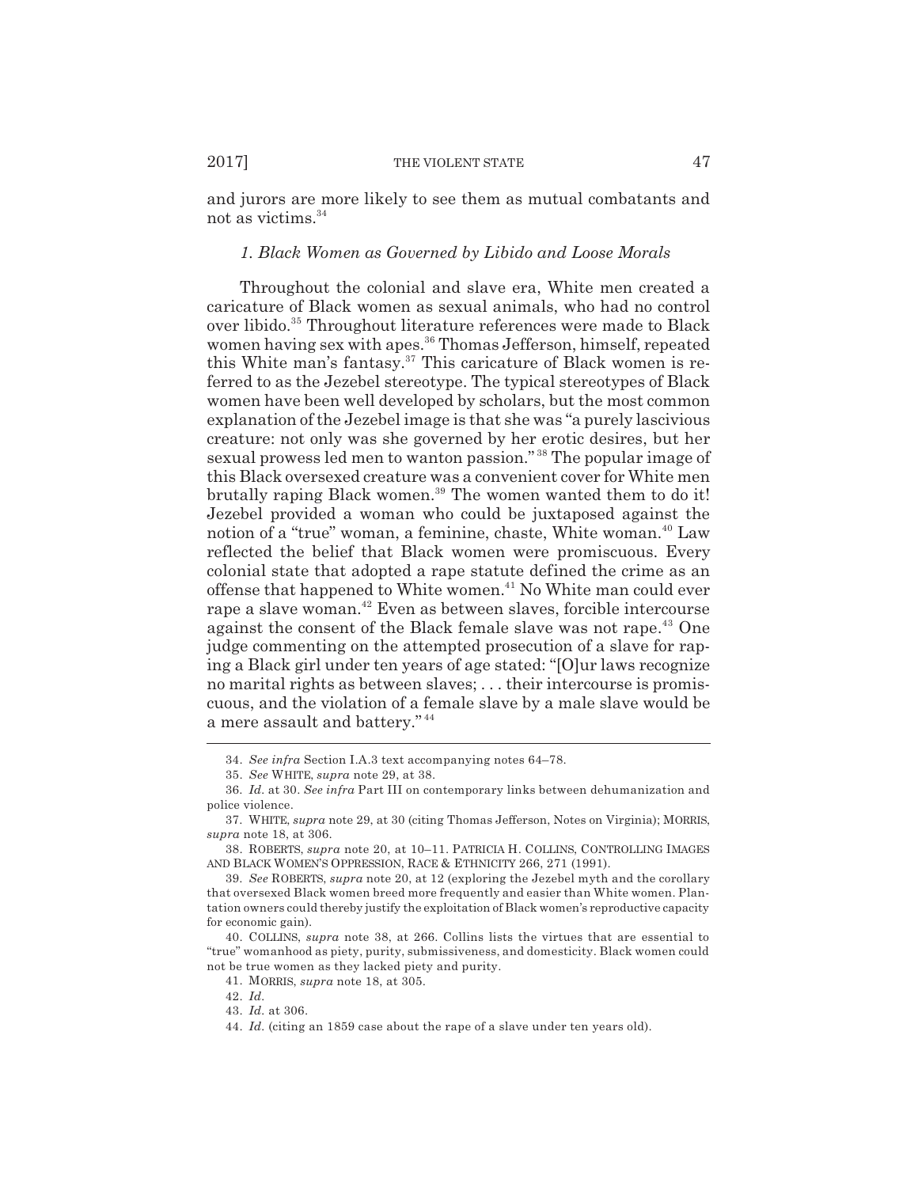and jurors are more likely to see them as mutual combatants and not as victims.[34]

### *1. Black Women as Governed by Libido and Loose Morals*

Throughout the colonial and slave era, White men created a caricature of Black women as sexual animals, who had no control over libido.[35] Throughout literature references were made to Black women having sex with apes.[36] Thomas Jefferson, himself, repeated this White man's fantasy.[37] This caricature of Black women is referred to as the Jezebel stereotype. The typical stereotypes of Black women have been well developed by scholars, but the most common explanation of the Jezebel image is that she was "a purely lascivious creature: not only was she governed by her erotic desires, but her sexual prowess led men to wanton passion."[38] The popular image of this Black oversexed creature was a convenient cover for White men brutally raping Black women.[39] The women wanted them to do it! Jezebel provided a woman who could be juxtaposed against the notion of a "true" woman, a feminine, chaste, White woman.[40] Law reflected the belief that Black women were promiscuous. Every colonial state that adopted a rape statute defined the crime as an offense that happened to White women.[41] No White man could ever rape a slave woman.[42] Even as between slaves, forcible intercourse against the consent of the Black female slave was not rape.[43] One judge commenting on the attempted prosecution of a slave for raping a Black girl under ten years of age stated: "[O]ur laws recognize no marital rights as between slaves; . . . their intercourse is promiscuous, and the violation of a female slave by a male slave would be a mere assault and battery."[44]

---

34. *See infra* Section I.A.3 text accompanying notes 64–78.

35. *See* WHITE, *supra* note 29, at 38.

36. *Id.* at 30. *See infra* Part III on contemporary links between dehumanization and police violence.

37. WHITE, *supra* note 29, at 30 (citing Thomas Jefferson, Notes on Virginia); MORRIS, *supra* note 18, at 306.

38. ROBERTS, *supra* note 20, at 10–11. PATRICIA H. COLLINS, CONTROLLING IMAGES AND BLACK WOMEN'S OPPRESSION, RACE & ETHNICITY 266, 271 (1991).

39. *See* ROBERTS, *supra* note 20, at 12 (exploring the Jezebel myth and the corollary that oversexed Black women breed more frequently and easier than White women. Plantation owners could thereby justify the exploitation of Black women's reproductive capacity for economic gain).

40. COLLINS, *supra* note 38, at 266. Collins lists the virtues that are essential to "true" womanhood as piety, purity, submissiveness, and domesticity. Black women could not be true women as they lacked piety and purity.

41. MORRIS, *supra* note 18, at 305.

42. *Id.*

43. *Id.* at 306.

44. *Id.* (citing an 1859 case about the rape of a slave under ten years old).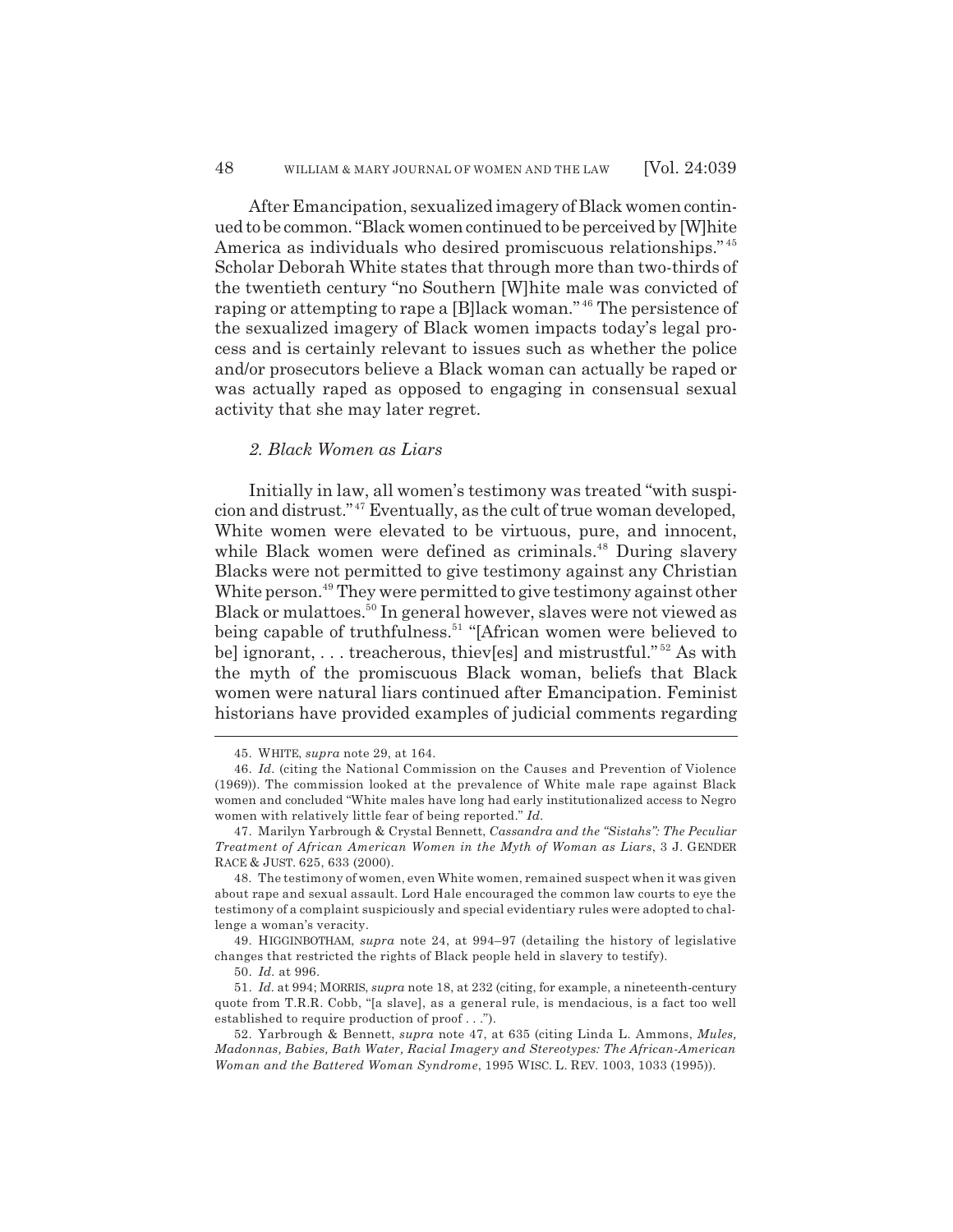After Emancipation, sexualized imagery of Black women continued to be common. "Black women continued to be perceived by [W]hite America as individuals who desired promiscuous relationships."[45] Scholar Deborah White states that through more than two-thirds of the twentieth century "no Southern [W]hite male was convicted of raping or attempting to rape a [B]lack woman."[46] The persistence of the sexualized imagery of Black women impacts today's legal process and is certainly relevant to issues such as whether the police and/or prosecutors believe a Black woman can actually be raped or was actually raped as opposed to engaging in consensual sexual activity that she may later regret.

### *2. Black Women as Liars*

Initially in law, all women's testimony was treated "with suspicion and distrust."[47] Eventually, as the cult of true woman developed, White women were elevated to be virtuous, pure, and innocent, while Black women were defined as criminals.[48] During slavery Blacks were not permitted to give testimony against any Christian White person.[49] They were permitted to give testimony against other Black or mulattoes.[50] In general however, slaves were not viewed as being capable of truthfulness.[51] "[African women were believed to be] ignorant, . . . treacherous, thiev[es] and mistrustful."[52] As with the myth of the promiscuous Black woman, beliefs that Black women were natural liars continued after Emancipation. Feminist historians have provided examples of judicial comments regarding

---

45. WHITE, *supra* note 29, at 164.

46. *Id.* (citing the National Commission on the Causes and Prevention of Violence (1969)). The commission looked at the prevalence of White male rape against Black women and concluded "White males have long had early institutionalized access to Negro women with relatively little fear of being reported." *Id.*

47. Marilyn Yarbrough & Crystal Bennett, *Cassandra and the "Sistahs": The Peculiar Treatment of African American Women in the Myth of Woman as Liars*, 3 J. GENDER RACE & JUST. 625, 633 (2000).

48. The testimony of women, even White women, remained suspect when it was given about rape and sexual assault. Lord Hale encouraged the common law courts to eye the testimony of a complaint suspiciously and special evidentiary rules were adopted to challenge a woman's veracity.

49. HIGGINBOTHAM, *supra* note 24, at 994–97 (detailing the history of legislative changes that restricted the rights of Black people held in slavery to testify).

50. *Id.* at 996.

51. *Id.* at 994; MORRIS, *supra* note 18, at 232 (citing, for example, a nineteenth-century quote from T.R.R. Cobb, "[a slave], as a general rule, is mendacious, is a fact too well established to require production of proof . . .").

52. Yarbrough & Bennett, *supra* note 47, at 635 (citing Linda L. Ammons, *Mules, Madonnas, Babies, Bath Water, Racial Imagery and Stereotypes: The African-American Woman and the Battered Woman Syndrome*, 1995 WISC. L. REV. 1003, 1033 (1995)).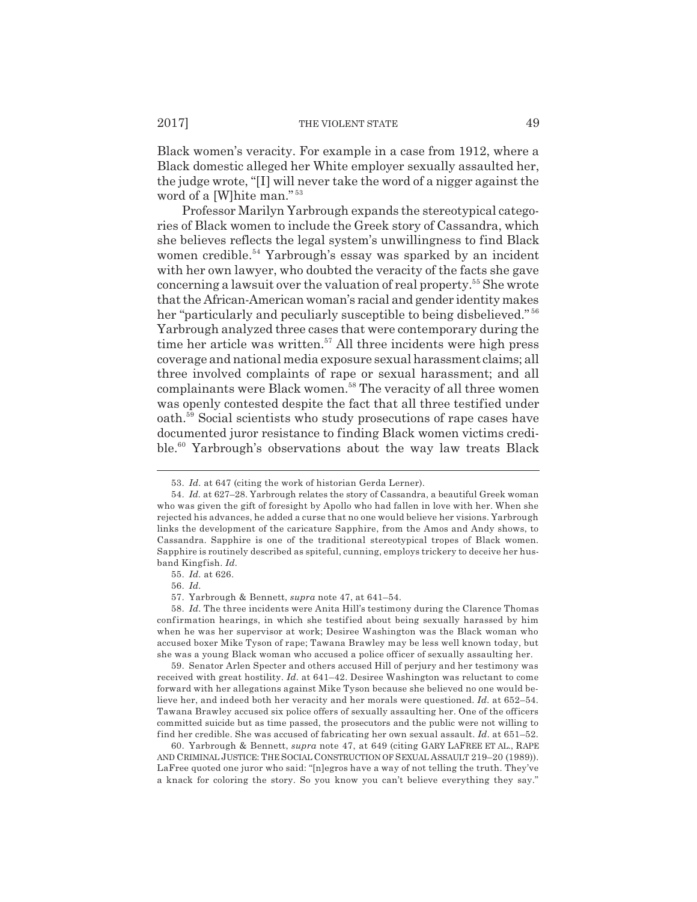Black women's veracity. For example in a case from 1912, where a Black domestic alleged her White employer sexually assaulted her, the judge wrote, "[I] will never take the word of a nigger against the word of a [W]hite man."[53]

Professor Marilyn Yarbrough expands the stereotypical categories of Black women to include the Greek story of Cassandra, which she believes reflects the legal system's unwillingness to find Black women credible.[54] Yarbrough's essay was sparked by an incident with her own lawyer, who doubted the veracity of the facts she gave concerning a lawsuit over the valuation of real property.[55] She wrote that the African-American woman's racial and gender identity makes her "particularly and peculiarly susceptible to being disbelieved."[56] Yarbrough analyzed three cases that were contemporary during the time her article was written.[57] All three incidents were high press coverage and national media exposure sexual harassment claims; all three involved complaints of rape or sexual harassment; and all complainants were Black women.[58] The veracity of all three women was openly contested despite the fact that all three testified under oath.[59] Social scientists who study prosecutions of rape cases have documented juror resistance to finding Black women victims credible.[60] Yarbrough's observations about the way law treats Black

---

53. *Id.* at 647 (citing the work of historian Gerda Lerner).

54. *Id.* at 627–28. Yarbrough relates the story of Cassandra, a beautiful Greek woman who was given the gift of foresight by Apollo who had fallen in love with her. When she rejected his advances, he added a curse that no one would believe her visions. Yarbrough links the development of the caricature Sapphire, from the Amos and Andy shows, to Cassandra. Sapphire is one of the traditional stereotypical tropes of Black women. Sapphire is routinely described as spiteful, cunning, employs trickery to deceive her husband Kingfish. *Id.*

55. *Id.* at 626.

56. *Id.*

57. Yarbrough & Bennett, *supra* note 47, at 641–54.

58. *Id.* The three incidents were Anita Hill's testimony during the Clarence Thomas confirmation hearings, in which she testified about being sexually harassed by him when he was her supervisor at work; Desiree Washington was the Black woman who accused boxer Mike Tyson of rape; Tawana Brawley may be less well known today, but she was a young Black woman who accused a police officer of sexually assaulting her.

59. Senator Arlen Specter and others accused Hill of perjury and her testimony was received with great hostility. *Id.* at 641–42. Desiree Washington was reluctant to come forward with her allegations against Mike Tyson because she believed no one would believe her, and indeed both her veracity and her morals were questioned. *Id.* at 652–54. Tawana Brawley accused six police offers of sexually assaulting her. One of the officers committed suicide but as time passed, the prosecutors and the public were not willing to find her credible. She was accused of fabricating her own sexual assault. *Id.* at 651–52.

60. Yarbrough & Bennett, *supra* note 47, at 649 (citing GARY LAFREE ET AL., RAPE AND CRIMINAL JUSTICE: THE SOCIAL CONSTRUCTION OF SEXUAL ASSAULT 219–20 (1989)). LaFree quoted one juror who said: "[n]egros have a way of not telling the truth. They've a knack for coloring the story. So you know you can't believe everything they say."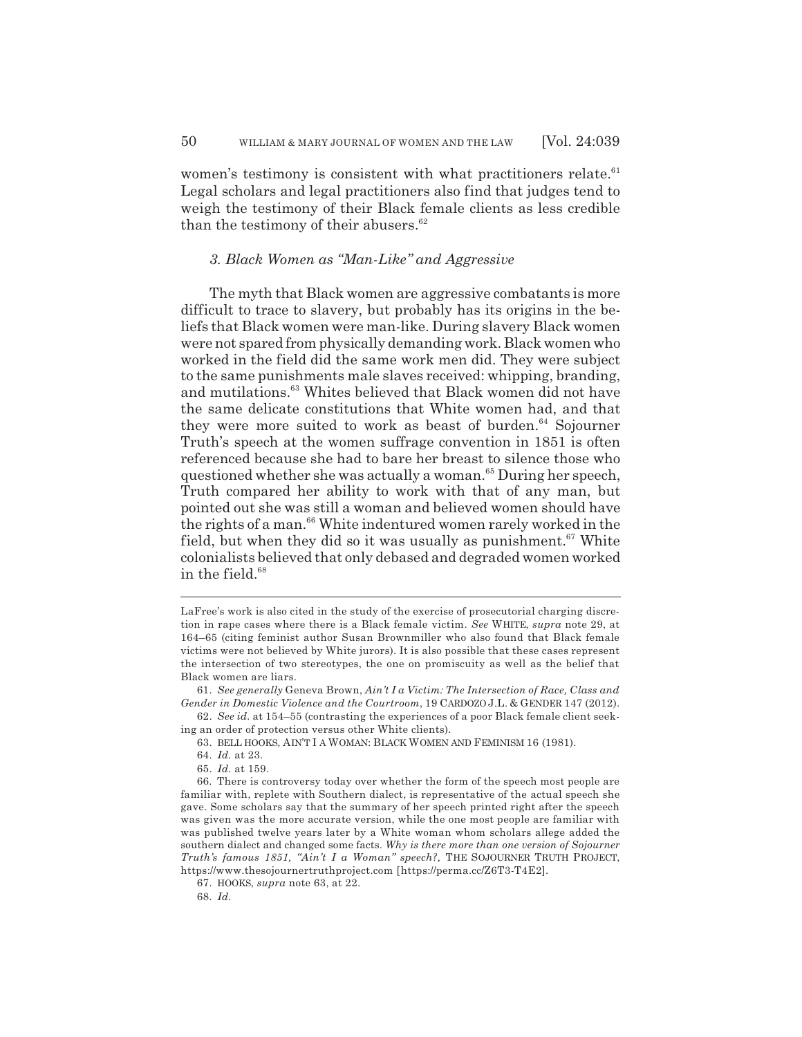women's testimony is consistent with what practitioners relate.[61] Legal scholars and legal practitioners also find that judges tend to weigh the testimony of their Black female clients as less credible than the testimony of their abusers.[62]

### *3. Black Women as "Man-Like" and Aggressive*

The myth that Black women are aggressive combatants is more difficult to trace to slavery, but probably has its origins in the beliefs that Black women were man-like. During slavery Black women were not spared from physically demanding work. Black women who worked in the field did the same work men did. They were subject to the same punishments male slaves received: whipping, branding, and mutilations.[63] Whites believed that Black women did not have the same delicate constitutions that White women had, and that they were more suited to work as beast of burden.[64] Sojourner Truth's speech at the women suffrage convention in 1851 is often referenced because she had to bare her breast to silence those who questioned whether she was actually a woman.[65] During her speech, Truth compared her ability to work with that of any man, but pointed out she was still a woman and believed women should have the rights of a man.[66] White indentured women rarely worked in the field, but when they did so it was usually as punishment.[67] White colonialists believed that only debased and degraded women worked in the field.[68]

---

LaFree's work is also cited in the study of the exercise of prosecutorial charging discretion in rape cases where there is a Black female victim. *See* WHITE, *supra* note 29, at 164–65 (citing feminist author Susan Brownmiller who also found that Black female victims were not believed by White jurors). It is also possible that these cases represent the intersection of two stereotypes, the one on promiscuity as well as the belief that Black women are liars.

61. *See generally* Geneva Brown, *Ain't I a Victim: The Intersection of Race, Class and Gender in Domestic Violence and the Courtroom*, 19 CARDOZO J.L. & GENDER 147 (2012).

62. *See id.* at 154–55 (contrasting the experiences of a poor Black female client seeking an order of protection versus other White clients).

63. BELL HOOKS, AIN'T I A WOMAN: BLACK WOMEN AND FEMINISM 16 (1981).

64. *Id.* at 23.

65. *Id.* at 159.

66. There is controversy today over whether the form of the speech most people are familiar with, replete with Southern dialect, is representative of the actual speech she gave. Some scholars say that the summary of her speech printed right after the speech was given was the more accurate version, while the one most people are familiar with was published twelve years later by a White woman whom scholars allege added the southern dialect and changed some facts. *Why is there more than one version of Sojourner Truth's famous 1851, "Ain't I a Woman" speech?*, THE SOJOURNER TRUTH PROJECT, https://www.thesojournertruthproject.com [https://perma.cc/Z6T3-T4E2].

67. HOOKS, *supra* note 63, at 22.

68. *Id.*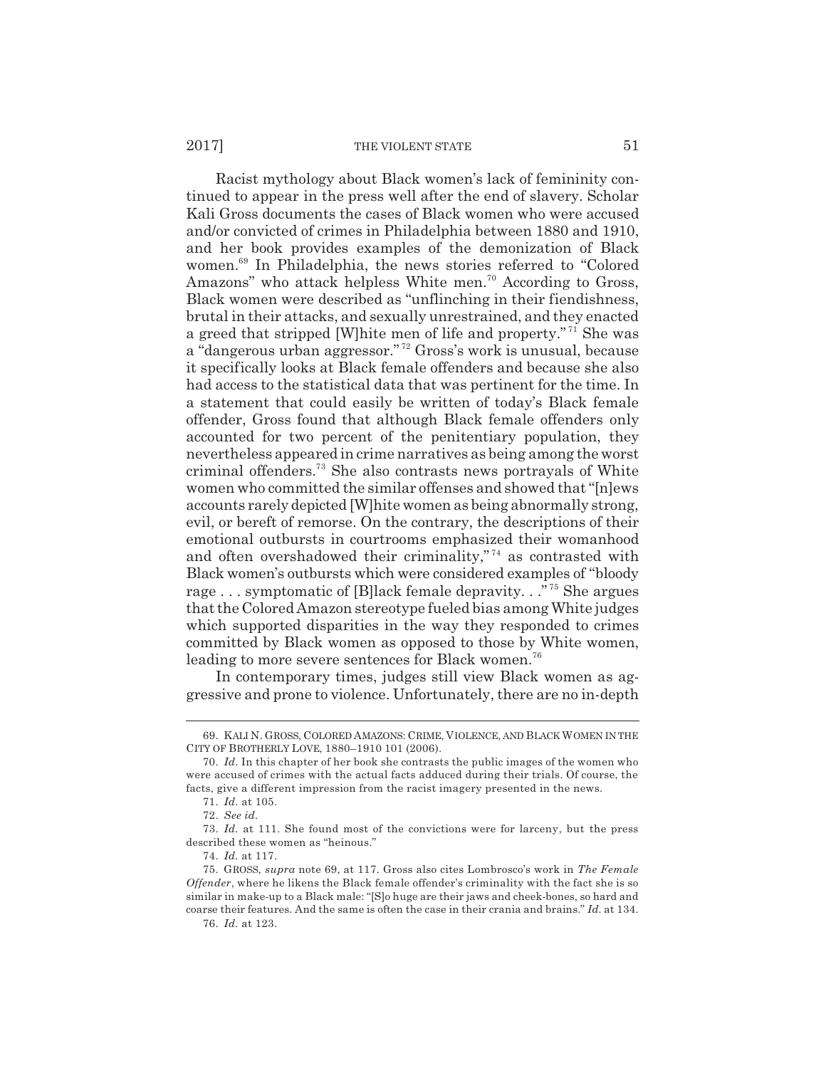Racist mythology about Black women's lack of femininity continued to appear in the press well after the end of slavery. Scholar Kali Gross documents the cases of Black women who were accused and/or convicted of crimes in Philadelphia between 1880 and 1910, and her book provides examples of the demonization of Black women.[69] In Philadelphia, the news stories referred to "Colored Amazons" who attack helpless White men.[70] According to Gross, Black women were described as "unflinching in their fiendishness, brutal in their attacks, and sexually unrestrained, and they enacted a greed that stripped [W]hite men of life and property."[71] She was a "dangerous urban aggressor."[72] Gross's work is unusual, because it specifically looks at Black female offenders and because she also had access to the statistical data that was pertinent for the time. In a statement that could easily be written of today's Black female offender, Gross found that although Black female offenders only accounted for two percent of the penitentiary population, they nevertheless appeared in crime narratives as being among the worst criminal offenders.[73] She also contrasts news portrayals of White women who committed the similar offenses and showed that "[n]ews accounts rarely depicted [W]hite women as being abnormally strong, evil, or bereft of remorse. On the contrary, the descriptions of their emotional outbursts in courtrooms emphasized their womanhood and often overshadowed their criminality,"[74] as contrasted with Black women's outbursts which were considered examples of "bloody rage . . . symptomatic of [B]lack female depravity. . ."[75] She argues that the Colored Amazon stereotype fueled bias among White judges which supported disparities in the way they responded to crimes committed by Black women as opposed to those by White women, leading to more severe sentences for Black women.[76]

In contemporary times, judges still view Black women as aggressive and prone to violence. Unfortunately, there are no in-depth

---

69. KALI N. GROSS, COLORED AMAZONS: CRIME, VIOLENCE, AND BLACK WOMEN IN THE CITY OF BROTHERLY LOVE, 1880–1910 101 (2006).

70. *Id.* In this chapter of her book she contrasts the public images of the women who were accused of crimes with the actual facts adduced during their trials. Of course, the facts, give a different impression from the racist imagery presented in the news.

71. *Id.* at 105.

72. *See id.*

73. *Id.* at 111. She found most of the convictions were for larceny, but the press described these women as "heinous."

74. *Id.* at 117.

75. GROSS, *supra* note 69, at 117. Gross also cites Lombrosco's work in *The Female Offender*, where he likens the Black female offender's criminality with the fact she is so similar in make-up to a Black male: "[S]o huge are their jaws and cheek-bones, so hard and coarse their features. And the same is often the case in their crania and brains." *Id.* at 134.

76. *Id.* at 123.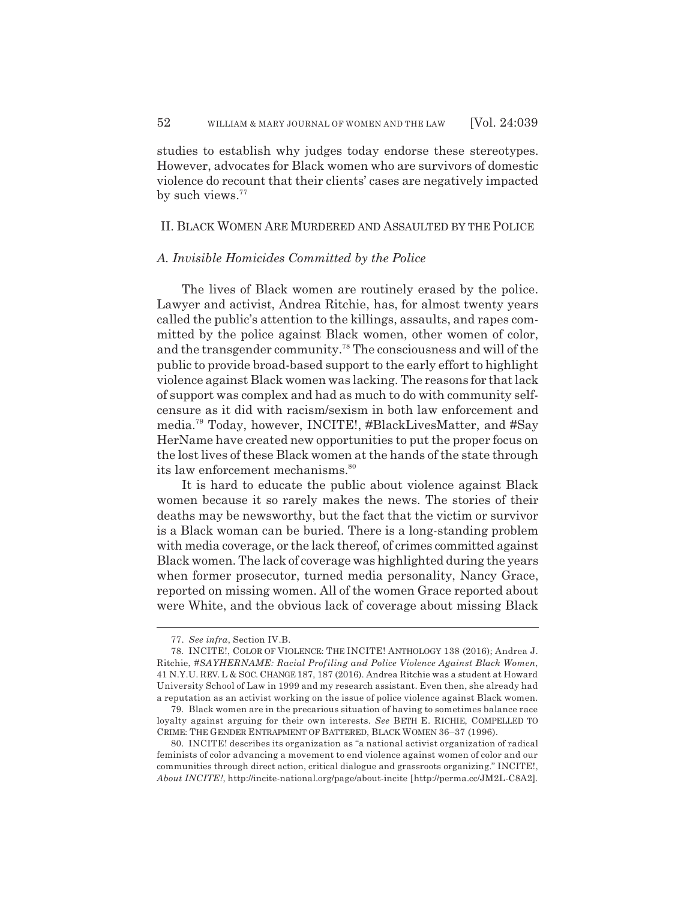studies to establish why judges today endorse these stereotypes. However, advocates for Black women who are survivors of domestic violence do recount that their clients' cases are negatively impacted by such views.[77]

## II. Black Women Are Murdered and Assaulted by the Police

### *A. Invisible Homicides Committed by the Police*

The lives of Black women are routinely erased by the police. Lawyer and activist, Andrea Ritchie, has, for almost twenty years called the public's attention to the killings, assaults, and rapes committed by the police against Black women, other women of color, and the transgender community.[78] The consciousness and will of the public to provide broad-based support to the early effort to highlight violence against Black women was lacking. The reasons for that lack of support was complex and had as much to do with community self-censure as it did with racism/sexism in both law enforcement and media.[79] Today, however, INCITE!, #BlackLivesMatter, and #Say HerName have created new opportunities to put the proper focus on the lost lives of these Black women at the hands of the state through its law enforcement mechanisms.[80]

It is hard to educate the public about violence against Black women because it so rarely makes the news. The stories of their deaths may be newsworthy, but the fact that the victim or survivor is a Black woman can be buried. There is a long-standing problem with media coverage, or the lack thereof, of crimes committed against Black women. The lack of coverage was highlighted during the years when former prosecutor, turned media personality, Nancy Grace, reported on missing women. All of the women Grace reported about were White, and the obvious lack of coverage about missing Black

---

77. *See infra*, Section IV.B.

78. INCITE!, COLOR OF VIOLENCE: THE INCITE! ANTHOLOGY 138 (2016); Andrea J. Ritchie, *#SAYHERNAME: Racial Profiling and Police Violence Against Black Women*, 41 N.Y.U. REV. L & SOC. CHANGE 187, 187 (2016). Andrea Ritchie was a student at Howard University School of Law in 1999 and my research assistant. Even then, she already had a reputation as an activist working on the issue of police violence against Black women.

79. Black women are in the precarious situation of having to sometimes balance race loyalty against arguing for their own interests. *See* BETH E. RICHIE, COMPELLED TO CRIME: THE GENDER ENTRAPMENT OF BATTERED, BLACK WOMEN 36–37 (1996).

80. INCITE! describes its organization as "a national activist organization of radical feminists of color advancing a movement to end violence against women of color and our communities through direct action, critical dialogue and grassroots organizing." INCITE!, *About INCITE!*, http://incite-national.org/page/about-incite [http://perma.cc/JM2L-C8A2].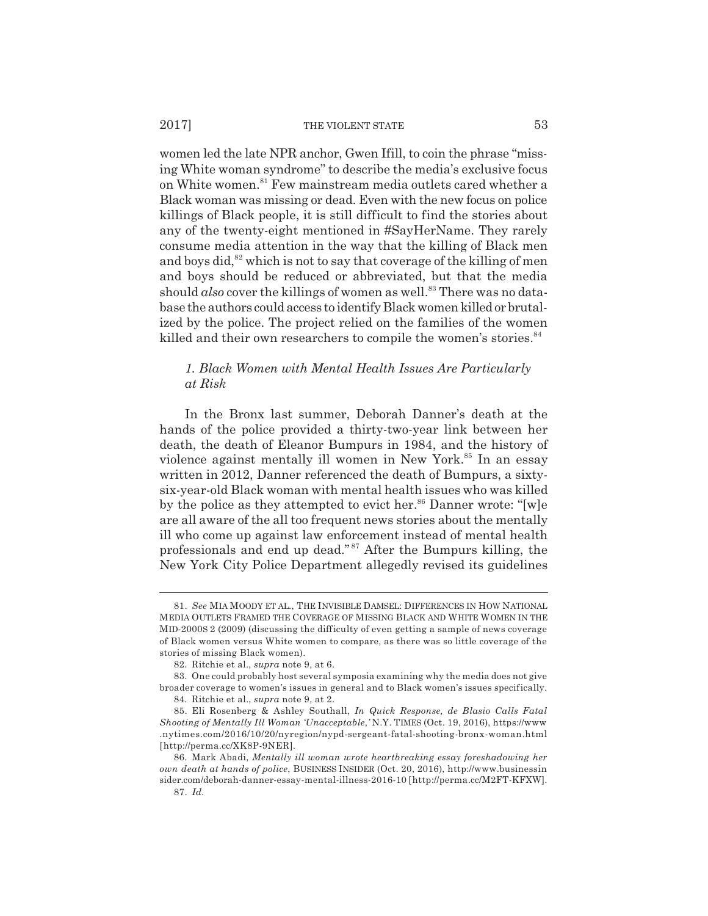women led the late NPR anchor, Gwen Ifill, to coin the phrase "missing White woman syndrome" to describe the media's exclusive focus on White women.[81] Few mainstream media outlets cared whether a Black woman was missing or dead. Even with the new focus on police killings of Black people, it is still difficult to find the stories about any of the twenty-eight mentioned in #SayHerName. They rarely consume media attention in the way that the killing of Black men and boys did,[82] which is not to say that coverage of the killing of men and boys should be reduced or abbreviated, but that the media should *also* cover the killings of women as well.[83] There was no database the authors could access to identify Black women killed or brutalized by the police. The project relied on the families of the women killed and their own researchers to compile the women's stories.[84]

### *1. Black Women with Mental Health Issues Are Particularly at Risk*

In the Bronx last summer, Deborah Danner's death at the hands of the police provided a thirty-two-year link between her death, the death of Eleanor Bumpurs in 1984, and the history of violence against mentally ill women in New York.[85] In an essay written in 2012, Danner referenced the death of Bumpurs, a sixty-six-year-old Black woman with mental health issues who was killed by the police as they attempted to evict her.[86] Danner wrote: "[w]e are all aware of the all too frequent news stories about the mentally ill who come up against law enforcement instead of mental health professionals and end up dead."[87] After the Bumpurs killing, the New York City Police Department allegedly revised its guidelines

---

81. *See* MIA MOODY ET AL., THE INVISIBLE DAMSEL: DIFFERENCES IN HOW NATIONAL MEDIA OUTLETS FRAMED THE COVERAGE OF MISSING BLACK AND WHITE WOMEN IN THE MID-2000S 2 (2009) (discussing the difficulty of even getting a sample of news coverage of Black women versus White women to compare, as there was so little coverage of the stories of missing Black women).

82. Ritchie et al., *supra* note 9, at 6.

83. One could probably host several symposia examining why the media does not give broader coverage to women's issues in general and to Black women's issues specifically.

84. Ritchie et al., *supra* note 9, at 2.

85. Eli Rosenberg & Ashley Southall, *In Quick Response, de Blasio Calls Fatal Shooting of Mentally Ill Woman 'Unacceptable*,*'* N.Y. TIMES (Oct. 19, 2016), https://www.nytimes.com/2016/10/20/nyregion/nypd-sergeant-fatal-shooting-bronx-woman.html [http://perma.cc/XK8P-9NER].

86. Mark Abadi, *Mentally ill woman wrote heartbreaking essay foreshadowing her own death at hands of police*, BUSINESS INSIDER (Oct. 20, 2016), http://www.businessinsider.com/deborah-danner-essay-mental-illness-2016-10 [http://perma.cc/M2FT-KFXW].

87. *Id.*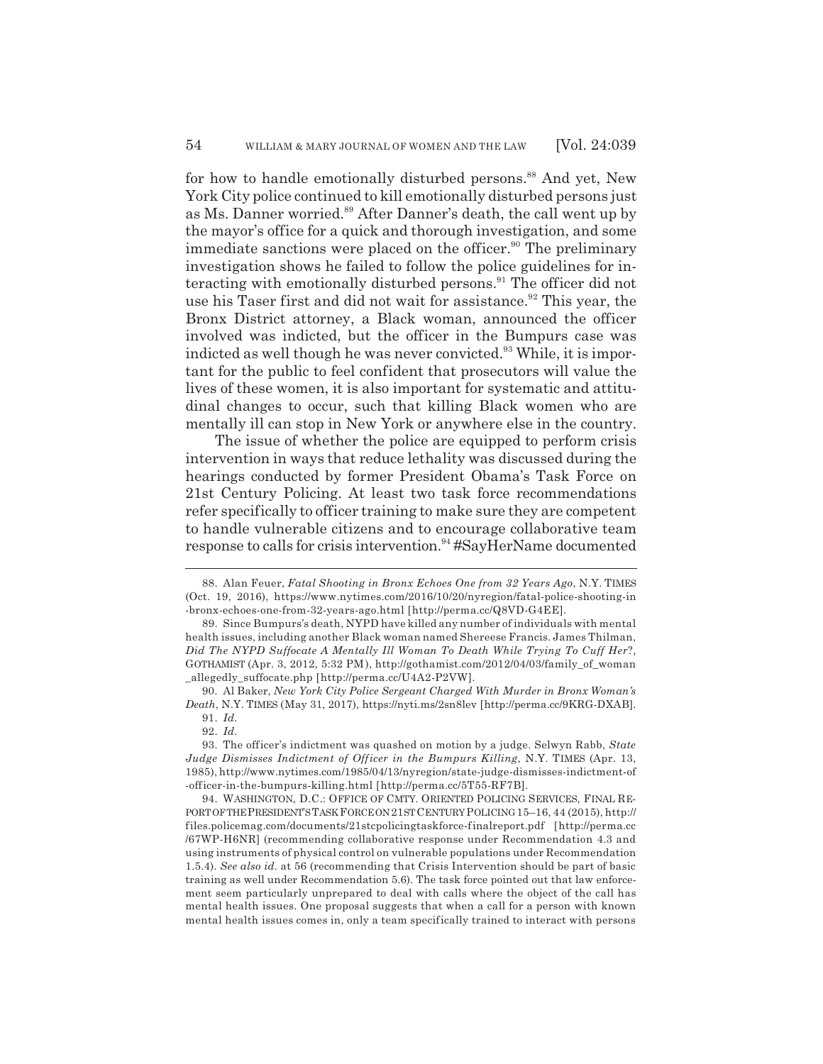for how to handle emotionally disturbed persons.[88] And yet, New York City police continued to kill emotionally disturbed persons just as Ms. Danner worried.[89] After Danner's death, the call went up by the mayor's office for a quick and thorough investigation, and some immediate sanctions were placed on the officer.[90] The preliminary investigation shows he failed to follow the police guidelines for interacting with emotionally disturbed persons.[91] The officer did not use his Taser first and did not wait for assistance.[92] This year, the Bronx District attorney, a Black woman, announced the officer involved was indicted, but the officer in the Bumpurs case was indicted as well though he was never convicted.[93] While, it is important for the public to feel confident that prosecutors will value the lives of these women, it is also important for systematic and attitudinal changes to occur, such that killing Black women who are mentally ill can stop in New York or anywhere else in the country.

The issue of whether the police are equipped to perform crisis intervention in ways that reduce lethality was discussed during the hearings conducted by former President Obama's Task Force on 21st Century Policing. At least two task force recommendations refer specifically to officer training to make sure they are competent to handle vulnerable citizens and to encourage collaborative team response to calls for crisis intervention.[94] #SayHerName documented

---

88. Alan Feuer, *Fatal Shooting in Bronx Echoes One from 32 Years Ago*, N.Y. TIMES (Oct. 19, 2016), https://www.nytimes.com/2016/10/20/nyregion/fatal-police-shooting-in-bronx-echoes-one-from-32-years-ago.html [http://perma.cc/Q8VD-G4EE].

89. Since Bumpurs's death, NYPD have killed any number of individuals with mental health issues, including another Black woman named Shereese Francis. James Thilman, *Did The NYPD Suffocate A Mentally Ill Woman To Death While Trying To Cuff Her*?, GOTHAMIST (Apr. 3, 2012, 5:32 PM), http://gothamist.com/2012/04/03/family_of_woman_allegedly_suffocate.php [http://perma.cc/U4A2-P2VW].

90. Al Baker, *New York City Police Sergeant Charged With Murder in Bronx Woman's Death*, N.Y. TIMES (May 31, 2017), https://nyti.ms/2sn8lev [http://perma.cc/9KRG-DXAB].

91. *Id.*

92. *Id.*

93. The officer's indictment was quashed on motion by a judge. Selwyn Rabb, *State Judge Dismisses Indictment of Officer in the Bumpurs Killing*, N.Y. TIMES (Apr. 13, 1985), http://www.nytimes.com/1985/04/13/nyregion/state-judge-dismisses-indictment-of-officer-in-the-bumpurs-killing.html [http://perma.cc/5T55-RF7B].

94. WASHINGTON, D.C.: OFFICE OF CMTY. ORIENTED POLICING SERVICES, FINAL REPORT OF THE PRESIDENT'S TASK FORCE ON 21ST CENTURY POLICING 15–16, 44 (2015), http://files.policemag.com/documents/21stcpolicingtaskforce-finalreport.pdf [http://perma.cc/67WP-H6NR] (recommending collaborative response under Recommendation 4.3 and using instruments of physical control on vulnerable populations under Recommendation 1.5.4). *See also id.* at 56 (recommending that Crisis Intervention should be part of basic training as well under Recommendation 5.6). The task force pointed out that law enforcement seem particularly unprepared to deal with calls where the object of the call has mental health issues. One proposal suggests that when a call for a person with known mental health issues comes in, only a team specifically trained to interact with persons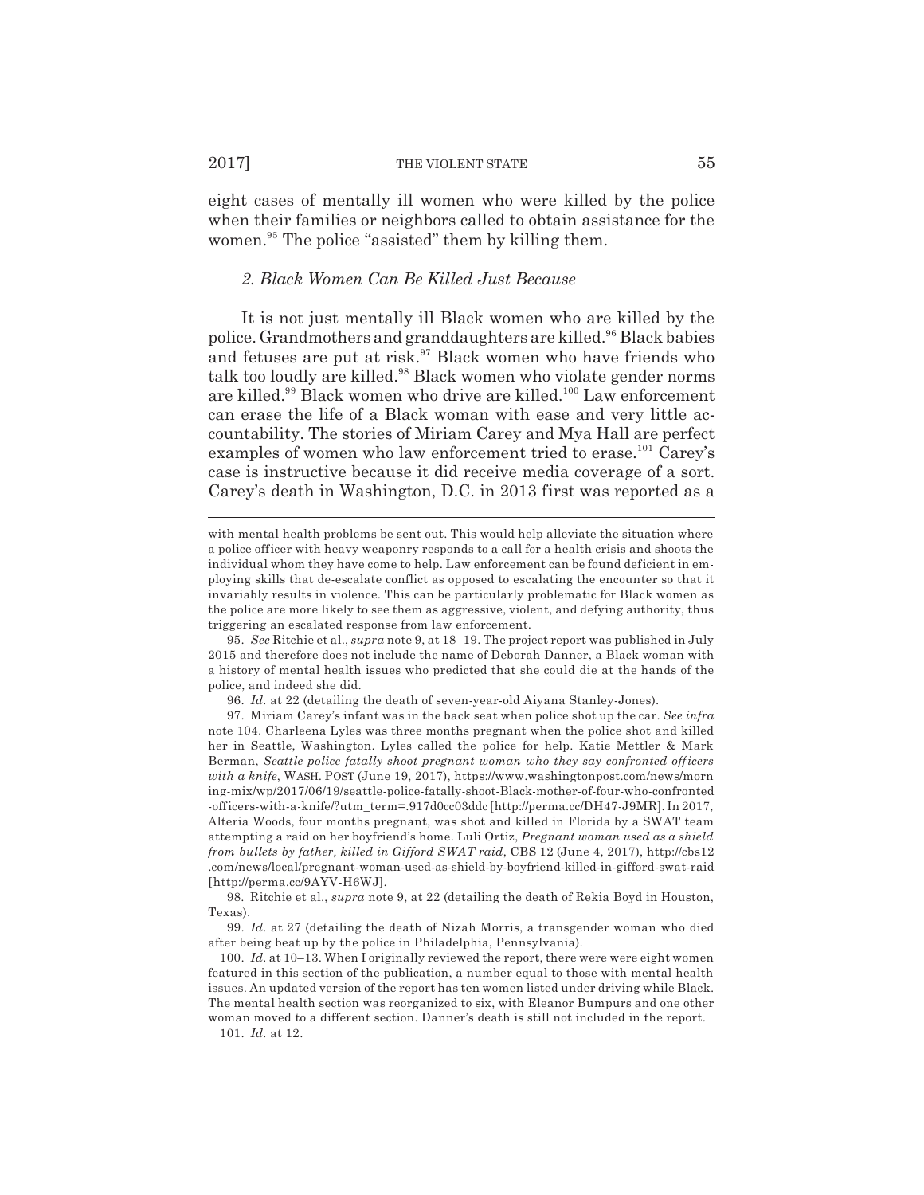eight cases of mentally ill women who were killed by the police when their families or neighbors called to obtain assistance for the women.[95] The police "assisted" them by killing them.

### *2. Black Women Can Be Killed Just Because*

It is not just mentally ill Black women who are killed by the police. Grandmothers and granddaughters are killed.[96] Black babies and fetuses are put at risk.[97] Black women who have friends who talk too loudly are killed.[98] Black women who violate gender norms are killed.[99] Black women who drive are killed.[100] Law enforcement can erase the life of a Black woman with ease and very little accountability. The stories of Miriam Carey and Mya Hall are perfect examples of women who law enforcement tried to erase.[101] Carey's case is instructive because it did receive media coverage of a sort. Carey's death in Washington, D.C. in 2013 first was reported as a

---

with mental health problems be sent out. This would help alleviate the situation where a police officer with heavy weaponry responds to a call for a health crisis and shoots the individual whom they have come to help. Law enforcement can be found deficient in employing skills that de-escalate conflict as opposed to escalating the encounter so that it invariably results in violence. This can be particularly problematic for Black women as the police are more likely to see them as aggressive, violent, and defying authority, thus triggering an escalated response from law enforcement.

95. *See* Ritchie et al., *supra* note 9, at 18–19. The project report was published in July 2015 and therefore does not include the name of Deborah Danner, a Black woman with a history of mental health issues who predicted that she could die at the hands of the police, and indeed she did.

96. *Id.* at 22 (detailing the death of seven-year-old Aiyana Stanley-Jones).

97. Miriam Carey's infant was in the back seat when police shot up the car. *See infra* note 104. Charleena Lyles was three months pregnant when the police shot and killed her in Seattle, Washington. Lyles called the police for help. Katie Mettler & Mark Berman, *Seattle police fatally shoot pregnant woman who they say confronted officers with a knife*, WASH. POST (June 19, 2017), https://www.washingtonpost.com/news/morning-mix/wp/2017/06/19/seattle-police-fatally-shoot-Black-mother-of-four-who-confronted-officers-with-a-knife/?utm_term=.917d0cc03ddc [http://perma.cc/DH47-J9MR]. In 2017, Alteria Woods, four months pregnant, was shot and killed in Florida by a SWAT team attempting a raid on her boyfriend's home. Luli Ortiz, *Pregnant woman used as a shield from bullets by father, killed in Gifford SWAT raid*, CBS 12 (June 4, 2017), http://cbs12.com/news/local/pregnant-woman-used-as-shield-by-boyfriend-killed-in-gifford-swat-raid [http://perma.cc/9AYV-H6WJ].

98. Ritchie et al., *supra* note 9, at 22 (detailing the death of Rekia Boyd in Houston, Texas).

99. *Id.* at 27 (detailing the death of Nizah Morris, a transgender woman who died after being beat up by the police in Philadelphia, Pennsylvania).

100. *Id.* at 10–13. When I originally reviewed the report, there were were eight women featured in this section of the publication, a number equal to those with mental health issues. An updated version of the report has ten women listed under driving while Black. The mental health section was reorganized to six, with Eleanor Bumpurs and one other woman moved to a different section. Danner's death is still not included in the report.

101. *Id.* at 12.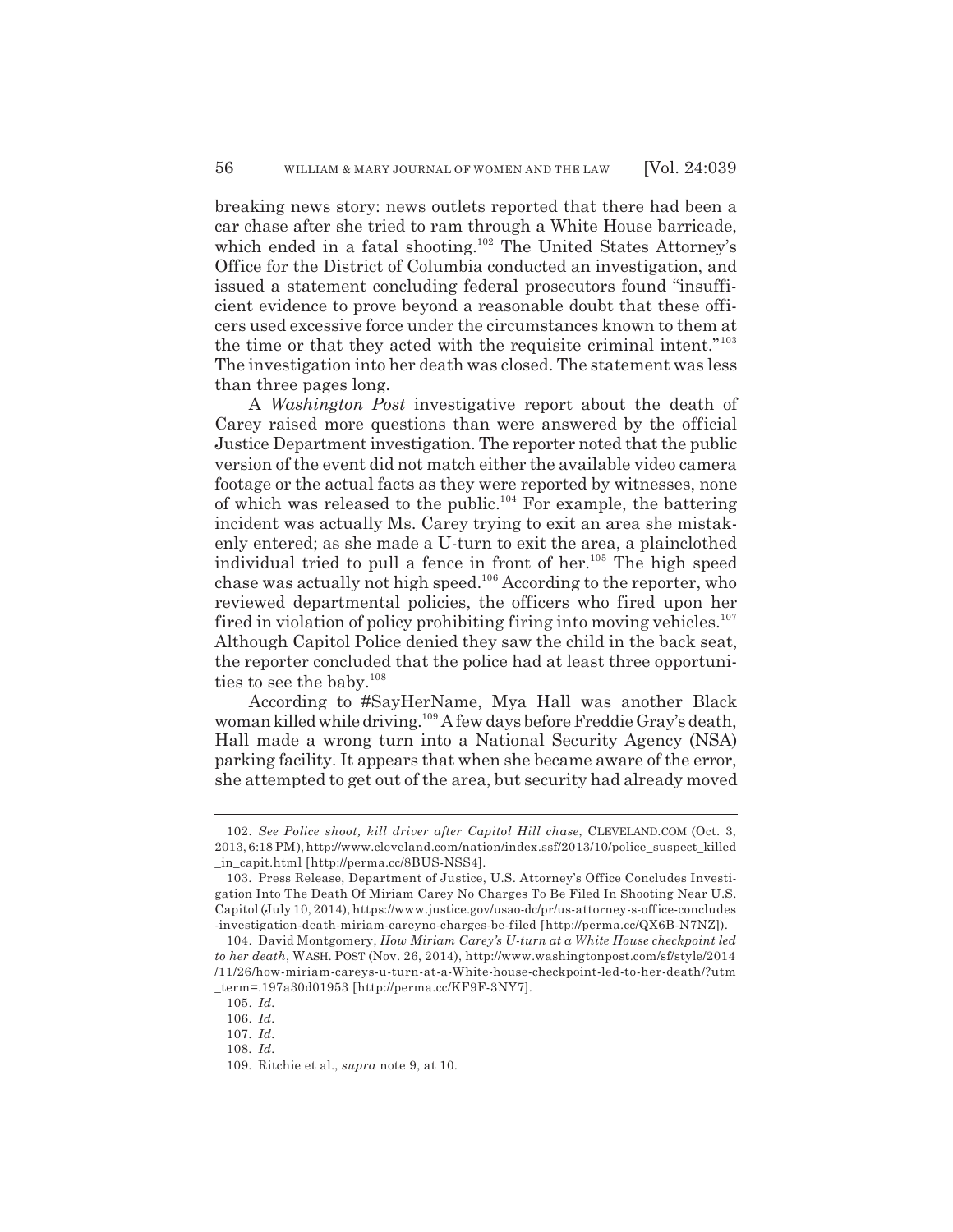breaking news story: news outlets reported that there had been a car chase after she tried to ram through a White House barricade, which ended in a fatal shooting.[102] The United States Attorney's Office for the District of Columbia conducted an investigation, and issued a statement concluding federal prosecutors found "insufficient evidence to prove beyond a reasonable doubt that these officers used excessive force under the circumstances known to them at the time or that they acted with the requisite criminal intent."[103] The investigation into her death was closed. The statement was less than three pages long.

A *Washington Post* investigative report about the death of Carey raised more questions than were answered by the official Justice Department investigation. The reporter noted that the public version of the event did not match either the available video camera footage or the actual facts as they were reported by witnesses, none of which was released to the public.[104] For example, the battering incident was actually Ms. Carey trying to exit an area she mistakenly entered; as she made a U-turn to exit the area, a plainclothed individual tried to pull a fence in front of her.[105] The high speed chase was actually not high speed.[106] According to the reporter, who reviewed departmental policies, the officers who fired upon her fired in violation of policy prohibiting firing into moving vehicles.[107] Although Capitol Police denied they saw the child in the back seat, the reporter concluded that the police had at least three opportunities to see the baby.[108]

According to #SayHerName, Mya Hall was another Black woman killed while driving.[109] A few days before Freddie Gray's death, Hall made a wrong turn into a National Security Agency (NSA) parking facility. It appears that when she became aware of the error, she attempted to get out of the area, but security had already moved

---

102. *See Police shoot, kill driver after Capitol Hill chase*, CLEVELAND.COM (Oct. 3, 2013, 6:18 PM), http://www.cleveland.com/nation/index.ssf/2013/10/police_suspect_killed_in_capit.html [http://perma.cc/8BUS-NSS4].

103. Press Release, Department of Justice, U.S. Attorney's Office Concludes Investigation Into The Death Of Miriam Carey No Charges To Be Filed In Shooting Near U.S. Capitol (July 10, 2014), https://www.justice.gov/usao-dc/pr/us-attorney-s-office-concludes-investigation-death-miriam-careyno-charges-be-filed [http://perma.cc/QX6B-N7NZ]).

104. David Montgomery, *How Miriam Carey's U-turn at a White House checkpoint led to her death*, WASH. POST (Nov. 26, 2014), http://www.washingtonpost.com/sf/style/2014/11/26/how-miriam-careys-u-turn-at-a-White-house-checkpoint-led-to-her-death/?utm_term=.197a30d01953 [http://perma.cc/KF9F-3NY7].

105. *Id.*

106. *Id.*

107. *Id.*

108. *Id.*

109. Ritchie et al., *supra* note 9, at 10.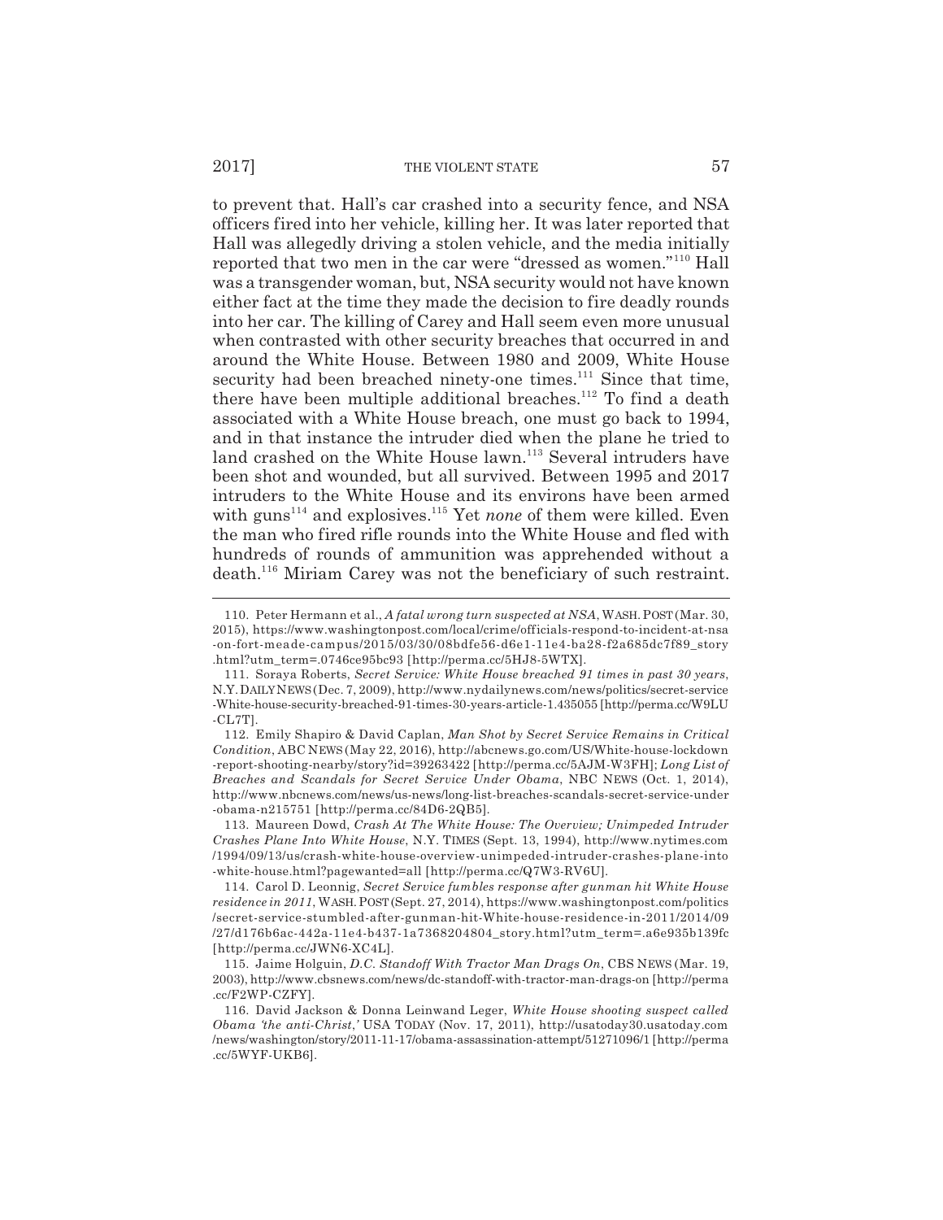to prevent that. Hall's car crashed into a security fence, and NSA officers fired into her vehicle, killing her. It was later reported that Hall was allegedly driving a stolen vehicle, and the media initially reported that two men in the car were "dressed as women."[110] Hall was a transgender woman, but, NSA security would not have known either fact at the time they made the decision to fire deadly rounds into her car. The killing of Carey and Hall seem even more unusual when contrasted with other security breaches that occurred in and around the White House. Between 1980 and 2009, White House security had been breached ninety-one times.[111] Since that time, there have been multiple additional breaches.[112] To find a death associated with a White House breach, one must go back to 1994, and in that instance the intruder died when the plane he tried to land crashed on the White House lawn.[113] Several intruders have been shot and wounded, but all survived. Between 1995 and 2017 intruders to the White House and its environs have been armed with guns[114] and explosives.[115] Yet *none* of them were killed. Even the man who fired rifle rounds into the White House and fled with hundreds of rounds of ammunition was apprehended without a death.[116] Miriam Carey was not the beneficiary of such restraint.

---

110. Peter Hermann et al., *A fatal wrong turn suspected at NSA*, WASH. POST (Mar. 30, 2015), https://www.washingtonpost.com/local/crime/officials-respond-to-incident-at-nsa-on-fort-meade-campus/2015/03/30/08bdfe56-d6e1-11e4-ba28-f2a685dc7f89_story.html?utm_term=.0746ce95bc93 [http://perma.cc/5HJ8-5WTX].

111. Soraya Roberts, *Secret Service: White House breached 91 times in past 30 years*, N.Y. DAILY NEWS (Dec. 7, 2009), http://www.nydailynews.com/news/politics/secret-service-White-house-security-breached-91-times-30-years-article-1.435055 [http://perma.cc/W9LU-CL7T].

112. Emily Shapiro & David Caplan, *Man Shot by Secret Service Remains in Critical Condition*, ABC NEWS (May 22, 2016), http://abcnews.go.com/US/White-house-lockdown-report-shooting-nearby/story?id=39263422 [http://perma.cc/5AJM-W3FH]; *Long List of Breaches and Scandals for Secret Service Under Obama*, NBC NEWS (Oct. 1, 2014), http://www.nbcnews.com/news/us-news/long-list-breaches-scandals-secret-service-under-obama-n215751 [http://perma.cc/84D6-2QB5].

113. Maureen Dowd, *Crash At The White House: The Overview; Unimpeded Intruder Crashes Plane Into White House*, N.Y. TIMES (Sept. 13, 1994), http://www.nytimes.com/1994/09/13/us/crash-white-house-overview-unimpeded-intruder-crashes-plane-into-white-house.html?pagewanted=all [http://perma.cc/Q7W3-RV6U].

114. Carol D. Leonnig, *Secret Service fumbles response after gunman hit White House residence in 2011*, WASH. POST (Sept. 27, 2014), https://www.washingtonpost.com/politics/secret-service-stumbled-after-gunman-hit-White-house-residence-in-2011/2014/09/27/d176b6ac-442a-11e4-b437-1a7368204804_story.html?utm_term=.a6e935b139fc [http://perma.cc/JWN6-XC4L].

115. Jaime Holguin, *D.C. Standoff With Tractor Man Drags On*, CBS NEWS (Mar. 19, 2003), http://www.cbsnews.com/news/dc-standoff-with-tractor-man-drags-on [http://perma.cc/F2WP-CZFY].

116. David Jackson & Donna Leinwand Leger, *White House shooting suspect called Obama 'the anti-Christ,'* USA TODAY (Nov. 17, 2011), http://usatoday30.usatoday.com/news/washington/story/2011-11-17/obama-assassination-attempt/51271096/1 [http://perma.cc/5WYF-UKB6].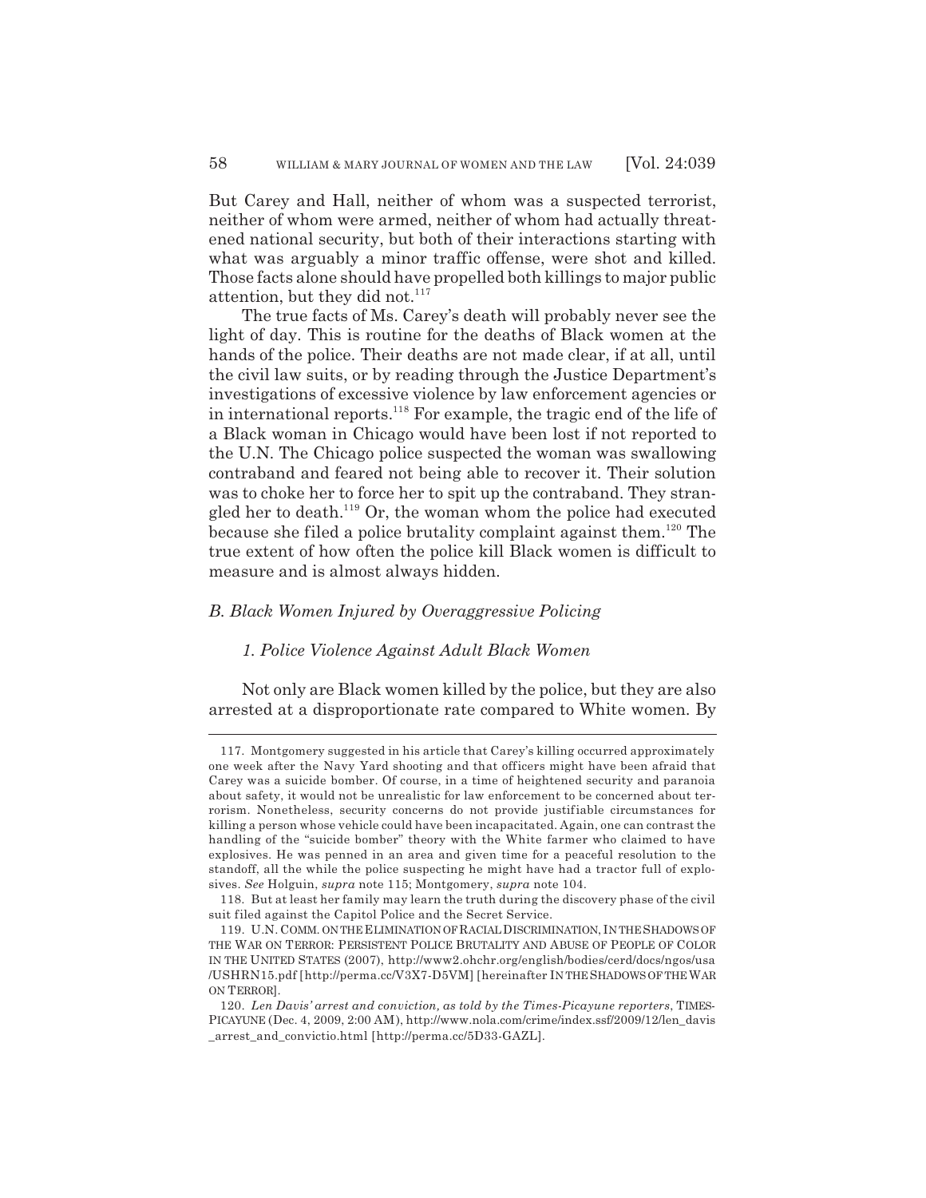But Carey and Hall, neither of whom was a suspected terrorist, neither of whom were armed, neither of whom had actually threatened national security, but both of their interactions starting with what was arguably a minor traffic offense, were shot and killed. Those facts alone should have propelled both killings to major public attention, but they did not.[117]

The true facts of Ms. Carey's death will probably never see the light of day. This is routine for the deaths of Black women at the hands of the police. Their deaths are not made clear, if at all, until the civil law suits, or by reading through the Justice Department's investigations of excessive violence by law enforcement agencies or in international reports.[118] For example, the tragic end of the life of a Black woman in Chicago would have been lost if not reported to the U.N. The Chicago police suspected the woman was swallowing contraband and feared not being able to recover it. Their solution was to choke her to force her to spit up the contraband. They strangled her to death.[119] Or, the woman whom the police had executed because she filed a police brutality complaint against them.[120] The true extent of how often the police kill Black women is difficult to measure and is almost always hidden.

### *B. Black Women Injured by Overaggressive Policing*

#### *1. Police Violence Against Adult Black Women*

Not only are Black women killed by the police, but they are also arrested at a disproportionate rate compared to White women. By

---

117. Montgomery suggested in his article that Carey's killing occurred approximately one week after the Navy Yard shooting and that officers might have been afraid that Carey was a suicide bomber. Of course, in a time of heightened security and paranoia about safety, it would not be unrealistic for law enforcement to be concerned about terrorism. Nonetheless, security concerns do not provide justifiable circumstances for killing a person whose vehicle could have been incapacitated. Again, one can contrast the handling of the "suicide bomber" theory with the White farmer who claimed to have explosives. He was penned in an area and given time for a peaceful resolution to the standoff, all the while the police suspecting he might have had a tractor full of explosives. *See* Holguin, *supra* note 115; Montgomery, *supra* note 104.

118. But at least her family may learn the truth during the discovery phase of the civil suit filed against the Capitol Police and the Secret Service.

119. U.N. COMM. ON THE ELIMINATION OF RACIAL DISCRIMINATION, IN THE SHADOWS OF THE WAR ON TERROR: PERSISTENT POLICE BRUTALITY AND ABUSE OF PEOPLE OF COLOR IN THE UNITED STATES (2007), http://www2.ohchr.org/english/bodies/cerd/docs/ngos/usa/USHRN15.pdf [http://perma.cc/V3X7-D5VM] [hereinafter IN THE SHADOWS OF THE WAR ON TERROR].

120. *Len Davis' arrest and conviction, as told by the Times-Picayune reporters*, TIMES-PICAYUNE (Dec. 4, 2009, 2:00 AM), http://www.nola.com/crime/index.ssf/2009/12/len_davis_arrest_and_convictio.html [http://perma.cc/5D33-GAZL].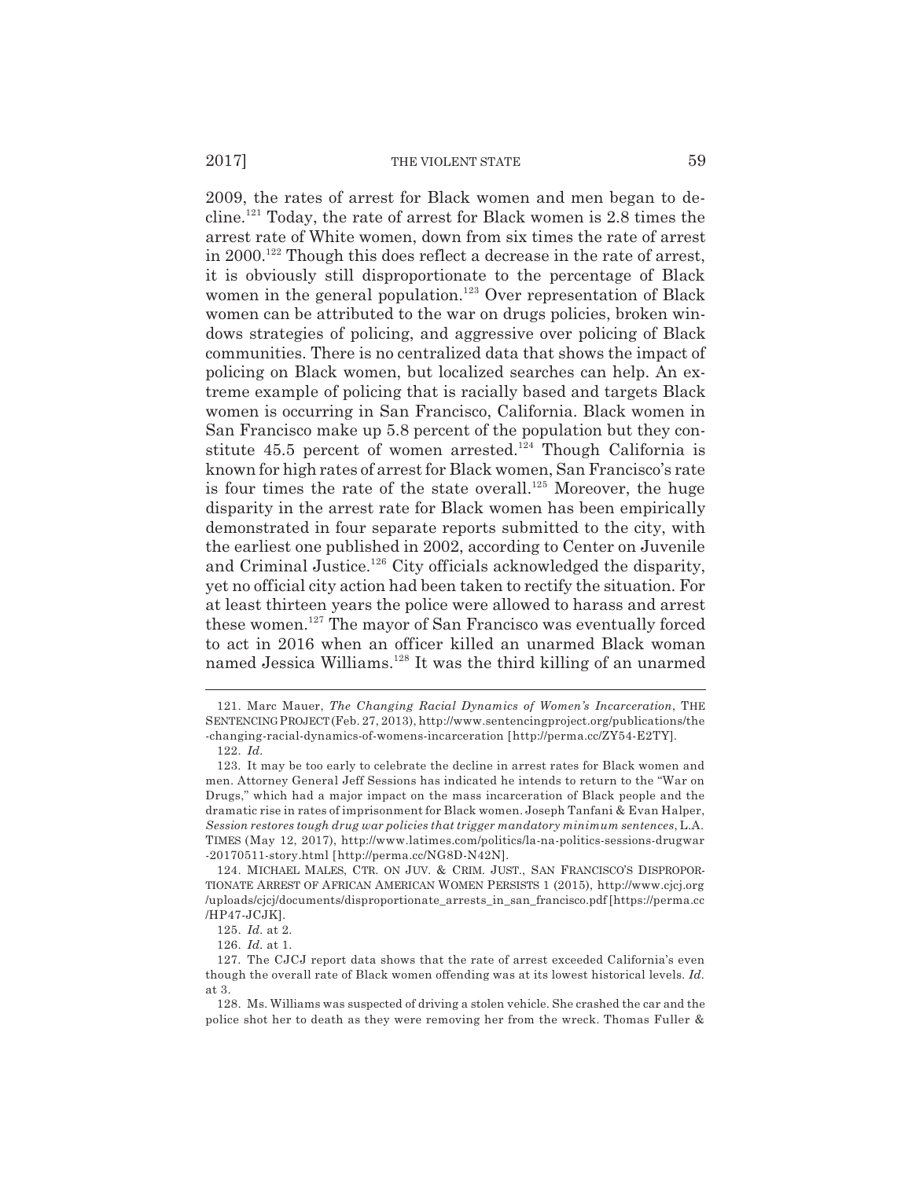2009, the rates of arrest for Black women and men began to decline.[121] Today, the rate of arrest for Black women is 2.8 times the arrest rate of White women, down from six times the rate of arrest in 2000.[122] Though this does reflect a decrease in the rate of arrest, it is obviously still disproportionate to the percentage of Black women in the general population.[123] Over representation of Black women can be attributed to the war on drugs policies, broken windows strategies of policing, and aggressive over policing of Black communities. There is no centralized data that shows the impact of policing on Black women, but localized searches can help. An extreme example of policing that is racially based and targets Black women is occurring in San Francisco, California. Black women in San Francisco make up 5.8 percent of the population but they constitute 45.5 percent of women arrested.[124] Though California is known for high rates of arrest for Black women, San Francisco's rate is four times the rate of the state overall.[125] Moreover, the huge disparity in the arrest rate for Black women has been empirically demonstrated in four separate reports submitted to the city, with the earliest one published in 2002, according to Center on Juvenile and Criminal Justice.[126] City officials acknowledged the disparity, yet no official city action had been taken to rectify the situation. For at least thirteen years the police were allowed to harass and arrest these women.[127] The mayor of San Francisco was eventually forced to act in 2016 when an officer killed an unarmed Black woman named Jessica Williams.[128] It was the third killing of an unarmed

---

121. Marc Mauer, *The Changing Racial Dynamics of Women's Incarceration*, THE SENTENCING PROJECT (Feb. 27, 2013), http://www.sentencingproject.org/publications/the-changing-racial-dynamics-of-womens-incarceration [http://perma.cc/ZY54-E2TY].

122. *Id.*

123. It may be too early to celebrate the decline in arrest rates for Black women and men. Attorney General Jeff Sessions has indicated he intends to return to the "War on Drugs," which had a major impact on the mass incarceration of Black people and the dramatic rise in rates of imprisonment for Black women. Joseph Tanfani & Evan Halper, *Session restores tough drug war policies that trigger mandatory minimum sentences*, L.A. TIMES (May 12, 2017), http://www.latimes.com/politics/la-na-politics-sessions-drugwar-20170511-story.html [http://perma.cc/NG8D-N42N].

124. MICHAEL MALES, CTR. ON JUV. & CRIM. JUST., SAN FRANCISCO'S DISPROPORTIONATE ARREST OF AFRICAN AMERICAN WOMEN PERSISTS 1 (2015), http://www.cjcj.org/uploads/cjcj/documents/disproportionate_arrests_in_san_francisco.pdf [https://perma.cc/HP47-JCJK].

125. *Id.* at 2.

126. *Id.* at 1.

127. The CJCJ report data shows that the rate of arrest exceeded California's even though the overall rate of Black women offending was at its lowest historical levels. *Id.* at 3.

128. Ms. Williams was suspected of driving a stolen vehicle. She crashed the car and the police shot her to death as they were removing her from the wreck. Thomas Fuller &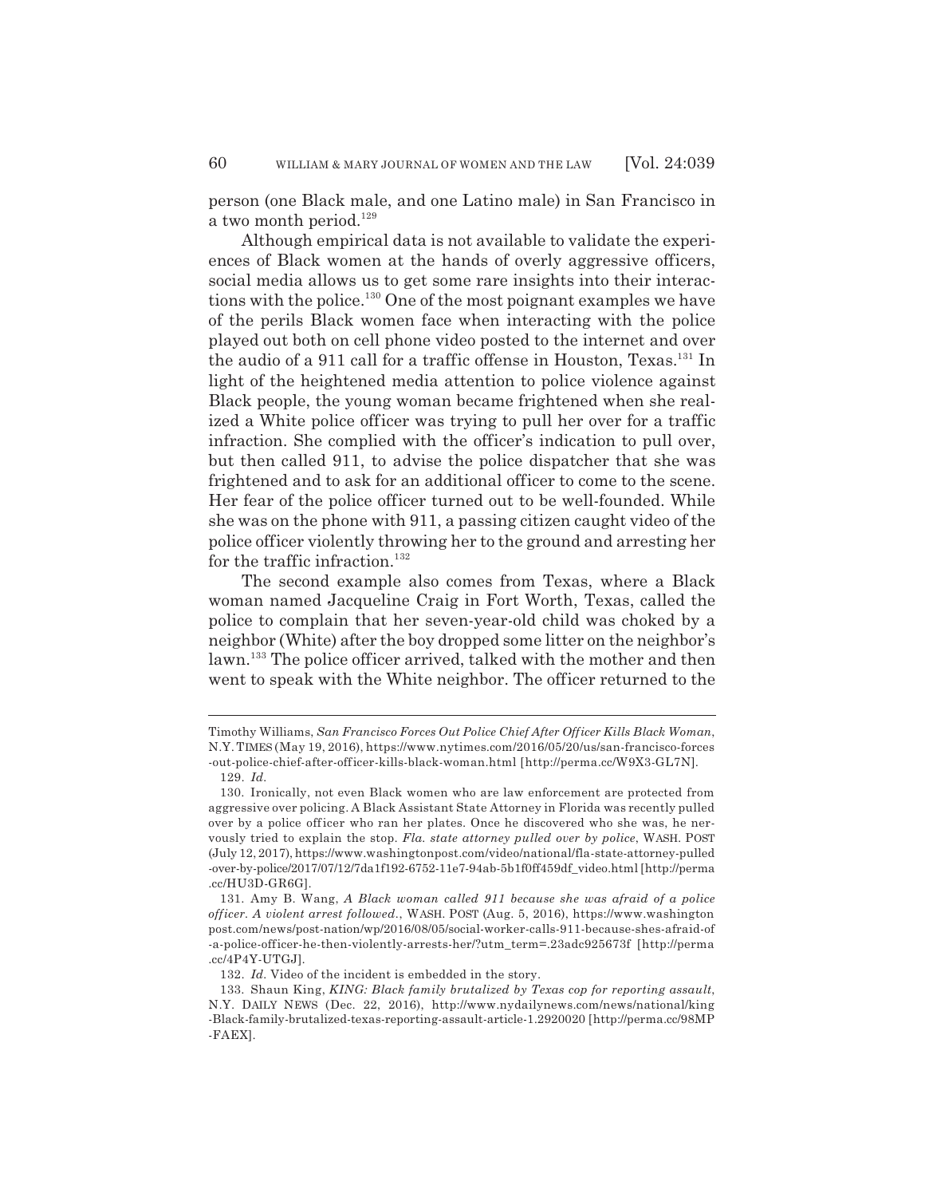person (one Black male, and one Latino male) in San Francisco in a two month period.[129]

Although empirical data is not available to validate the experiences of Black women at the hands of overly aggressive officers, social media allows us to get some rare insights into their interactions with the police.[130] One of the most poignant examples we have of the perils Black women face when interacting with the police played out both on cell phone video posted to the internet and over the audio of a 911 call for a traffic offense in Houston, Texas.[131] In light of the heightened media attention to police violence against Black people, the young woman became frightened when she realized a White police officer was trying to pull her over for a traffic infraction. She complied with the officer's indication to pull over, but then called 911, to advise the police dispatcher that she was frightened and to ask for an additional officer to come to the scene. Her fear of the police officer turned out to be well-founded. While she was on the phone with 911, a passing citizen caught video of the police officer violently throwing her to the ground and arresting her for the traffic infraction.[132]

The second example also comes from Texas, where a Black woman named Jacqueline Craig in Fort Worth, Texas, called the police to complain that her seven-year-old child was choked by a neighbor (White) after the boy dropped some litter on the neighbor's lawn.[133] The police officer arrived, talked with the mother and then went to speak with the White neighbor. The officer returned to the

---

Timothy Williams, *San Francisco Forces Out Police Chief After Officer Kills Black Woman*, N.Y. TIMES (May 19, 2016), https://www.nytimes.com/2016/05/20/us/san-francisco-forces-out-police-chief-after-officer-kills-black-woman.html [http://perma.cc/W9X3-GL7N].

129. *Id.*

130. Ironically, not even Black women who are law enforcement are protected from aggressive over policing. A Black Assistant State Attorney in Florida was recently pulled over by a police officer who ran her plates. Once he discovered who she was, he nervously tried to explain the stop. *Fla. state attorney pulled over by police*, WASH. POST (July 12, 2017), https://www.washingtonpost.com/video/national/fla-state-attorney-pulled-over-by-police/2017/07/12/7da1f192-6752-11e7-94ab-5b1f0ff459df_video.html [http://perma.cc/HU3D-GR6G].

131. Amy B. Wang, *A Black woman called 911 because she was afraid of a police officer. A violent arrest followed.*, WASH. POST (Aug. 5, 2016), https://www.washingtonpost.com/news/post-nation/wp/2016/08/05/social-worker-calls-911-because-shes-afraid-of-a-police-officer-he-then-violently-arrests-her/?utm_term=.23adc925673f [http://perma.cc/4P4Y-UTGJ].

132. *Id.* Video of the incident is embedded in the story.

133. Shaun King, *KING: Black family brutalized by Texas cop for reporting assault*, N.Y. DAILY NEWS (Dec. 22, 2016), http://www.nydailynews.com/news/national/king-Black-family-brutalized-texas-reporting-assault-article-1.2920020 [http://perma.cc/98MP-FAEX].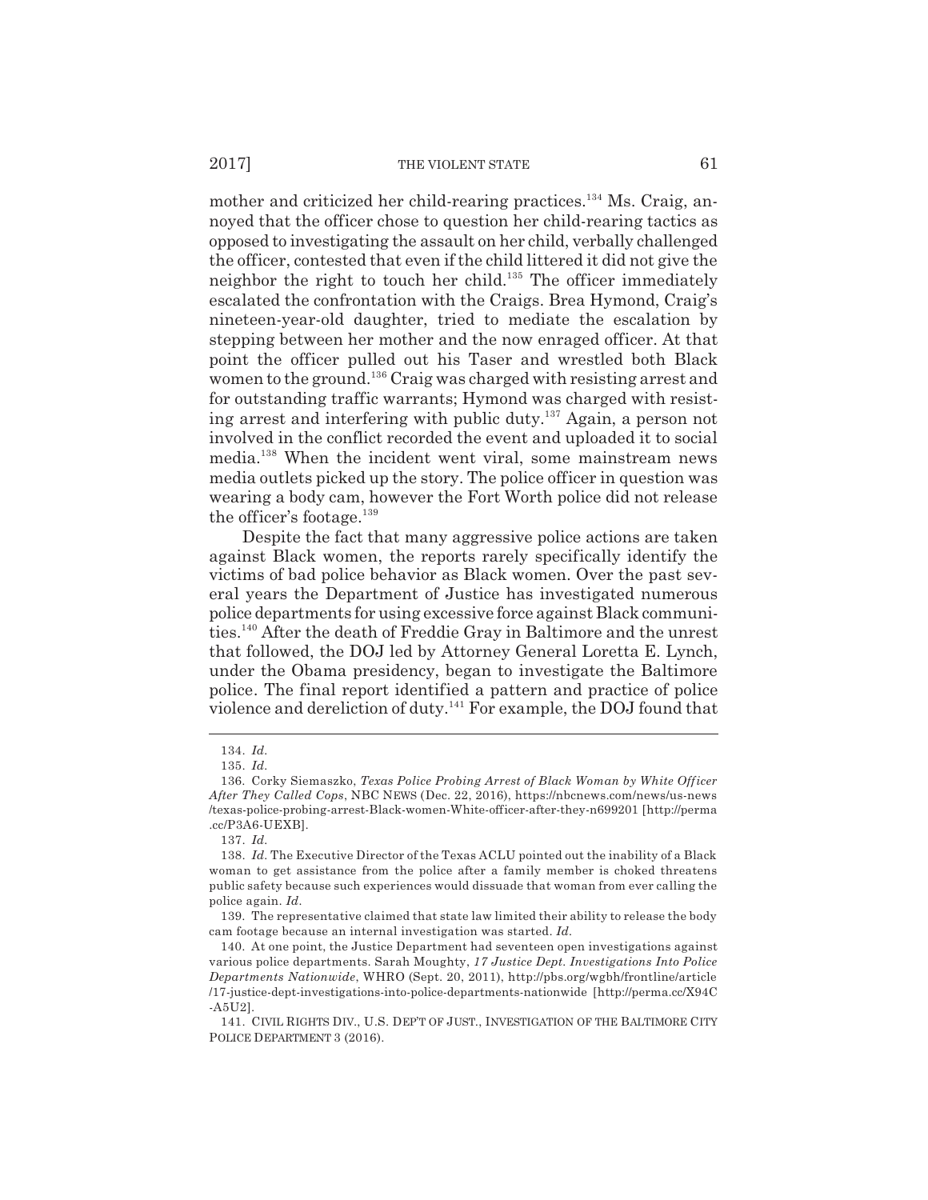mother and criticized her child-rearing practices.[134] Ms. Craig, annoyed that the officer chose to question her child-rearing tactics as opposed to investigating the assault on her child, verbally challenged the officer, contested that even if the child littered it did not give the neighbor the right to touch her child.[135] The officer immediately escalated the confrontation with the Craigs. Brea Hymond, Craig's nineteen-year-old daughter, tried to mediate the escalation by stepping between her mother and the now enraged officer. At that point the officer pulled out his Taser and wrestled both Black women to the ground.[136] Craig was charged with resisting arrest and for outstanding traffic warrants; Hymond was charged with resisting arrest and interfering with public duty.[137] Again, a person not involved in the conflict recorded the event and uploaded it to social media.[138] When the incident went viral, some mainstream news media outlets picked up the story. The police officer in question was wearing a body cam, however the Fort Worth police did not release the officer's footage.[139]

Despite the fact that many aggressive police actions are taken against Black women, the reports rarely specifically identify the victims of bad police behavior as Black women. Over the past several years the Department of Justice has investigated numerous police departments for using excessive force against Black communities.[140] After the death of Freddie Gray in Baltimore and the unrest that followed, the DOJ led by Attorney General Loretta E. Lynch, under the Obama presidency, began to investigate the Baltimore police. The final report identified a pattern and practice of police violence and dereliction of duty.[141] For example, the DOJ found that

---

134. *Id.*

135. *Id.*

136. Corky Siemaszko, *Texas Police Probing Arrest of Black Woman by White Officer After They Called Cops*, NBC NEWS (Dec. 22, 2016), https://nbcnews.com/news/us-news/texas-police-probing-arrest-Black-women-White-officer-after-they-n699201 [http://perma.cc/P3A6-UEXB].

137. *Id.*

138. *Id.* The Executive Director of the Texas ACLU pointed out the inability of a Black woman to get assistance from the police after a family member is choked threatens public safety because such experiences would dissuade that woman from ever calling the police again. *Id.*

139. The representative claimed that state law limited their ability to release the body cam footage because an internal investigation was started. *Id.*

140. At one point, the Justice Department had seventeen open investigations against various police departments. Sarah Moughty, *17 Justice Dept. Investigations Into Police Departments Nationwide*, WHRO (Sept. 20, 2011), http://pbs.org/wgbh/frontline/article/17-justice-dept-investigations-into-police-departments-nationwide [http://perma.cc/X94C-A5U2].

141. CIVIL RIGHTS DIV., U.S. DEP'T OF JUST., INVESTIGATION OF THE BALTIMORE CITY POLICE DEPARTMENT 3 (2016).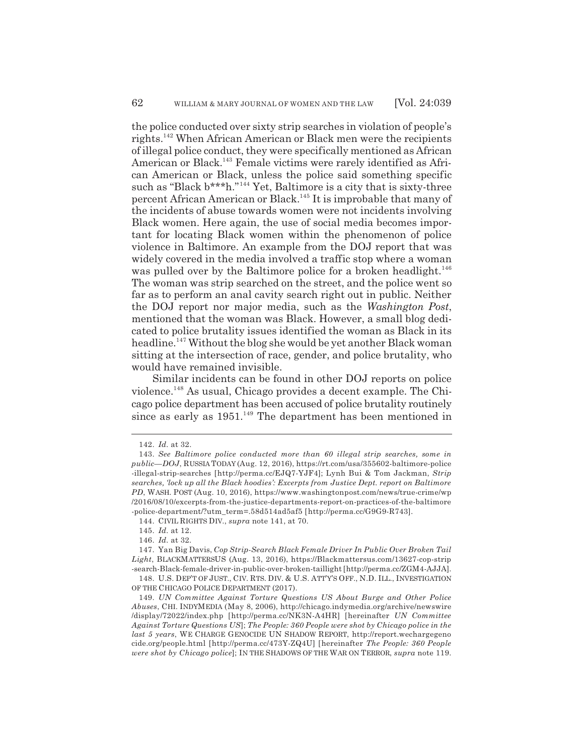the police conducted over sixty strip searches in violation of people's rights.[142] When African American or Black men were the recipients of illegal police conduct, they were specifically mentioned as African American or Black.[143] Female victims were rarely identified as African American or Black, unless the police said something specific such as "Black b***h."[144] Yet, Baltimore is a city that is sixty-three percent African American or Black.[145] It is improbable that many of the incidents of abuse towards women were not incidents involving Black women. Here again, the use of social media becomes important for locating Black women within the phenomenon of police violence in Baltimore. An example from the DOJ report that was widely covered in the media involved a traffic stop where a woman was pulled over by the Baltimore police for a broken headlight.[146] The woman was strip searched on the street, and the police went so far as to perform an anal cavity search right out in public. Neither the DOJ report nor major media, such as the *Washington Post*, mentioned that the woman was Black. However, a small blog dedicated to police brutality issues identified the woman as Black in its headline.[147] Without the blog she would be yet another Black woman sitting at the intersection of race, gender, and police brutality, who would have remained invisible.

Similar incidents can be found in other DOJ reports on police violence.[148] As usual, Chicago provides a decent example. The Chicago police department has been accused of police brutality routinely since as early as 1951.[149] The department has been mentioned in

---

142. *Id.* at 32.

143. *See Baltimore police conducted more than 60 illegal strip searches, some in public—DOJ*, RUSSIA TODAY (Aug. 12, 2016), https://rt.com/usa/355602-baltimore-police-illegal-strip-searches [http://perma.cc/EJQ7-YJF4]; Lynh Bui & Tom Jackman, *Strip searches, 'lock up all the Black hoodies': Excerpts from Justice Dept. report on Baltimore PD*, WASH. POST (Aug. 10, 2016), https://www.washingtonpost.com/news/true-crime/wp/2016/08/10/excerpts-from-the-justice-departments-report-on-practices-of-the-baltimore-police-department/?utm_term=.58d514ad5af5 [http://perma.cc/G9G9-R743].

144. CIVIL RIGHTS DIV., *supra* note 141, at 70.

145. *Id.* at 12.

146. *Id.* at 32.

147. Yan Big Davis, *Cop Strip-Search Black Female Driver In Public Over Broken Tail Light*, BLACKMATTERSUS (Aug. 13, 2016), https://Blackmattersus.com/13627-cop-strip-search-Black-female-driver-in-public-over-broken-taillight [http://perma.cc/ZGM4-AJJA].

148. U.S. DEP'T OF JUST., CIV. RTS. DIV. & U.S. ATT'Y'S OFF., N.D. ILL., INVESTIGATION OF THE CHICAGO POLICE DEPARTMENT (2017).

149. *UN Committee Against Torture Questions US About Burge and Other Police Abuses*, CHI. INDYMEDIA (May 8, 2006), http://chicago.indymedia.org/archive/newswire/display/72022/index.php [http://perma.cc/NK3N-A4HR] [hereinafter *UN Committee Against Torture Questions US*]; *The People: 360 People were shot by Chicago police in the last 5 years*, WE CHARGE GENOCIDE UN SHADOW REPORT, http://report.wechargegenocide.org/people.html [http://perma.cc/473Y-ZQ4U] [hereinafter *The People: 360 People were shot by Chicago police*]; IN THE SHADOWS OF THE WAR ON TERROR, *supra* note 119.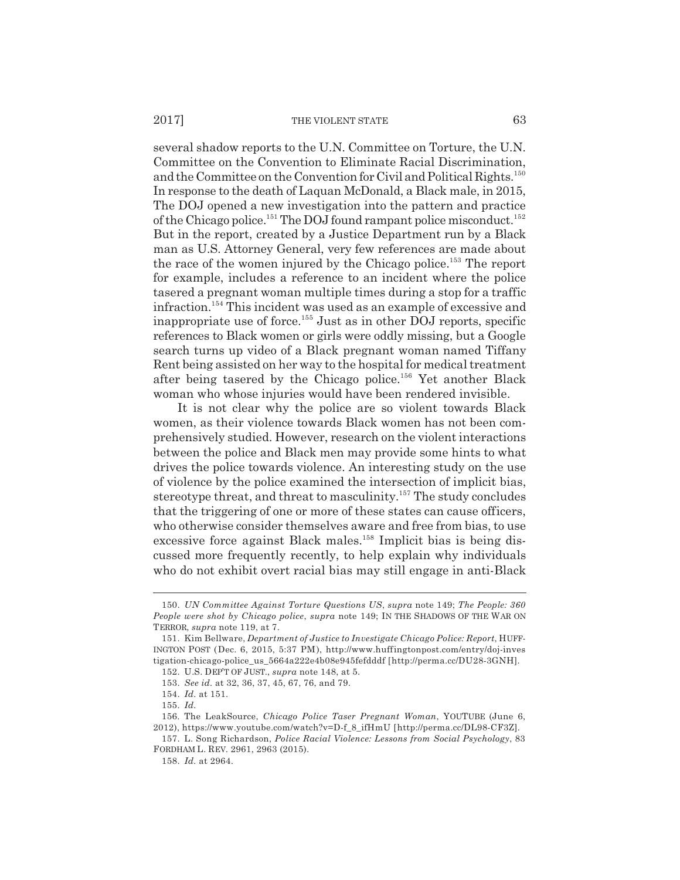several shadow reports to the U.N. Committee on Torture, the U.N. Committee on the Convention to Eliminate Racial Discrimination, and the Committee on the Convention for Civil and Political Rights.[150] In response to the death of Laquan McDonald, a Black male, in 2015, The DOJ opened a new investigation into the pattern and practice of the Chicago police.[151] The DOJ found rampant police misconduct.[152] But in the report, created by a Justice Department run by a Black man as U.S. Attorney General, very few references are made about the race of the women injured by the Chicago police.[153] The report for example, includes a reference to an incident where the police tasered a pregnant woman multiple times during a stop for a traffic infraction.[154] This incident was used as an example of excessive and inappropriate use of force.[155] Just as in other DOJ reports, specific references to Black women or girls were oddly missing, but a Google search turns up video of a Black pregnant woman named Tiffany Rent being assisted on her way to the hospital for medical treatment after being tasered by the Chicago police.[156] Yet another Black woman who whose injuries would have been rendered invisible.

It is not clear why the police are so violent towards Black women, as their violence towards Black women has not been comprehensively studied. However, research on the violent interactions between the police and Black men may provide some hints to what drives the police towards violence. An interesting study on the use of violence by the police examined the intersection of implicit bias, stereotype threat, and threat to masculinity.[157] The study concludes that the triggering of one or more of these states can cause officers, who otherwise consider themselves aware and free from bias, to use excessive force against Black males.[158] Implicit bias is being discussed more frequently recently, to help explain why individuals who do not exhibit overt racial bias may still engage in anti-Black

---

150. *UN Committee Against Torture Questions US*, *supra* note 149; *The People: 360 People were shot by Chicago police*, *supra* note 149; IN THE SHADOWS OF THE WAR ON TERROR, *supra* note 119, at 7.

151. Kim Bellware, *Department of Justice to Investigate Chicago Police: Report*, HUFFINGTON POST (Dec. 6, 2015, 5:37 PM), http://www.huffingtonpost.com/entry/doj-investigation-chicago-police_us_5664a222e4b08e945fefdddf [http://perma.cc/DU28-3GNH].

152. U.S. DEP'T OF JUST., *supra* note 148, at 5.

153. *See id.* at 32, 36, 37, 45, 67, 76, and 79.

154. *Id.* at 151.

155. *Id.*

156. The LeakSource, *Chicago Police Taser Pregnant Woman*, YOUTUBE (June 6, 2012), https://www.youtube.com/watch?v=D-f_8_ifHmU [http://perma.cc/DL98-CF3Z].

157. L. Song Richardson, *Police Racial Violence: Lessons from Social Psychology*, 83 FORDHAM L. REV. 2961, 2963 (2015).

158. *Id.* at 2964.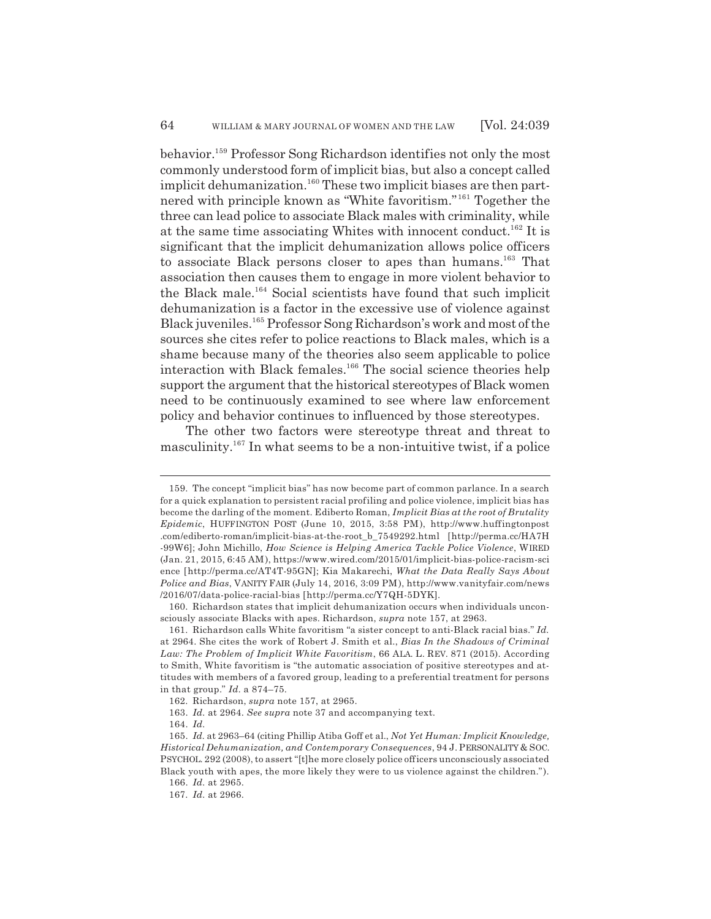behavior.[159] Professor Song Richardson identifies not only the most commonly understood form of implicit bias, but also a concept called implicit dehumanization.[160] These two implicit biases are then partnered with principle known as "White favoritism."[161] Together the three can lead police to associate Black males with criminality, while at the same time associating Whites with innocent conduct.[162] It is significant that the implicit dehumanization allows police officers to associate Black persons closer to apes than humans.[163] That association then causes them to engage in more violent behavior to the Black male.[164] Social scientists have found that such implicit dehumanization is a factor in the excessive use of violence against Black juveniles.[165] Professor Song Richardson's work and most of the sources she cites refer to police reactions to Black males, which is a shame because many of the theories also seem applicable to police interaction with Black females.[166] The social science theories help support the argument that the historical stereotypes of Black women need to be continuously examined to see where law enforcement policy and behavior continues to influenced by those stereotypes.

The other two factors were stereotype threat and threat to masculinity.[167] In what seems to be a non-intuitive twist, if a police

---

159. The concept "implicit bias" has now become part of common parlance. In a search for a quick explanation to persistent racial profiling and police violence, implicit bias has become the darling of the moment. Ediberto Roman, *Implicit Bias at the root of Brutality Epidemic*, HUFFINGTON POST (June 10, 2015, 3:58 PM), http://www.huffingtonpost.com/ediberto-roman/implicit-bias-at-the-root_b_7549292.html [http://perma.cc/HA7H-99W6]; John Michillo, *How Science is Helping America Tackle Police Violence*, WIRED (Jan. 21, 2015, 6:45 AM), https://www.wired.com/2015/01/implicit-bias-police-racism-science [http://perma.cc/AT4T-95GN]; Kia Makarechi, *What the Data Really Says About Police and Bias*, VANITY FAIR (July 14, 2016, 3:09 PM), http://www.vanityfair.com/news/2016/07/data-police-racial-bias [http://perma.cc/Y7QH-5DYK].

160. Richardson states that implicit dehumanization occurs when individuals unconsciously associate Blacks with apes. Richardson, *supra* note 157, at 2963.

161. Richardson calls White favoritism "a sister concept to anti-Black racial bias." *Id.* at 2964. She cites the work of Robert J. Smith et al., *Bias In the Shadows of Criminal Law: The Problem of Implicit White Favoritism*, 66 ALA. L. REV. 871 (2015). According to Smith, White favoritism is "the automatic association of positive stereotypes and attitudes with members of a favored group, leading to a preferential treatment for persons in that group." *Id.* a 874–75.

162. Richardson, *supra* note 157, at 2965.

163. *Id.* at 2964. *See supra* note 37 and accompanying text.

164. *Id.*

165. *Id.* at 2963–64 (citing Phillip Atiba Goff et al., *Not Yet Human: Implicit Knowledge, Historical Dehumanization, and Contemporary Consequences*, 94 J. PERSONALITY & SOC. PSYCHOL. 292 (2008), to assert "[t]he more closely police officers unconsciously associated Black youth with apes, the more likely they were to us violence against the children.").

166. *Id.* at 2965.

167. *Id.* at 2966.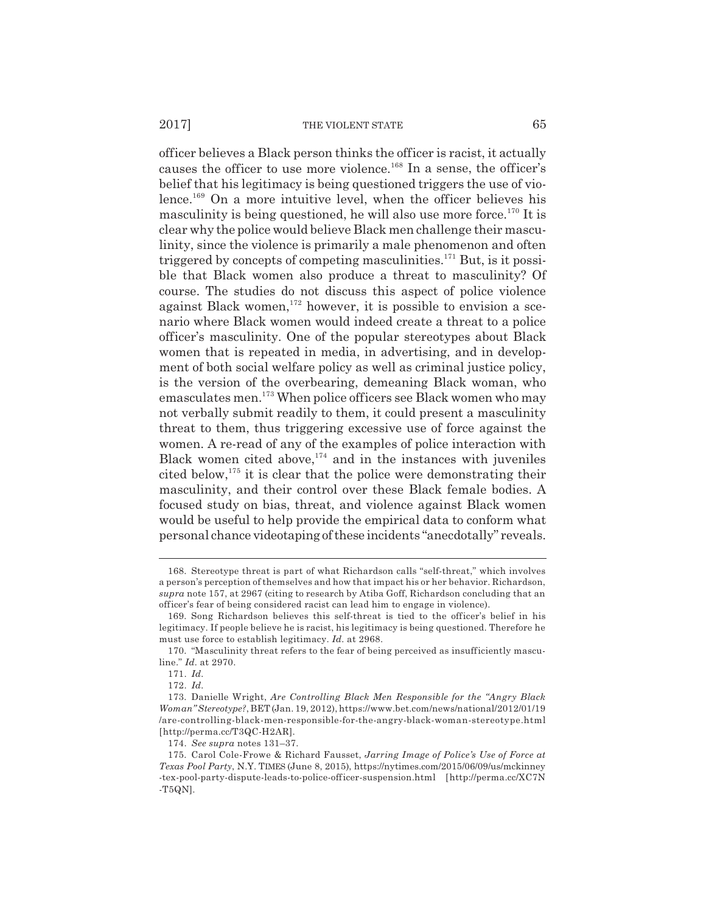officer believes a Black person thinks the officer is racist, it actually causes the officer to use more violence.[168] In a sense, the officer's belief that his legitimacy is being questioned triggers the use of violence.[169] On a more intuitive level, when the officer believes his masculinity is being questioned, he will also use more force.[170] It is clear why the police would believe Black men challenge their masculinity, since the violence is primarily a male phenomenon and often triggered by concepts of competing masculinities.[171] But, is it possible that Black women also produce a threat to masculinity? Of course. The studies do not discuss this aspect of police violence against Black women,[172] however, it is possible to envision a scenario where Black women would indeed create a threat to a police officer's masculinity. One of the popular stereotypes about Black women that is repeated in media, in advertising, and in development of both social welfare policy as well as criminal justice policy, is the version of the overbearing, demeaning Black woman, who emasculates men.[173] When police officers see Black women who may not verbally submit readily to them, it could present a masculinity threat to them, thus triggering excessive use of force against the women. A re-read of any of the examples of police interaction with Black women cited above,[174] and in the instances with juveniles cited below,[175] it is clear that the police were demonstrating their masculinity, and their control over these Black female bodies. A focused study on bias, threat, and violence against Black women would be useful to help provide the empirical data to conform what personal chance videotaping of these incidents "anecdotally" reveals.

---

168. Stereotype threat is part of what Richardson calls "self-threat," which involves a person's perception of themselves and how that impact his or her behavior. Richardson, *supra* note 157, at 2967 (citing to research by Atiba Goff, Richardson concluding that an officer's fear of being considered racist can lead him to engage in violence).

169. Song Richardson believes this self-threat is tied to the officer's belief in his legitimacy. If people believe he is racist, his legitimacy is being questioned. Therefore he must use force to establish legitimacy. *Id.* at 2968.

170. "Masculinity threat refers to the fear of being perceived as insufficiently masculine." *Id.* at 2970.

171. *Id.*

172. *Id.*

173. Danielle Wright, *Are Controlling Black Men Responsible for the "Angry Black Woman" Stereotype?*, BET (Jan. 19, 2012), https://www.bet.com/news/national/2012/01/19/are-controlling-black-men-responsible-for-the-angry-black-woman-stereotype.html [http://perma.cc/T3QC-H2AR].

174. *See supra* notes 131–37.

175. Carol Cole-Frowe & Richard Fausset, *Jarring Image of Police's Use of Force at Texas Pool Party*, N.Y. TIMES (June 8, 2015), https://nytimes.com/2015/06/09/us/mckinney-tex-pool-party-dispute-leads-to-police-officer-suspension.html [http://perma.cc/XC7N-T5QN].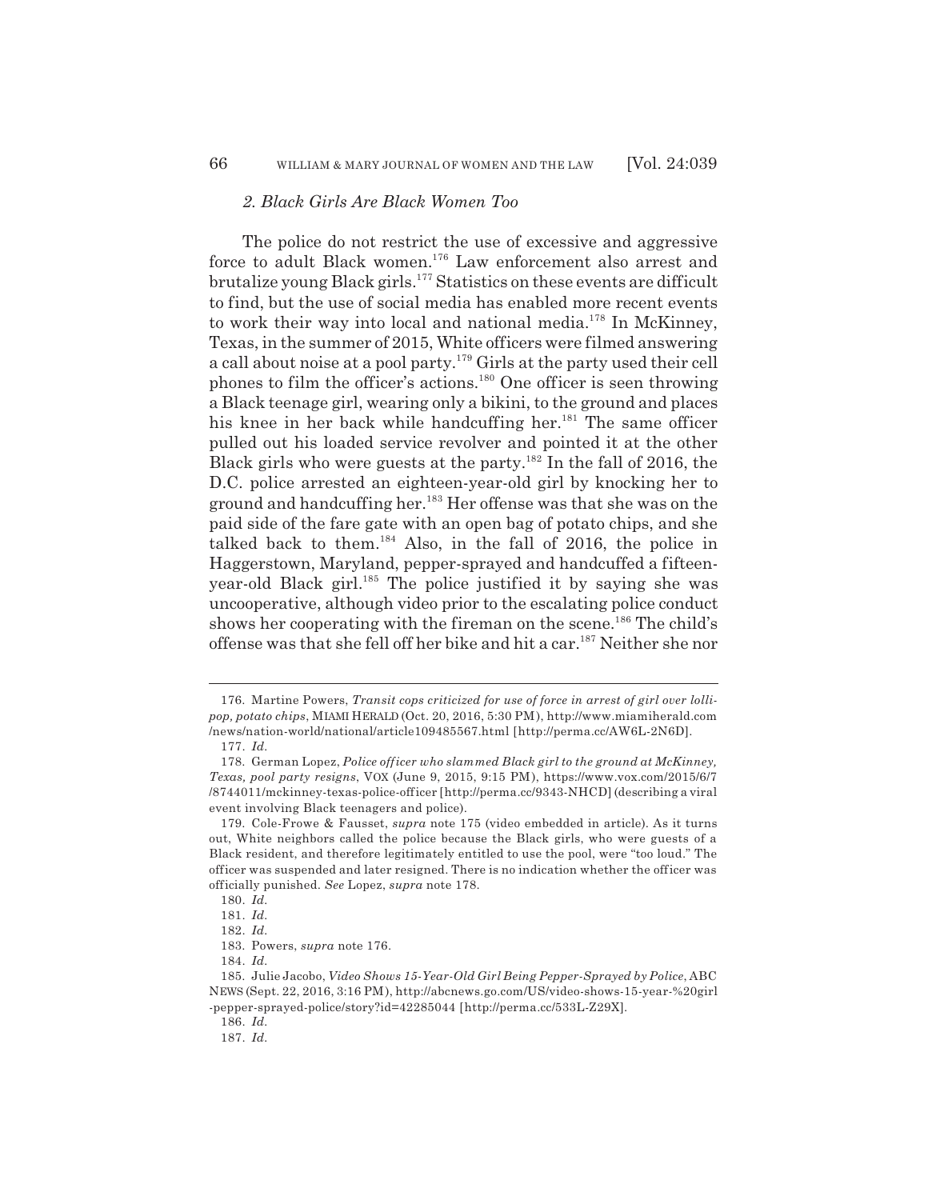### *2. Black Girls Are Black Women Too*

The police do not restrict the use of excessive and aggressive force to adult Black women.[176] Law enforcement also arrest and brutalize young Black girls.[177] Statistics on these events are difficult to find, but the use of social media has enabled more recent events to work their way into local and national media.[178] In McKinney, Texas, in the summer of 2015, White officers were filmed answering a call about noise at a pool party.[179] Girls at the party used their cell phones to film the officer's actions.[180] One officer is seen throwing a Black teenage girl, wearing only a bikini, to the ground and places his knee in her back while handcuffing her.[181] The same officer pulled out his loaded service revolver and pointed it at the other Black girls who were guests at the party.[182] In the fall of 2016, the D.C. police arrested an eighteen-year-old girl by knocking her to ground and handcuffing her.[183] Her offense was that she was on the paid side of the fare gate with an open bag of potato chips, and she talked back to them.[184] Also, in the fall of 2016, the police in Haggerstown, Maryland, pepper-sprayed and handcuffed a fifteen-year-old Black girl.[185] The police justified it by saying she was uncooperative, although video prior to the escalating police conduct shows her cooperating with the fireman on the scene.[186] The child's offense was that she fell off her bike and hit a car.[187] Neither she nor

---

176. Martine Powers, *Transit cops criticized for use of force in arrest of girl over lollipop, potato chips*, MIAMI HERALD (Oct. 20, 2016, 5:30 PM), http://www.miamiherald.com/news/nation-world/national/article109485567.html [http://perma.cc/AW6L-2N6D].

177. *Id.*

178. German Lopez, *Police officer who slammed Black girl to the ground at McKinney, Texas, pool party resigns*, VOX (June 9, 2015, 9:15 PM), https://www.vox.com/2015/6/7/8744011/mckinney-texas-police-officer [http://perma.cc/9343-NHCD] (describing a viral event involving Black teenagers and police).

179. Cole-Frowe & Fausset, *supra* note 175 (video embedded in article). As it turns out, White neighbors called the police because the Black girls, who were guests of a Black resident, and therefore legitimately entitled to use the pool, were "too loud." The officer was suspended and later resigned. There is no indication whether the officer was officially punished. *See* Lopez, *supra* note 178.

180. *Id.*

181. *Id.*

182. *Id.*

183. Powers, *supra* note 176.

184. *Id.*

185. Julie Jacobo, *Video Shows 15-Year-Old Girl Being Pepper-Sprayed by Police*, ABC NEWS (Sept. 22, 2016, 3:16 PM), http://abcnews.go.com/US/video-shows-15-year-%20girl-pepper-sprayed-police/story?id=42285044 [http://perma.cc/533L-Z29X].

186. *Id.*

187. *Id.*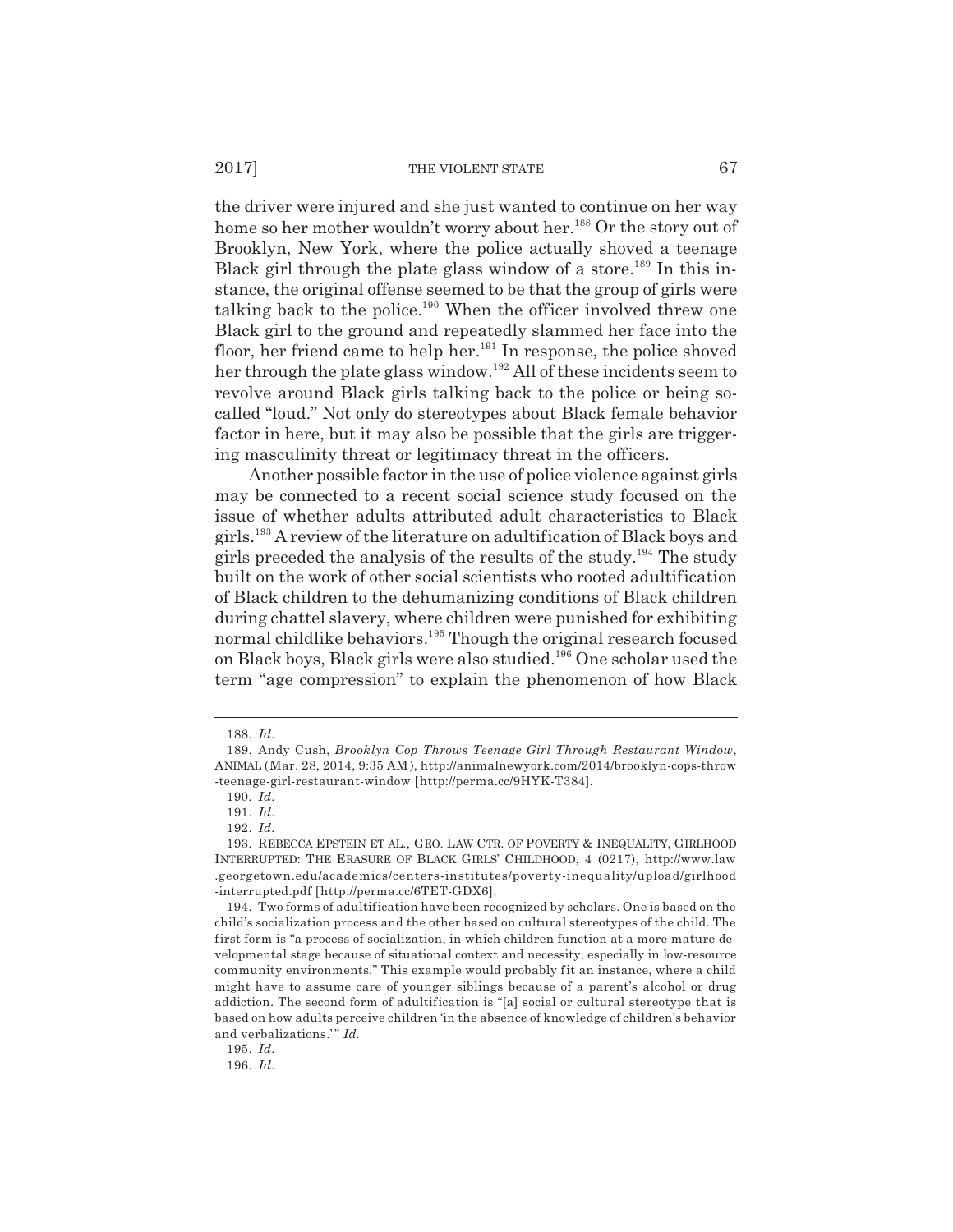the driver were injured and she just wanted to continue on her way home so her mother wouldn't worry about her.[188] Or the story out of Brooklyn, New York, where the police actually shoved a teenage Black girl through the plate glass window of a store.[189] In this instance, the original offense seemed to be that the group of girls were talking back to the police.[190] When the officer involved threw one Black girl to the ground and repeatedly slammed her face into the floor, her friend came to help her.[191] In response, the police shoved her through the plate glass window.[192] All of these incidents seem to revolve around Black girls talking back to the police or being so-called "loud." Not only do stereotypes about Black female behavior factor in here, but it may also be possible that the girls are triggering masculinity threat or legitimacy threat in the officers.

Another possible factor in the use of police violence against girls may be connected to a recent social science study focused on the issue of whether adults attributed adult characteristics to Black girls.[193] A review of the literature on adultification of Black boys and girls preceded the analysis of the results of the study.[194] The study built on the work of other social scientists who rooted adultification of Black children to the dehumanizing conditions of Black children during chattel slavery, where children were punished for exhibiting normal childlike behaviors.[195] Though the original research focused on Black boys, Black girls were also studied.[196] One scholar used the term "age compression" to explain the phenomenon of how Black

---

188. *Id.*

189. Andy Cush, *Brooklyn Cop Throws Teenage Girl Through Restaurant Window*, ANIMAL (Mar. 28, 2014, 9:35 AM), http://animalnewyork.com/2014/brooklyn-cops-throw-teenage-girl-restaurant-window [http://perma.cc/9HYK-T384].

190. *Id.*

191. *Id.*

192. *Id.*

193. REBECCA EPSTEIN ET AL., GEO. LAW CTR. OF POVERTY & INEQUALITY, GIRLHOOD INTERRUPTED: THE ERASURE OF BLACK GIRLS' CHILDHOOD, 4 (0217), http://www.law.georgetown.edu/academics/centers-institutes/poverty-inequality/upload/girlhood-interrupted.pdf [http://perma.cc/6TET-GDX6].

194. Two forms of adultification have been recognized by scholars. One is based on the child's socialization process and the other based on cultural stereotypes of the child. The first form is "a process of socialization, in which children function at a more mature developmental stage because of situational context and necessity, especially in low-resource community environments." This example would probably fit an instance, where a child might have to assume care of younger siblings because of a parent's alcohol or drug addiction. The second form of adultification is "[a] social or cultural stereotype that is based on how adults perceive children 'in the absence of knowledge of children's behavior and verbalizations.'" *Id.*

195. *Id.*

196. *Id.*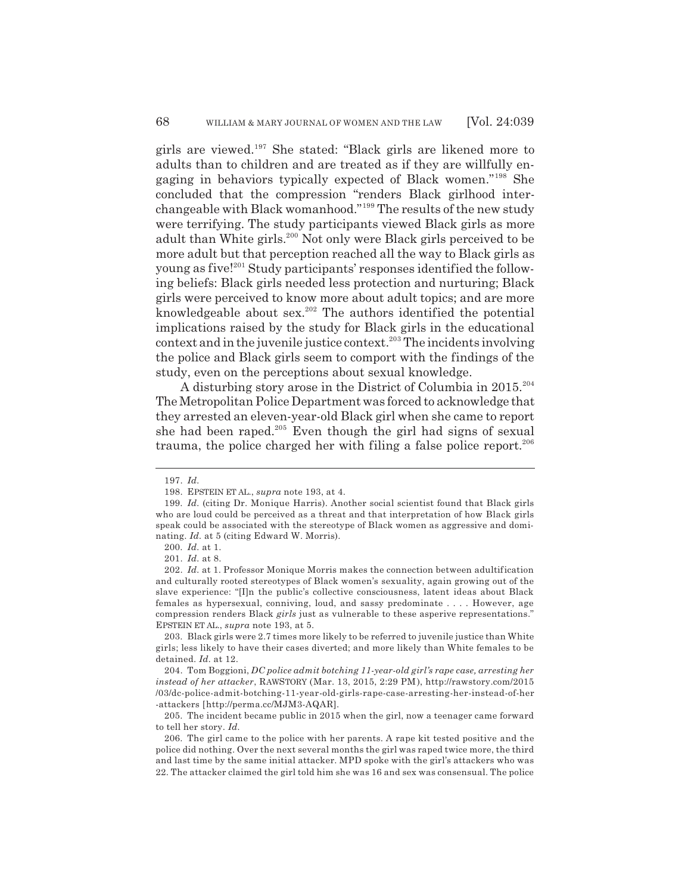girls are viewed.[197] She stated: "Black girls are likened more to adults than to children and are treated as if they are willfully engaging in behaviors typically expected of Black women."[198] She concluded that the compression "renders Black girlhood interchangeable with Black womanhood."[199] The results of the new study were terrifying. The study participants viewed Black girls as more adult than White girls.[200] Not only were Black girls perceived to be more adult but that perception reached all the way to Black girls as young as five![201] Study participants' responses identified the following beliefs: Black girls needed less protection and nurturing; Black girls were perceived to know more about adult topics; and are more knowledgeable about sex.[202] The authors identified the potential implications raised by the study for Black girls in the educational context and in the juvenile justice context.[203] The incidents involving the police and Black girls seem to comport with the findings of the study, even on the perceptions about sexual knowledge.

A disturbing story arose in the District of Columbia in 2015.[204] The Metropolitan Police Department was forced to acknowledge that they arrested an eleven-year-old Black girl when she came to report she had been raped.[205] Even though the girl had signs of sexual trauma, the police charged her with filing a false police report.[206]

---

197. *Id.*

198. EPSTEIN ET AL., *supra* note 193, at 4.

199. *Id.* (citing Dr. Monique Harris). Another social scientist found that Black girls who are loud could be perceived as a threat and that interpretation of how Black girls speak could be associated with the stereotype of Black women as aggressive and dominating. *Id.* at 5 (citing Edward W. Morris).

200. *Id.* at 1.

201. *Id.* at 8.

202. *Id.* at 1. Professor Monique Morris makes the connection between adultification and culturally rooted stereotypes of Black women's sexuality, again growing out of the slave experience: "[I]n the public's collective consciousness, latent ideas about Black females as hypersexual, conniving, loud, and sassy predominate . . . . However, age compression renders Black *girls* just as vulnerable to these asperive representations." EPSTEIN ET AL., *supra* note 193, at 5.

203. Black girls were 2.7 times more likely to be referred to juvenile justice than White girls; less likely to have their cases diverted; and more likely than White females to be detained. *Id.* at 12.

204. Tom Boggioni, *DC police admit botching 11-year-old girl's rape case, arresting her instead of her attacker*, RAWSTORY (Mar. 13, 2015, 2:29 PM), http://rawstory.com/2015/03/dc-police-admit-botching-11-year-old-girls-rape-case-arresting-her-instead-of-her-attackers [http://perma.cc/MJM3-AQAR].

205. The incident became public in 2015 when the girl, now a teenager came forward to tell her story. *Id.*

206. The girl came to the police with her parents. A rape kit tested positive and the police did nothing. Over the next several months the girl was raped twice more, the third and last time by the same initial attacker. MPD spoke with the girl's attackers who was 22. The attacker claimed the girl told him she was 16 and sex was consensual. The police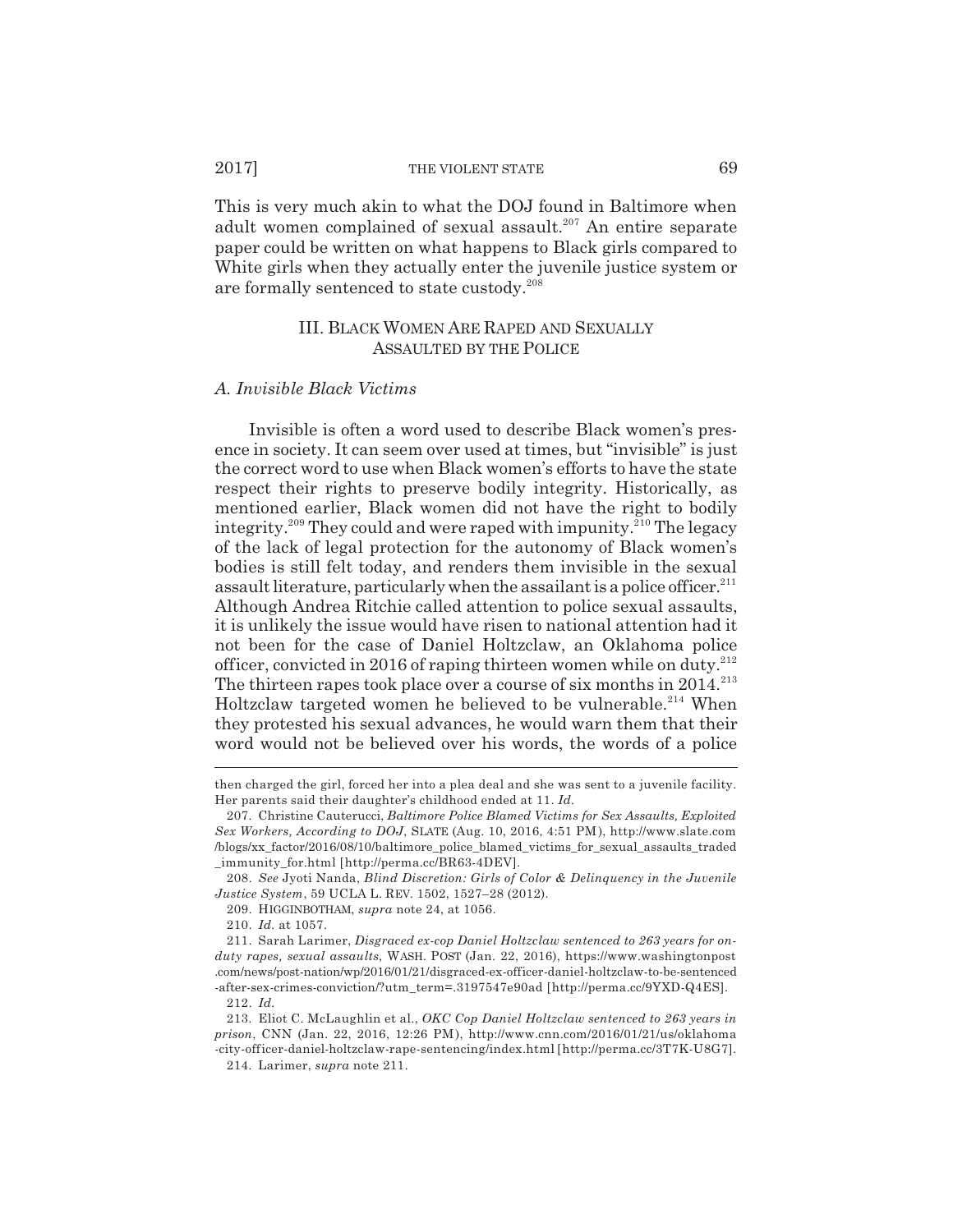This is very much akin to what the DOJ found in Baltimore when adult women complained of sexual assault.[207] An entire separate paper could be written on what happens to Black girls compared to White girls when they actually enter the juvenile justice system or are formally sentenced to state custody.[208]

## III. BLACK WOMEN ARE RAPED AND SEXUALLY ASSAULTED BY THE POLICE

### *A. Invisible Black Victims*

Invisible is often a word used to describe Black women's presence in society. It can seem over used at times, but "invisible" is just the correct word to use when Black women's efforts to have the state respect their rights to preserve bodily integrity. Historically, as mentioned earlier, Black women did not have the right to bodily integrity.[209] They could and were raped with impunity.[210] The legacy of the lack of legal protection for the autonomy of Black women's bodies is still felt today, and renders them invisible in the sexual assault literature, particularly when the assailant is a police officer.[211] Although Andrea Ritchie called attention to police sexual assaults, it is unlikely the issue would have risen to national attention had it not been for the case of Daniel Holtzclaw, an Oklahoma police officer, convicted in 2016 of raping thirteen women while on duty.[212] The thirteen rapes took place over a course of six months in 2014.[213] Holtzclaw targeted women he believed to be vulnerable.[214] When they protested his sexual advances, he would warn them that their word would not be believed over his words, the words of a police

---

then charged the girl, forced her into a plea deal and she was sent to a juvenile facility. Her parents said their daughter's childhood ended at 11. *Id.*

207. Christine Cauterucci, *Baltimore Police Blamed Victims for Sex Assaults, Exploited Sex Workers, According to DOJ*, SLATE (Aug. 10, 2016, 4:51 PM), http://www.slate.com/blogs/xx_factor/2016/08/10/baltimore_police_blamed_victims_for_sexual_assaults_traded_immunity_for.html [http://perma.cc/BR63-4DEV].

208. *See* Jyoti Nanda, *Blind Discretion: Girls of Color & Delinquency in the Juvenile Justice System*, 59 UCLA L. REV. 1502, 1527–28 (2012).

209. HIGGINBOTHAM, *supra* note 24, at 1056.

210. *Id.* at 1057.

211. Sarah Larimer, *Disgraced ex-cop Daniel Holtzclaw sentenced to 263 years for on-duty rapes, sexual assaults*, WASH. POST (Jan. 22, 2016), https://www.washingtonpost.com/news/post-nation/wp/2016/01/21/disgraced-ex-officer-daniel-holtzclaw-to-be-sentenced-after-sex-crimes-conviction/?utm_term=.3197547e90ad [http://perma.cc/9YXD-Q4ES].

212. *Id.*

213. Eliot C. McLaughlin et al., *OKC Cop Daniel Holtzclaw sentenced to 263 years in prison*, CNN (Jan. 22, 2016, 12:26 PM), http://www.cnn.com/2016/01/21/us/oklahoma-city-officer-daniel-holtzclaw-rape-sentencing/index.html [http://perma.cc/3T7K-U8G7].

214. Larimer, *supra* note 211.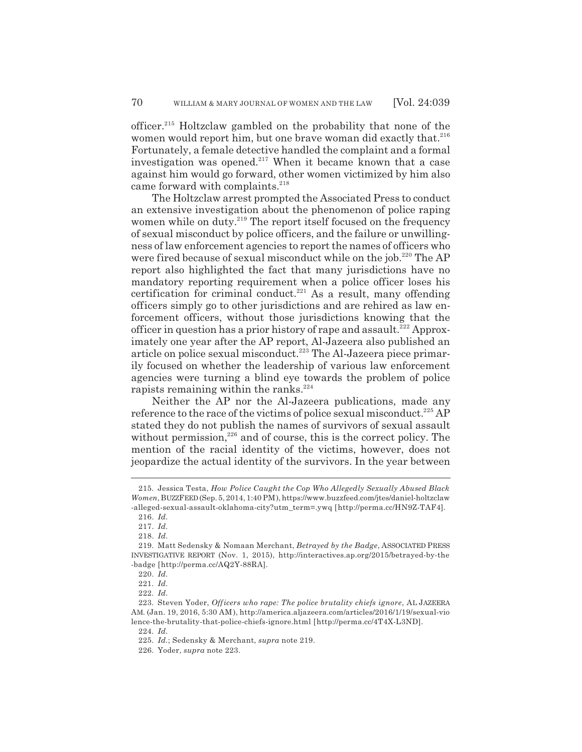officer.[215] Holtzclaw gambled on the probability that none of the women would report him, but one brave woman did exactly that.[216] Fortunately, a female detective handled the complaint and a formal investigation was opened.[217] When it became known that a case against him would go forward, other women victimized by him also came forward with complaints.[218]

The Holtzclaw arrest prompted the Associated Press to conduct an extensive investigation about the phenomenon of police raping women while on duty.[219] The report itself focused on the frequency of sexual misconduct by police officers, and the failure or unwillingness of law enforcement agencies to report the names of officers who were fired because of sexual misconduct while on the job.[220] The AP report also highlighted the fact that many jurisdictions have no mandatory reporting requirement when a police officer loses his certification for criminal conduct.[221] As a result, many offending officers simply go to other jurisdictions and are rehired as law enforcement officers, without those jurisdictions knowing that the officer in question has a prior history of rape and assault.[222] Approximately one year after the AP report, Al-Jazeera also published an article on police sexual misconduct.[223] The Al-Jazeera piece primarily focused on whether the leadership of various law enforcement agencies were turning a blind eye towards the problem of police rapists remaining within the ranks.[224]

Neither the AP nor the Al-Jazeera publications, made any reference to the race of the victims of police sexual misconduct.[225] AP stated they do not publish the names of survivors of sexual assault without permission,[226] and of course, this is the correct policy. The mention of the racial identity of the victims, however, does not jeopardize the actual identity of the survivors. In the year between

---

215. Jessica Testa, *How Police Caught the Cop Who Allegedly Sexually Abused Black Women*, BUZZFEED (Sep. 5, 2014, 1:40 PM), https://www.buzzfeed.com/jtes/daniel-holtzclaw-alleged-sexual-assault-oklahoma-city?utm_term=.ywq [http://perma.cc/HN9Z-TAF4].

216. *Id.*

217. *Id.*

218. *Id.*

219. Matt Sedensky & Nomaan Merchant, *Betrayed by the Badge*, ASSOCIATED PRESS INVESTIGATIVE REPORT (Nov. 1, 2015), http://interactives.ap.org/2015/betrayed-by-the-badge [http://perma.cc/AQ2Y-88RA].

220. *Id.*

221. *Id.*

222. *Id.*

223. Steven Yoder, *Officers who rape: The police brutality chiefs ignore*, AL JAZEERA AM. (Jan. 19, 2016, 5:30 AM), http://america.aljazeera.com/articles/2016/1/19/sexual-violence-the-brutality-that-police-chiefs-ignore.html [http://perma.cc/4T4X-L3ND].

224. *Id.*

225. *Id.*; Sedensky & Merchant, *supra* note 219.

226. Yoder, *supra* note 223.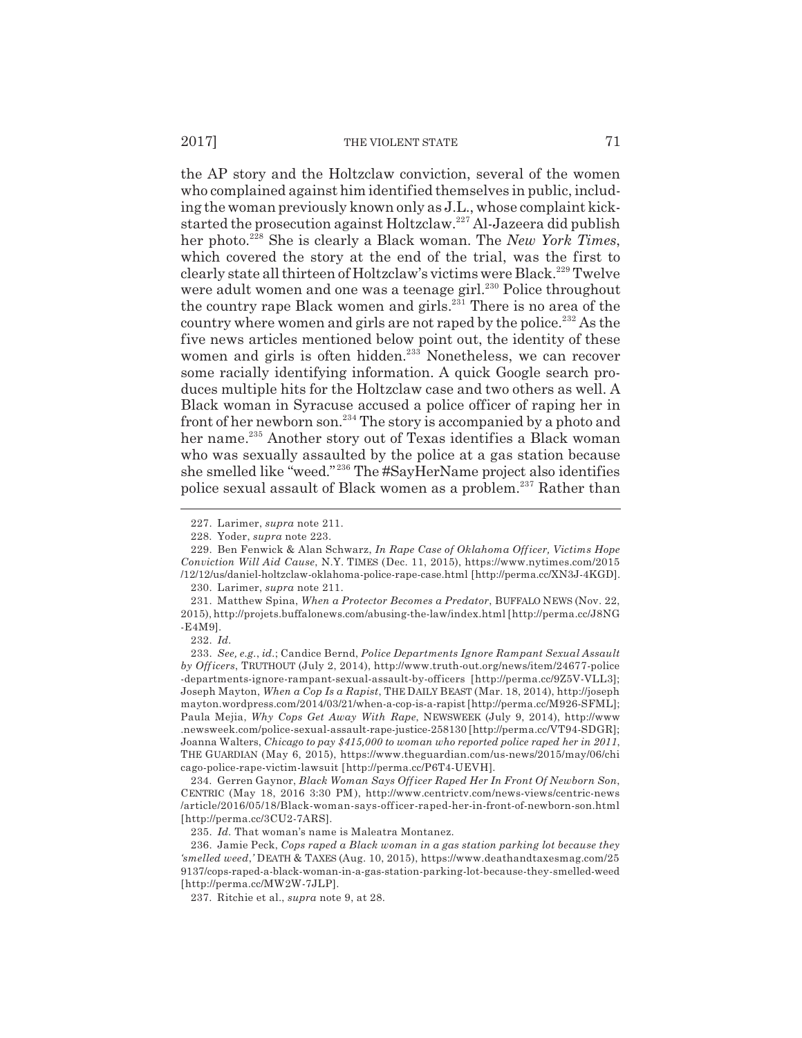the AP story and the Holtzclaw conviction, several of the women who complained against him identified themselves in public, including the woman previously known only as J.L., whose complaint kick-started the prosecution against Holtzclaw.[227] Al-Jazeera did publish her photo.[228] She is clearly a Black woman. The *New York Times*, which covered the story at the end of the trial, was the first to clearly state all thirteen of Holtzclaw's victims were Black.[229] Twelve were adult women and one was a teenage girl.[230] Police throughout the country rape Black women and girls.[231] There is no area of the country where women and girls are not raped by the police.[232] As the five news articles mentioned below point out, the identity of these women and girls is often hidden.[233] Nonetheless, we can recover some racially identifying information. A quick Google search produces multiple hits for the Holtzclaw case and two others as well. A Black woman in Syracuse accused a police officer of raping her in front of her newborn son.[234] The story is accompanied by a photo and her name.[235] Another story out of Texas identifies a Black woman who was sexually assaulted by the police at a gas station because she smelled like "weed."[236] The #SayHerName project also identifies police sexual assault of Black women as a problem.[237] Rather than

---

227. Larimer, *supra* note 211.

228. Yoder, *supra* note 223.

229. Ben Fenwick & Alan Schwarz, *In Rape Case of Oklahoma Officer, Victims Hope Conviction Will Aid Cause*, N.Y. TIMES (Dec. 11, 2015), https://www.nytimes.com/2015/12/12/us/daniel-holtzclaw-oklahoma-police-rape-case.html [http://perma.cc/XN3J-4KGD].

230. Larimer, *supra* note 211.

231. Matthew Spina, *When a Protector Becomes a Predator*, BUFFALO NEWS (Nov. 22, 2015), http://projets.buffalonews.com/abusing-the-law/index.html [http://perma.cc/J8NG-E4M9].

232. *Id.*

233. *See, e.g.*, *id.*; Candice Bernd, *Police Departments Ignore Rampant Sexual Assault by Officers*, TRUTHOUT (July 2, 2014), http://www.truth-out.org/news/item/24677-police-departments-ignore-rampant-sexual-assault-by-officers [http://perma.cc/9Z5V-VLL3]; Joseph Mayton, *When a Cop Is a Rapist*, THE DAILY BEAST (Mar. 18, 2014), http://josephmayton.wordpress.com/2014/03/21/when-a-cop-is-a-rapist [http://perma.cc/M926-SFML]; Paula Mejia, *Why Cops Get Away With Rape*, NEWSWEEK (July 9, 2014), http://www.newsweek.com/police-sexual-assault-rape-justice-258130 [http://perma.cc/VT94-SDGR]; Joanna Walters, *Chicago to pay $415,000 to woman who reported police raped her in 2011*, THE GUARDIAN (May 6, 2015), https://www.theguardian.com/us-news/2015/may/06/chicago-police-rape-victim-lawsuit [http://perma.cc/P6T4-UEVH].

234. Gerren Gaynor, *Black Woman Says Officer Raped Her In Front Of Newborn Son*, CENTRIC (May 18, 2016 3:30 PM), http://www.centrictv.com/news-views/centric-news/article/2016/05/18/Black-woman-says-officer-raped-her-in-front-of-newborn-son.html [http://perma.cc/3CU2-7ARS].

235. *Id.* That woman's name is Maleatra Montanez.

236. Jamie Peck, *Cops raped a Black woman in a gas station parking lot because they 'smelled weed*,*'* DEATH & TAXES (Aug. 10, 2015), https://www.deathandtaxesmag.com/259137/cops-raped-a-black-woman-in-a-gas-station-parking-lot-because-they-smelled-weed [http://perma.cc/MW2W-7JLP].

237. Ritchie et al., *supra* note 9, at 28.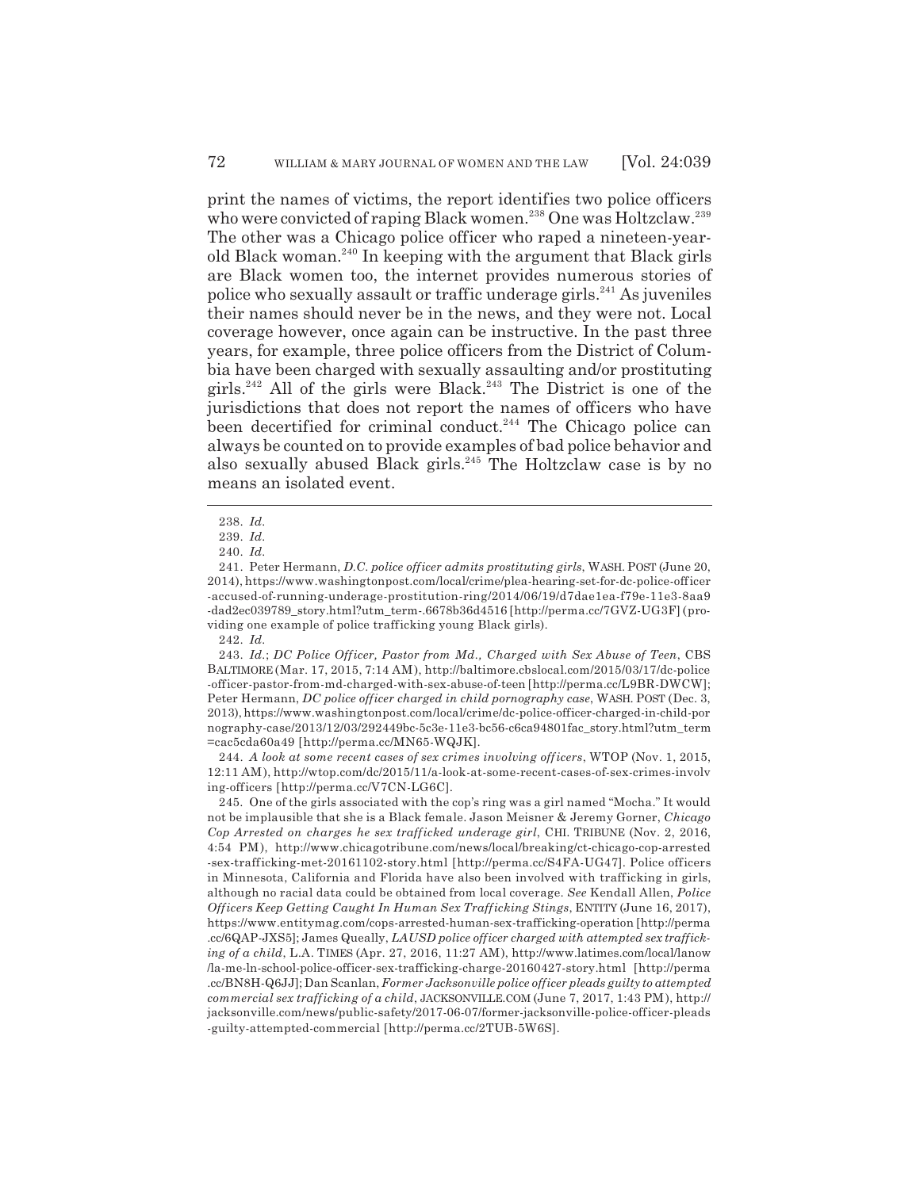print the names of victims, the report identifies two police officers who were convicted of raping Black women.[238] One was Holtzclaw.[239] The other was a Chicago police officer who raped a nineteen-year-old Black woman.[240] In keeping with the argument that Black girls are Black women too, the internet provides numerous stories of police who sexually assault or traffic underage girls.[241] As juveniles their names should never be in the news, and they were not. Local coverage however, once again can be instructive. In the past three years, for example, three police officers from the District of Columbia have been charged with sexually assaulting and/or prostituting girls.[242] All of the girls were Black.[243] The District is one of the jurisdictions that does not report the names of officers who have been decertified for criminal conduct.[244] The Chicago police can always be counted on to provide examples of bad police behavior and also sexually abused Black girls.[245] The Holtzclaw case is by no means an isolated event.

---

238. *Id.*

239. *Id.*

240. *Id.*

241. Peter Hermann, *D.C. police officer admits prostituting girls*, WASH. POST (June 20, 2014), https://www.washingtonpost.com/local/crime/plea-hearing-set-for-dc-police-officer-accused-of-running-underage-prostitution-ring/2014/06/19/d7dae1ea-f79e-11e3-8aa9-dad2ec039789_story.html?utm_term-.6678b36d4516 [http://perma.cc/7GVZ-UG3F] (providing one example of police trafficking young Black girls).

242. *Id.*

243. *Id.*; *DC Police Officer, Pastor from Md., Charged with Sex Abuse of Teen*, CBS BALTIMORE (Mar. 17, 2015, 7:14 AM), http://baltimore.cbslocal.com/2015/03/17/dc-police-officer-pastor-from-md-charged-with-sex-abuse-of-teen [http://perma.cc/L9BR-DWCW]; Peter Hermann, *DC police officer charged in child pornography case*, WASH. POST (Dec. 3, 2013), https://www.washingtonpost.com/local/crime/dc-police-officer-charged-in-child-pornography-case/2013/12/03/292449bc-5c3e-11e3-bc56-c6ca94801fac_story.html?utm_term=cac5cda60a49 [http://perma.cc/MN65-WQJK].

244. *A look at some recent cases of sex crimes involving officers*, WTOP (Nov. 1, 2015, 12:11 AM), http://wtop.com/dc/2015/11/a-look-at-some-recent-cases-of-sex-crimes-involving-officers [http://perma.cc/V7CN-LG6C].

245. One of the girls associated with the cop's ring was a girl named "Mocha." It would not be implausible that she is a Black female. Jason Meisner & Jeremy Gorner, *Chicago Cop Arrested on charges he sex trafficked underage girl*, CHI. TRIBUNE (Nov. 2, 2016, 4:54 PM), http://www.chicagotribune.com/news/local/breaking/ct-chicago-cop-arrested-sex-trafficking-met-20161102-story.html [http://perma.cc/S4FA-UG47]. Police officers in Minnesota, California and Florida have also been involved with trafficking in girls, although no racial data could be obtained from local coverage. *See* Kendall Allen, *Police Officers Keep Getting Caught In Human Sex Trafficking Stings*, ENTITY (June 16, 2017), https://www.entitymag.com/cops-arrested-human-sex-trafficking-operation [http://perma.cc/6QAP-JXS5]; James Queally, *LAUSD police officer charged with attempted sex trafficking of a child*, L.A. TIMES (Apr. 27, 2016, 11:27 AM), http://www.latimes.com/local/lanow/la-me-ln-school-police-officer-sex-trafficking-charge-20160427-story.html [http://perma.cc/BN8H-Q6JJ]; Dan Scanlan, *Former Jacksonville police officer pleads guilty to attempted commercial sex trafficking of a child*, JACKSONVILLE.COM (June 7, 2017, 1:43 PM), http://jacksonville.com/news/public-safety/2017-06-07/former-jacksonville-police-officer-pleads-guilty-attempted-commercial [http://perma.cc/2TUB-5W6S].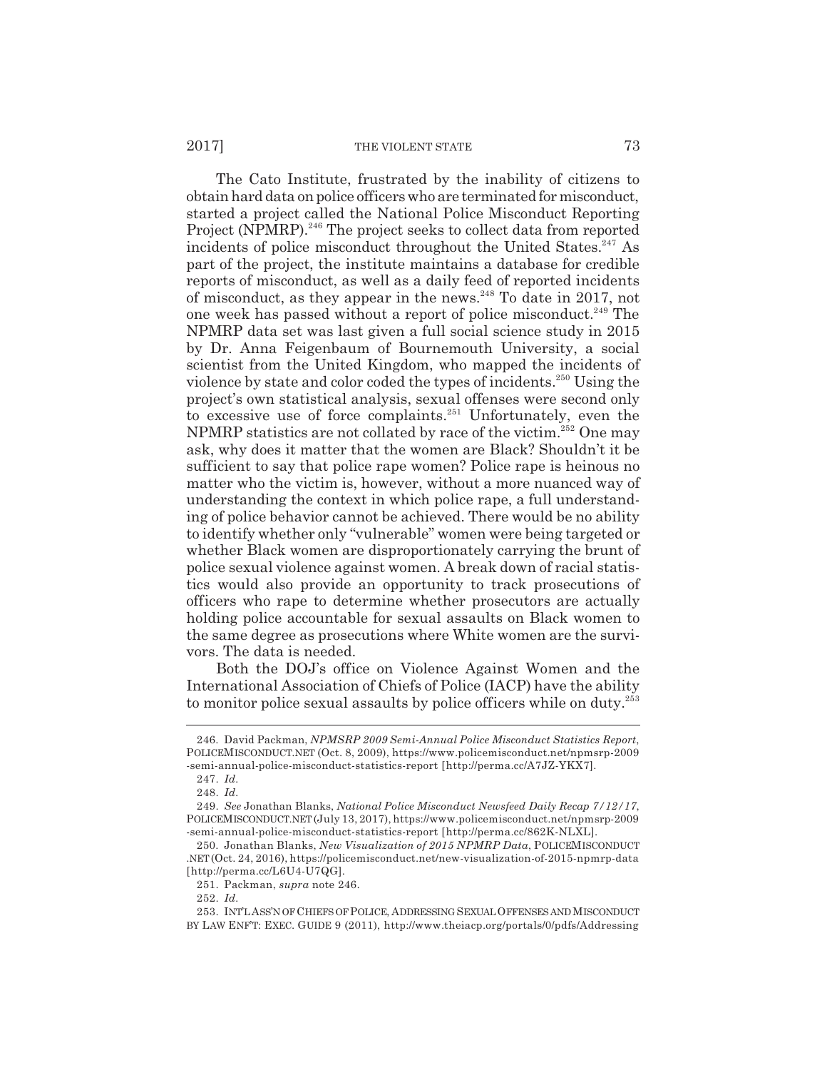The Cato Institute, frustrated by the inability of citizens to obtain hard data on police officers who are terminated for misconduct, started a project called the National Police Misconduct Reporting Project (NPMRP).[246] The project seeks to collect data from reported incidents of police misconduct throughout the United States.[247] As part of the project, the institute maintains a database for credible reports of misconduct, as well as a daily feed of reported incidents of misconduct, as they appear in the news.[248] To date in 2017, not one week has passed without a report of police misconduct.[249] The NPMRP data set was last given a full social science study in 2015 by Dr. Anna Feigenbaum of Bournemouth University, a social scientist from the United Kingdom, who mapped the incidents of violence by state and color coded the types of incidents.[250] Using the project's own statistical analysis, sexual offenses were second only to excessive use of force complaints.[251] Unfortunately, even the NPMRP statistics are not collated by race of the victim.[252] One may ask, why does it matter that the women are Black? Shouldn't it be sufficient to say that police rape women? Police rape is heinous no matter who the victim is, however, without a more nuanced way of understanding the context in which police rape, a full understanding of police behavior cannot be achieved. There would be no ability to identify whether only "vulnerable" women were being targeted or whether Black women are disproportionately carrying the brunt of police sexual violence against women. A break down of racial statistics would also provide an opportunity to track prosecutions of officers who rape to determine whether prosecutors are actually holding police accountable for sexual assaults on Black women to the same degree as prosecutions where White women are the survivors. The data is needed.

Both the DOJ's office on Violence Against Women and the International Association of Chiefs of Police (IACP) have the ability to monitor police sexual assaults by police officers while on duty.[253]

---

246. David Packman, *NPMSRP 2009 Semi-Annual Police Misconduct Statistics Report*, POLICEMISCONDUCT.NET (Oct. 8, 2009), https://www.policemisconduct.net/npmsrp-2009-semi-annual-police-misconduct-statistics-report [http://perma.cc/A7JZ-YKX7].

247. *Id.*

248. *Id.*

249. *See* Jonathan Blanks, *National Police Misconduct Newsfeed Daily Recap 7/12/17*, POLICEMISCONDUCT.NET (July 13, 2017), https://www.policemisconduct.net/npmsrp-2009-semi-annual-police-misconduct-statistics-report [http://perma.cc/862K-NLXL].

250. Jonathan Blanks, *New Visualization of 2015 NPMRP Data*, POLICEMISCONDUCT.NET (Oct. 24, 2016), https://policemisconduct.net/new-visualization-of-2015-npmrp-data [http://perma.cc/L6U4-U7QG].

251. Packman, *supra* note 246.

252. *Id.*

253. INT'L ASS'N OF CHIEFS OF POLICE, ADDRESSING SEXUAL OFFENSES AND MISCONDUCT BY LAW ENF'T: EXEC. GUIDE 9 (2011), http://www.theiacp.org/portals/0/pdfs/Addressing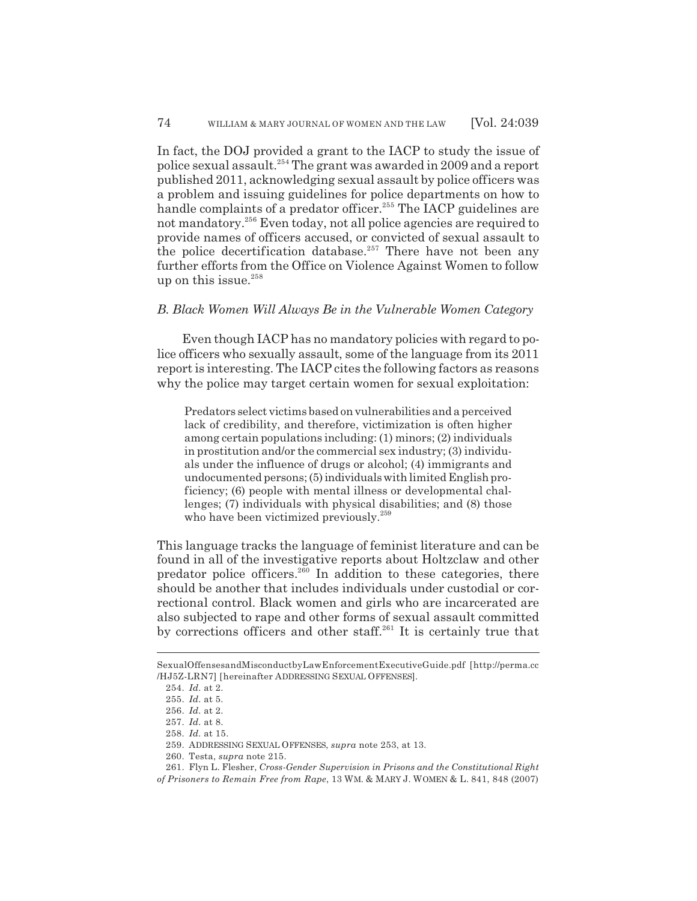In fact, the DOJ provided a grant to the IACP to study the issue of police sexual assault.[254] The grant was awarded in 2009 and a report published 2011, acknowledging sexual assault by police officers was a problem and issuing guidelines for police departments on how to handle complaints of a predator officer.[255] The IACP guidelines are not mandatory.[256] Even today, not all police agencies are required to provide names of officers accused, or convicted of sexual assault to the police decertification database.[257] There have not been any further efforts from the Office on Violence Against Women to follow up on this issue.[258]

### *B. Black Women Will Always Be in the Vulnerable Women Category*

Even though IACP has no mandatory policies with regard to police officers who sexually assault, some of the language from its 2011 report is interesting. The IACP cites the following factors as reasons why the police may target certain women for sexual exploitation:

> Predators select victims based on vulnerabilities and a perceived lack of credibility, and therefore, victimization is often higher among certain populations including: (1) minors; (2) individuals in prostitution and/or the commercial sex industry; (3) individuals under the influence of drugs or alcohol; (4) immigrants and undocumented persons; (5) individuals with limited English proficiency; (6) people with mental illness or developmental challenges; (7) individuals with physical disabilities; and (8) those who have been victimized previously.[259]

This language tracks the language of feminist literature and can be found in all of the investigative reports about Holtzclaw and other predator police officers.[260] In addition to these categories, there should be another that includes individuals under custodial or correctional control. Black women and girls who are incarcerated are also subjected to rape and other forms of sexual assault committed by corrections officers and other staff.[261] It is certainly true that

---

SexualOffensesandMisconductbyLawEnforcementExecutiveGuide.pdf [http://perma.cc/HJ5Z-LRN7] [hereinafter ADDRESSING SEXUAL OFFENSES].

254. *Id.* at 2.

255. *Id.* at 5.

256. *Id.* at 2.

257. *Id.* at 8.

258. *Id.* at 15.

259. ADDRESSING SEXUAL OFFENSES, *supra* note 253, at 13.

260. Testa, *supra* note 215.

261. Flyn L. Flesher, *Cross-Gender Supervision in Prisons and the Constitutional Right of Prisoners to Remain Free from Rape*, 13 WM. & MARY J. WOMEN & L. 841, 848 (2007)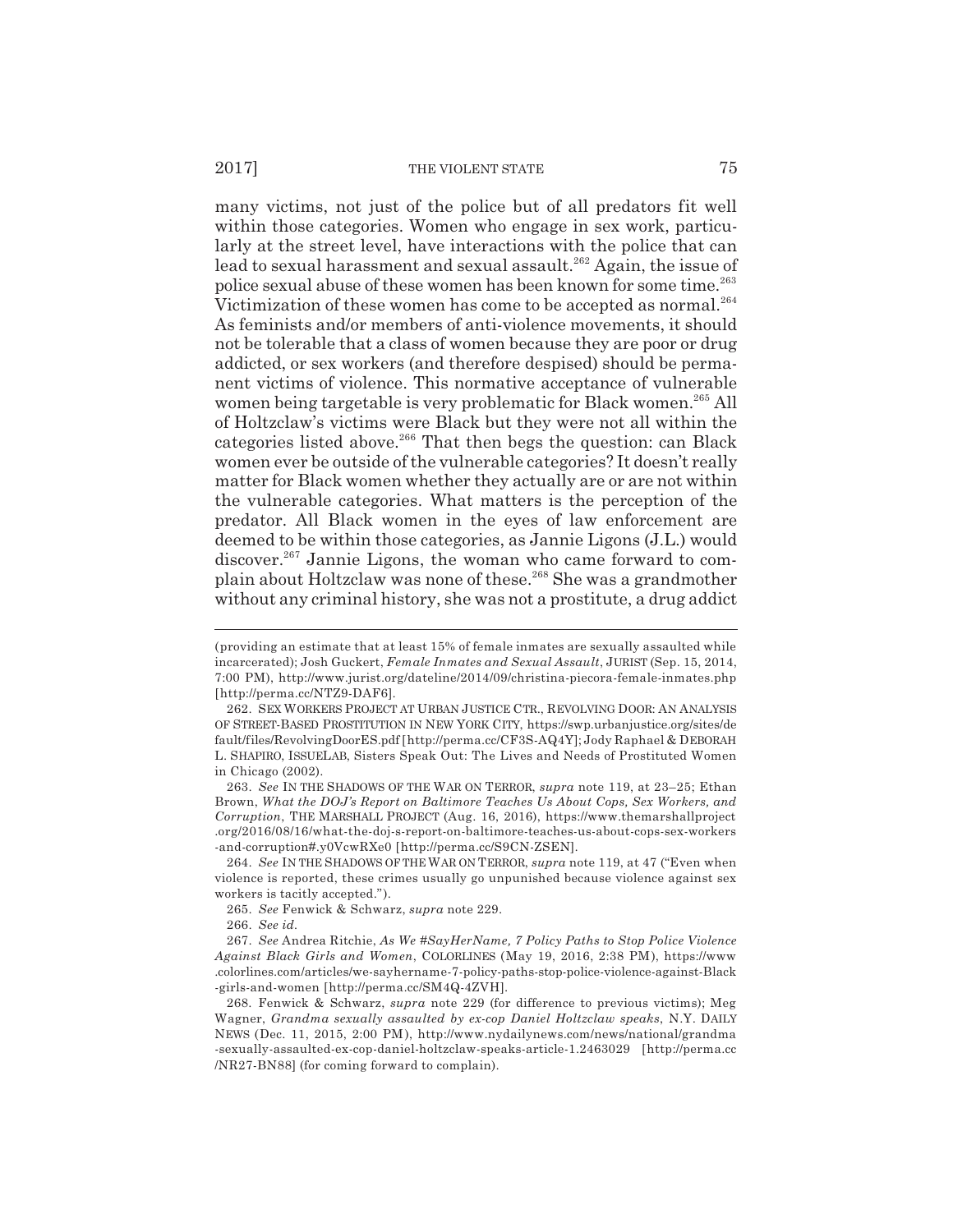many victims, not just of the police but of all predators fit well within those categories. Women who engage in sex work, particularly at the street level, have interactions with the police that can lead to sexual harassment and sexual assault.[262] Again, the issue of police sexual abuse of these women has been known for some time.[263] Victimization of these women has come to be accepted as normal.[264] As feminists and/or members of anti-violence movements, it should not be tolerable that a class of women because they are poor or drug addicted, or sex workers (and therefore despised) should be permanent victims of violence. This normative acceptance of vulnerable women being targetable is very problematic for Black women.[265] All of Holtzclaw's victims were Black but they were not all within the categories listed above.[266] That then begs the question: can Black women ever be outside of the vulnerable categories? It doesn't really matter for Black women whether they actually are or are not within the vulnerable categories. What matters is the perception of the predator. All Black women in the eyes of law enforcement are deemed to be within those categories, as Jannie Ligons (J.L.) would discover.[267] Jannie Ligons, the woman who came forward to complain about Holtzclaw was none of these.[268] She was a grandmother without any criminal history, she was not a prostitute, a drug addict

---

(providing an estimate that at least 15% of female inmates are sexually assaulted while incarcerated); Josh Guckert, *Female Inmates and Sexual Assault*, JURIST (Sep. 15, 2014, 7:00 PM), http://www.jurist.org/dateline/2014/09/christina-piecora-female-inmates.php [http://perma.cc/NTZ9-DAF6].

262. SEX WORKERS PROJECT AT URBAN JUSTICE CTR., REVOLVING DOOR: AN ANALYSIS OF STREET-BASED PROSTITUTION IN NEW YORK CITY, https://swp.urbanjustice.org/sites/default/files/RevolvingDoorES.pdf [http://perma.cc/CF3S-AQ4Y]; Jody Raphael & DEBORAH L. SHAPIRO, ISSUELAB, Sisters Speak Out: The Lives and Needs of Prostituted Women in Chicago (2002).

263. *See* IN THE SHADOWS OF THE WAR ON TERROR, *supra* note 119, at 23–25; Ethan Brown, *What the DOJ's Report on Baltimore Teaches Us About Cops, Sex Workers, and Corruption*, THE MARSHALL PROJECT (Aug. 16, 2016), https://www.themarshallproject.org/2016/08/16/what-the-doj-s-report-on-baltimore-teaches-us-about-cops-sex-workers-and-corruption#.y0VcwRXe0 [http://perma.cc/S9CN-ZSEN].

264. *See* IN THE SHADOWS OF THE WAR ON TERROR, *supra* note 119, at 47 ("Even when violence is reported, these crimes usually go unpunished because violence against sex workers is tacitly accepted.").

265. *See* Fenwick & Schwarz, *supra* note 229.

266. *See id*.

267. *See* Andrea Ritchie, *As We #SayHerName, 7 Policy Paths to Stop Police Violence Against Black Girls and Women*, COLORLINES (May 19, 2016, 2:38 PM), https://www.colorlines.com/articles/we-sayhername-7-policy-paths-stop-police-violence-against-Black-girls-and-women [http://perma.cc/SM4Q-4ZVH].

268. Fenwick & Schwarz, *supra* note 229 (for difference to previous victims); Meg Wagner, *Grandma sexually assaulted by ex-cop Daniel Holtzclaw speaks*, N.Y. DAILY NEWS (Dec. 11, 2015, 2:00 PM), http://www.nydailynews.com/news/national/grandma-sexually-assaulted-ex-cop-daniel-holtzclaw-speaks-article-1.2463029 [http://perma.cc/NR27-BN88] (for coming forward to complain).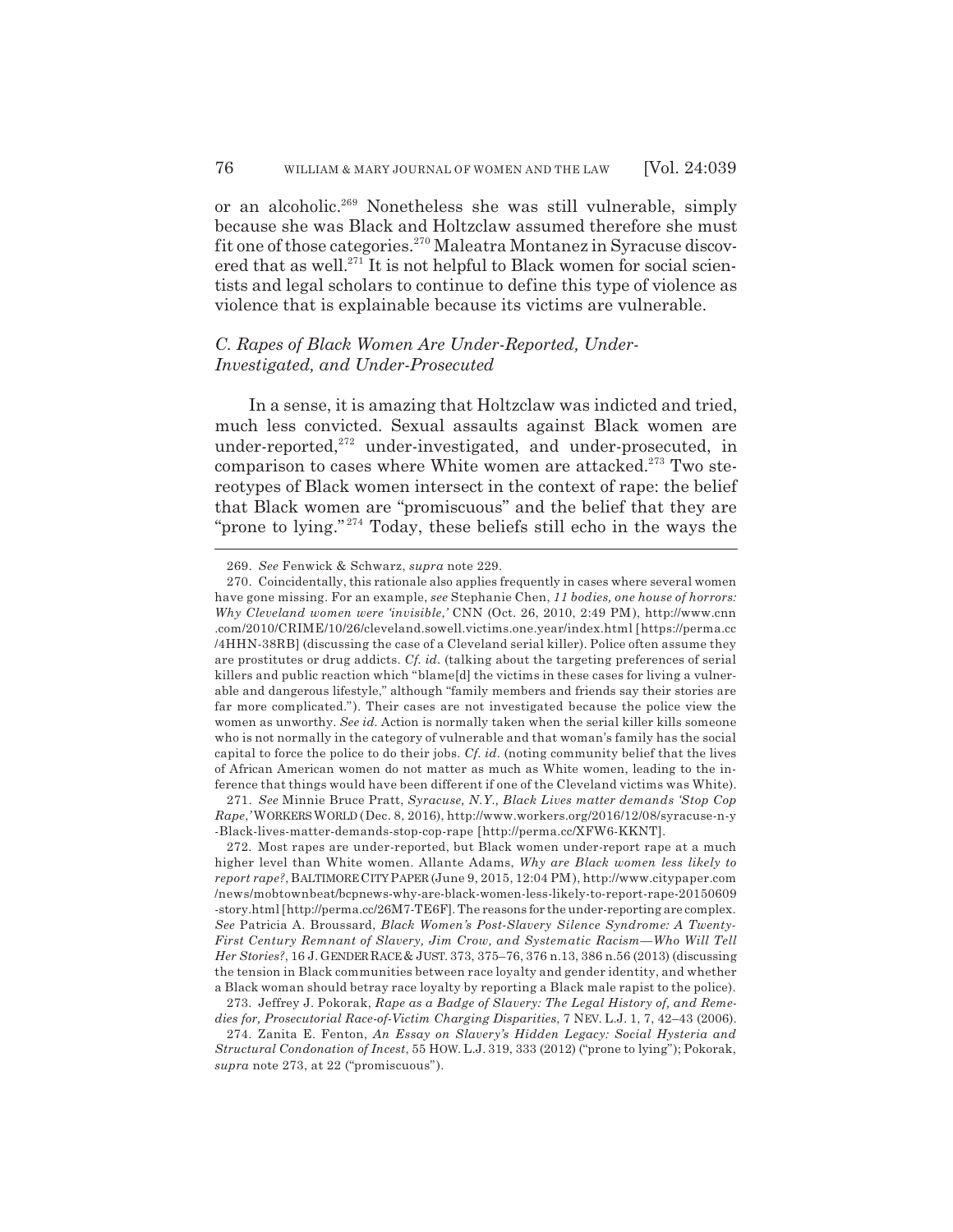or an alcoholic.[269] Nonetheless she was still vulnerable, simply because she was Black and Holtzclaw assumed therefore she must fit one of those categories.[270] Maleatra Montanez in Syracuse discovered that as well.[271] It is not helpful to Black women for social scientists and legal scholars to continue to define this type of violence as violence that is explainable because its victims are vulnerable.

### *C. Rapes of Black Women Are Under-Reported, Under-Investigated, and Under-Prosecuted*

In a sense, it is amazing that Holtzclaw was indicted and tried, much less convicted. Sexual assaults against Black women are under-reported,[272] under-investigated, and under-prosecuted, in comparison to cases where White women are attacked.[273] Two stereotypes of Black women intersect in the context of rape: the belief that Black women are "promiscuous" and the belief that they are "prone to lying."[274] Today, these beliefs still echo in the ways the

---

269. *See* Fenwick & Schwarz, *supra* note 229.

270. Coincidentally, this rationale also applies frequently in cases where several women have gone missing. For an example, *see* Stephanie Chen, *11 bodies, one house of horrors: Why Cleveland women were 'invisible,'* CNN (Oct. 26, 2010, 2:49 PM), http://www.cnn.com/2010/CRIME/10/26/cleveland.sowell.victims.one.year/index.html [https://perma.cc/4HHN-38RB] (discussing the case of a Cleveland serial killer). Police often assume they are prostitutes or drug addicts. *Cf. id.* (talking about the targeting preferences of serial killers and public reaction which "blame[d] the victims in these cases for living a vulnerable and dangerous lifestyle," although "family members and friends say their stories are far more complicated."). Their cases are not investigated because the police view the women as unworthy. *See id.* Action is normally taken when the serial killer kills someone who is not normally in the category of vulnerable and that woman's family has the social capital to force the police to do their jobs. *Cf. id.* (noting community belief that the lives of African American women do not matter as much as White women, leading to the inference that things would have been different if one of the Cleveland victims was White).

271. *See* Minnie Bruce Pratt, *Syracuse, N.Y., Black Lives matter demands 'Stop Cop Rape,'* WORKERS WORLD (Dec. 8, 2016), http://www.workers.org/2016/12/08/syracuse-n-y-Black-lives-matter-demands-stop-cop-rape [http://perma.cc/XFW6-KKNT].

272. Most rapes are under-reported, but Black women under-report rape at a much higher level than White women. Allante Adams, *Why are Black women less likely to report rape?*, BALTIMORE CITY PAPER (June 9, 2015, 12:04 PM), http://www.citypaper.com/news/mobtownbeat/bcpnews-why-are-black-women-less-likely-to-report-rape-20150609-story.html [http://perma.cc/26M7-TE6F]. The reasons for the under-reporting are complex. *See* Patricia A. Broussard, *Black Women's Post-Slavery Silence Syndrome: A Twenty-First Century Remnant of Slavery, Jim Crow, and Systematic Racism—Who Will Tell Her Stories?*, 16 J. GENDER RACE & JUST. 373, 375–76, 376 n.13, 386 n.56 (2013) (discussing the tension in Black communities between race loyalty and gender identity, and whether a Black woman should betray race loyalty by reporting a Black male rapist to the police).

273. Jeffrey J. Pokorak, *Rape as a Badge of Slavery: The Legal History of, and Remedies for, Prosecutorial Race-of-Victim Charging Disparities*, 7 NEV. L.J. 1, 7, 42–43 (2006).

274. Zanita E. Fenton, *An Essay on Slavery's Hidden Legacy: Social Hysteria and Structural Condonation of Incest*, 55 HOW. L.J. 319, 333 (2012) ("prone to lying"); Pokorak, *supra* note 273, at 22 ("promiscuous").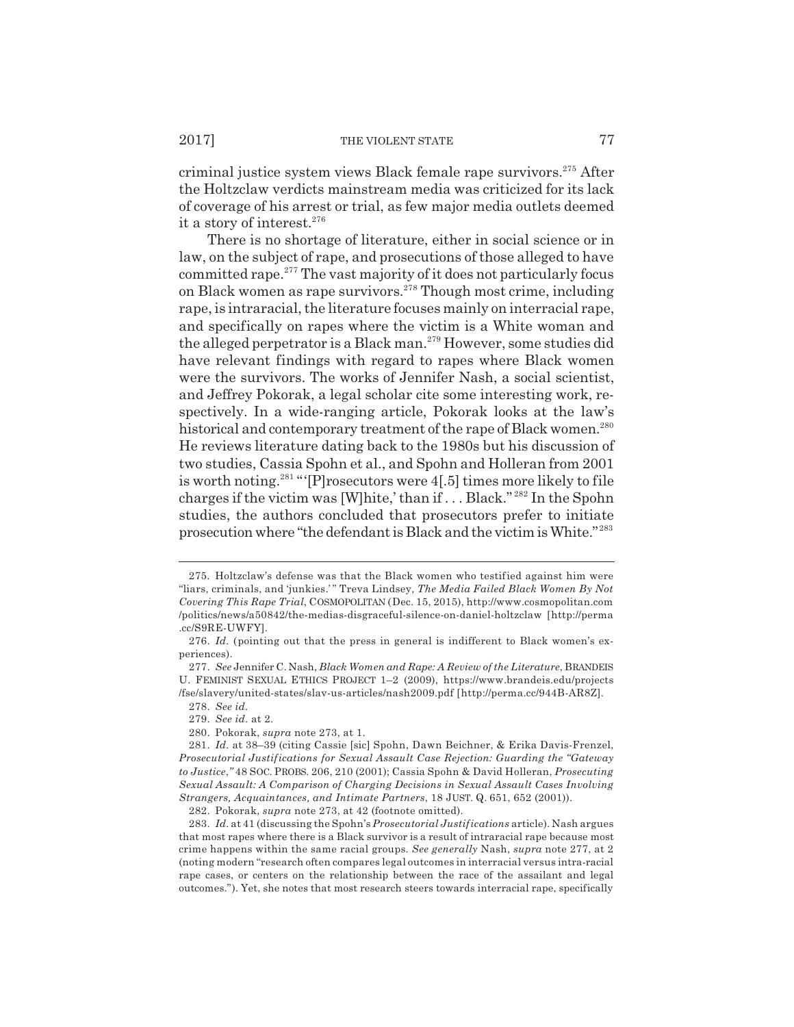criminal justice system views Black female rape survivors.[275] After the Holtzclaw verdicts mainstream media was criticized for its lack of coverage of his arrest or trial, as few major media outlets deemed it a story of interest.[276]

There is no shortage of literature, either in social science or in law, on the subject of rape, and prosecutions of those alleged to have committed rape.[277] The vast majority of it does not particularly focus on Black women as rape survivors.[278] Though most crime, including rape, is intraracial, the literature focuses mainly on interracial rape, and specifically on rapes where the victim is a White woman and the alleged perpetrator is a Black man.[279] However, some studies did have relevant findings with regard to rapes where Black women were the survivors. The works of Jennifer Nash, a social scientist, and Jeffrey Pokorak, a legal scholar cite some interesting work, respectively. In a wide-ranging article, Pokorak looks at the law's historical and contemporary treatment of the rape of Black women.[280] He reviews literature dating back to the 1980s but his discussion of two studies, Cassia Spohn et al., and Spohn and Holleran from 2001 is worth noting.[281] "'[P]rosecutors were 4[.5] times more likely to file charges if the victim was [W]hite,' than if . . . Black."[282] In the Spohn studies, the authors concluded that prosecutors prefer to initiate prosecution where "the defendant is Black and the victim is White."[283]

---

275. Holtzclaw's defense was that the Black women who testified against him were "liars, criminals, and 'junkies.'" Treva Lindsey, *The Media Failed Black Women By Not Covering This Rape Trial*, COSMOPOLITAN (Dec. 15, 2015), http://www.cosmopolitan.com/politics/news/a50842/the-medias-disgraceful-silence-on-daniel-holtzclaw [http://perma.cc/S9RE-UWFY].

276. *Id.* (pointing out that the press in general is indifferent to Black women's experiences).

277. *See* Jennifer C. Nash, *Black Women and Rape: A Review of the Literature*, BRANDEIS U. FEMINIST SEXUAL ETHICS PROJECT 1–2 (2009), https://www.brandeis.edu/projects/fse/slavery/united-states/slav-us-articles/nash2009.pdf [http://perma.cc/944B-AR8Z].

278. *See id.*

279. *See id.* at 2.

280. Pokorak, *supra* note 273, at 1.

281. *Id.* at 38–39 (citing Cassie [sic] Spohn, Dawn Beichner, & Erika Davis-Frenzel, *Prosecutorial Justifications for Sexual Assault Case Rejection: Guarding the "Gateway to Justice*,*"* 48 SOC. PROBS. 206, 210 (2001); Cassia Spohn & David Holleran, *Prosecuting Sexual Assault: A Comparison of Charging Decisions in Sexual Assault Cases Involving Strangers, Acquaintances, and Intimate Partners*, 18 JUST. Q. 651, 652 (2001)).

282. Pokorak, *supra* note 273, at 42 (footnote omitted).

283. *Id.* at 41 (discussing the Spohn's *Prosecutorial Justifications* article). Nash argues that most rapes where there is a Black survivor is a result of intraracial rape because most crime happens within the same racial groups. *See generally* Nash, *supra* note 277, at 2 (noting modern "research often compares legal outcomes in interracial versus intra-racial rape cases, or centers on the relationship between the race of the assailant and legal outcomes."). Yet, she notes that most research steers towards interracial rape, specifically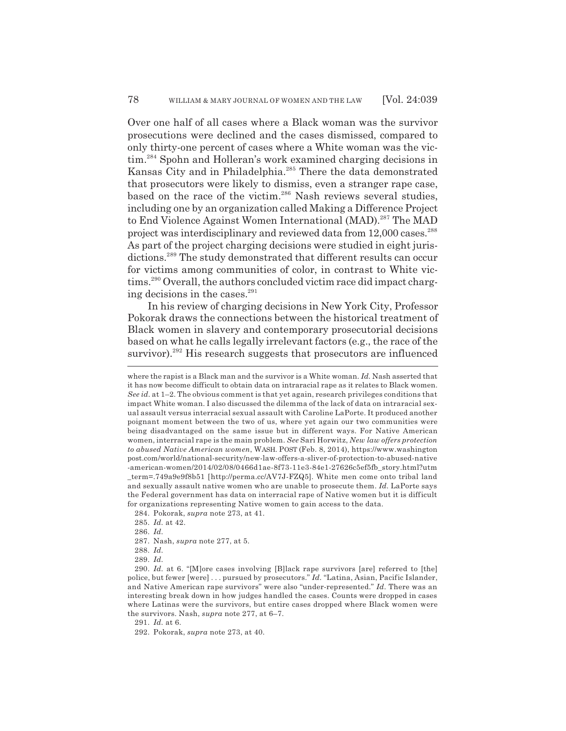Over one half of all cases where a Black woman was the survivor prosecutions were declined and the cases dismissed, compared to only thirty-one percent of cases where a White woman was the victim.[284] Spohn and Holleran's work examined charging decisions in Kansas City and in Philadelphia.[285] There the data demonstrated that prosecutors were likely to dismiss, even a stranger rape case, based on the race of the victim.[286] Nash reviews several studies, including one by an organization called Making a Difference Project to End Violence Against Women International (MAD).[287] The MAD project was interdisciplinary and reviewed data from 12,000 cases.[288] As part of the project charging decisions were studied in eight jurisdictions.[289] The study demonstrated that different results can occur for victims among communities of color, in contrast to White victims.[290] Overall, the authors concluded victim race did impact charging decisions in the cases.[291]

In his review of charging decisions in New York City, Professor Pokorak draws the connections between the historical treatment of Black women in slavery and contemporary prosecutorial decisions based on what he calls legally irrelevant factors (e.g., the race of the survivor).[292] His research suggests that prosecutors are influenced

---

where the rapist is a Black man and the survivor is a White woman. *Id.* Nash asserted that it has now become difficult to obtain data on intraracial rape as it relates to Black women. *See id.* at 1–2. The obvious comment is that yet again, research privileges conditions that impact White woman. I also discussed the dilemma of the lack of data on intraracial sexual assault versus interracial sexual assault with Caroline LaPorte. It produced another poignant moment between the two of us, where yet again our two communities were being disadvantaged on the same issue but in different ways. For Native American women, interracial rape is the main problem. *See* Sari Horwitz, *New law offers protection to abused Native American women*, WASH. POST (Feb. 8, 2014), https://www.washingtonpost.com/world/national-security/new-law-offers-a-sliver-of-protection-to-abused-native-american-women/2014/02/08/0466d1ae-8f73-11e3-84e1-27626c5ef5fb_story.html?utm_term=.749a9e9f8b51 [http://perma.cc/AV7J-FZQ5]. White men come onto tribal land and sexually assault native women who are unable to prosecute them. *Id.* LaPorte says the Federal government has data on interracial rape of Native women but it is difficult for organizations representing Native women to gain access to the data.

284. Pokorak, *supra* note 273, at 41.

285. *Id.* at 42.

286. *Id.*

287. Nash, *supra* note 277, at 5.

288. *Id.*

289. *Id.*

290. *Id.* at 6. "[M]ore cases involving [B]lack rape survivors [are] referred to [the] police, but fewer [were] . . . pursued by prosecutors." *Id.* "Latina, Asian, Pacific Islander, and Native American rape survivors" were also "under-represented." *Id.* There was an interesting break down in how judges handled the cases. Counts were dropped in cases where Latinas were the survivors, but entire cases dropped where Black women were the survivors. Nash, *supra* note 277, at 6–7.

291. *Id.* at 6.

292. Pokorak, *supra* note 273, at 40.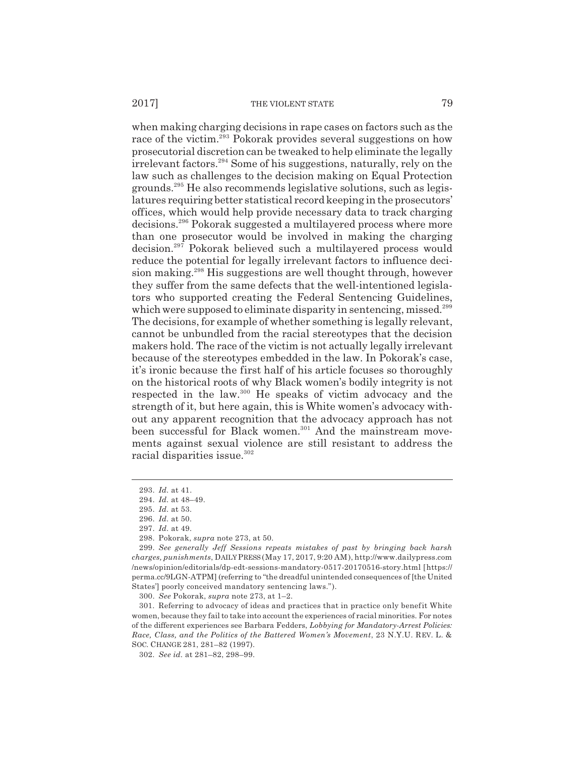when making charging decisions in rape cases on factors such as the race of the victim.[293] Pokorak provides several suggestions on how prosecutorial discretion can be tweaked to help eliminate the legally irrelevant factors.[294] Some of his suggestions, naturally, rely on the law such as challenges to the decision making on Equal Protection grounds.[295] He also recommends legislative solutions, such as legislatures requiring better statistical record keeping in the prosecutors' offices, which would help provide necessary data to track charging decisions.[296] Pokorak suggested a multilayered process where more than one prosecutor would be involved in making the charging decision.[297] Pokorak believed such a multilayered process would reduce the potential for legally irrelevant factors to influence decision making.[298] His suggestions are well thought through, however they suffer from the same defects that the well-intentioned legislators who supported creating the Federal Sentencing Guidelines, which were supposed to eliminate disparity in sentencing, missed.[299] The decisions, for example of whether something is legally relevant, cannot be unbundled from the racial stereotypes that the decision makers hold. The race of the victim is not actually legally irrelevant because of the stereotypes embedded in the law. In Pokorak's case, it's ironic because the first half of his article focuses so thoroughly on the historical roots of why Black women's bodily integrity is not respected in the law.[300] He speaks of victim advocacy and the strength of it, but here again, this is White women's advocacy without any apparent recognition that the advocacy approach has not been successful for Black women.[301] And the mainstream movements against sexual violence are still resistant to address the racial disparities issue.[302]

---

293. *Id.* at 41.

294. *Id.* at 48–49.

295. *Id.* at 53.

296. *Id.* at 50.

297. *Id.* at 49.

298. Pokorak, *supra* note 273, at 50.

299. *See generally Jeff Sessions repeats mistakes of past by bringing back harsh charges, punishments*, DAILY PRESS (May 17, 2017, 9:20 AM), http://www.dailypress.com/news/opinion/editorials/dp-edt-sessions-mandatory-0517-20170516-story.html [https://perma.cc/9LGN-ATPM] (referring to "the dreadful unintended consequences of [the United States'] poorly conceived mandatory sentencing laws.").

300. *See* Pokorak, *supra* note 273, at 1–2.

301. Referring to advocacy of ideas and practices that in practice only benefit White women, because they fail to take into account the experiences of racial minorities. For notes of the different experiences see Barbara Fedders, *Lobbying for Mandatory-Arrest Policies: Race, Class, and the Politics of the Battered Women's Movement*, 23 N.Y.U. REV. L. & SOC. CHANGE 281, 281–82 (1997).

302. *See id.* at 281–82, 298–99.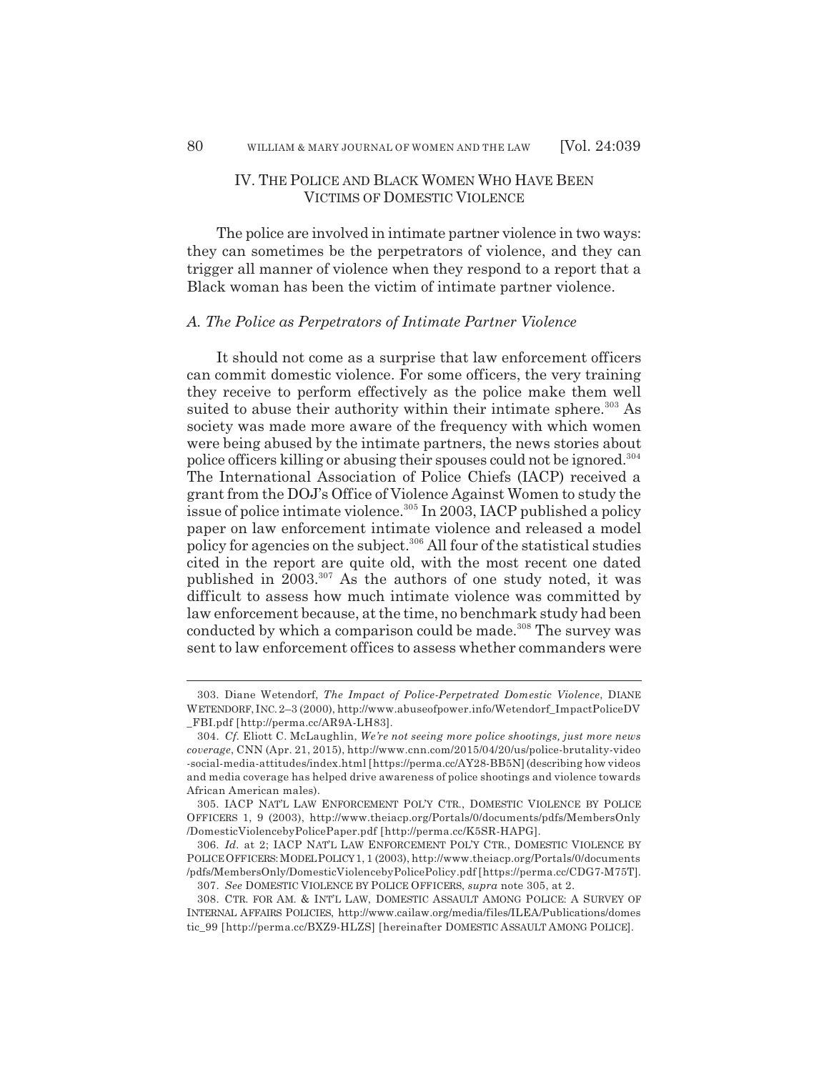## IV. THE POLICE AND BLACK WOMEN WHO HAVE BEEN VICTIMS OF DOMESTIC VIOLENCE

The police are involved in intimate partner violence in two ways: they can sometimes be the perpetrators of violence, and they can trigger all manner of violence when they respond to a report that a Black woman has been the victim of intimate partner violence.

### *A. The Police as Perpetrators of Intimate Partner Violence*

It should not come as a surprise that law enforcement officers can commit domestic violence. For some officers, the very training they receive to perform effectively as the police make them well suited to abuse their authority within their intimate sphere.[303] As society was made more aware of the frequency with which women were being abused by the intimate partners, the news stories about police officers killing or abusing their spouses could not be ignored.[304] The International Association of Police Chiefs (IACP) received a grant from the DOJ's Office of Violence Against Women to study the issue of police intimate violence.[305] In 2003, IACP published a policy paper on law enforcement intimate violence and released a model policy for agencies on the subject.[306] All four of the statistical studies cited in the report are quite old, with the most recent one dated published in 2003.[307] As the authors of one study noted, it was difficult to assess how much intimate violence was committed by law enforcement because, at the time, no benchmark study had been conducted by which a comparison could be made.[308] The survey was sent to law enforcement offices to assess whether commanders were

---

303. Diane Wetendorf, *The Impact of Police-Perpetrated Domestic Violence*, DIANE WETENDORF, INC. 2–3 (2000), http://www.abuseofpower.info/Wetendorf_ImpactPoliceDV_FBI.pdf [http://perma.cc/AR9A-LH83].

304. *Cf.* Eliott C. McLaughlin, *We're not seeing more police shootings, just more news coverage*, CNN (Apr. 21, 2015), http://www.cnn.com/2015/04/20/us/police-brutality-video-social-media-attitudes/index.html [https://perma.cc/AY28-BB5N] (describing how videos and media coverage has helped drive awareness of police shootings and violence towards African American males).

305. IACP NAT'L LAW ENFORCEMENT POL'Y CTR., DOMESTIC VIOLENCE BY POLICE OFFICERS 1, 9 (2003), http://www.theiacp.org/Portals/0/documents/pdfs/MembersOnly/DomesticViolencebyPolicePaper.pdf [http://perma.cc/K5SR-HAPG].

306. *Id.* at 2; IACP NAT'L LAW ENFORCEMENT POL'Y CTR., DOMESTIC VIOLENCE BY POLICE OFFICERS: MODEL POLICY 1, 1 (2003), http://www.theiacp.org/Portals/0/documents/pdfs/MembersOnly/DomesticViolencebyPolicePolicy.pdf [https://perma.cc/CDG7-M75T].

307. *See* DOMESTIC VIOLENCE BY POLICE OFFICERS, *supra* note 305, at 2.

308. CTR. FOR AM. & INT'L LAW, DOMESTIC ASSAULT AMONG POLICE: A SURVEY OF INTERNAL AFFAIRS POLICIES, http://www.cailaw.org/media/files/ILEA/Publications/domestic_99 [http://perma.cc/BXZ9-HLZS] [hereinafter DOMESTIC ASSAULT AMONG POLICE].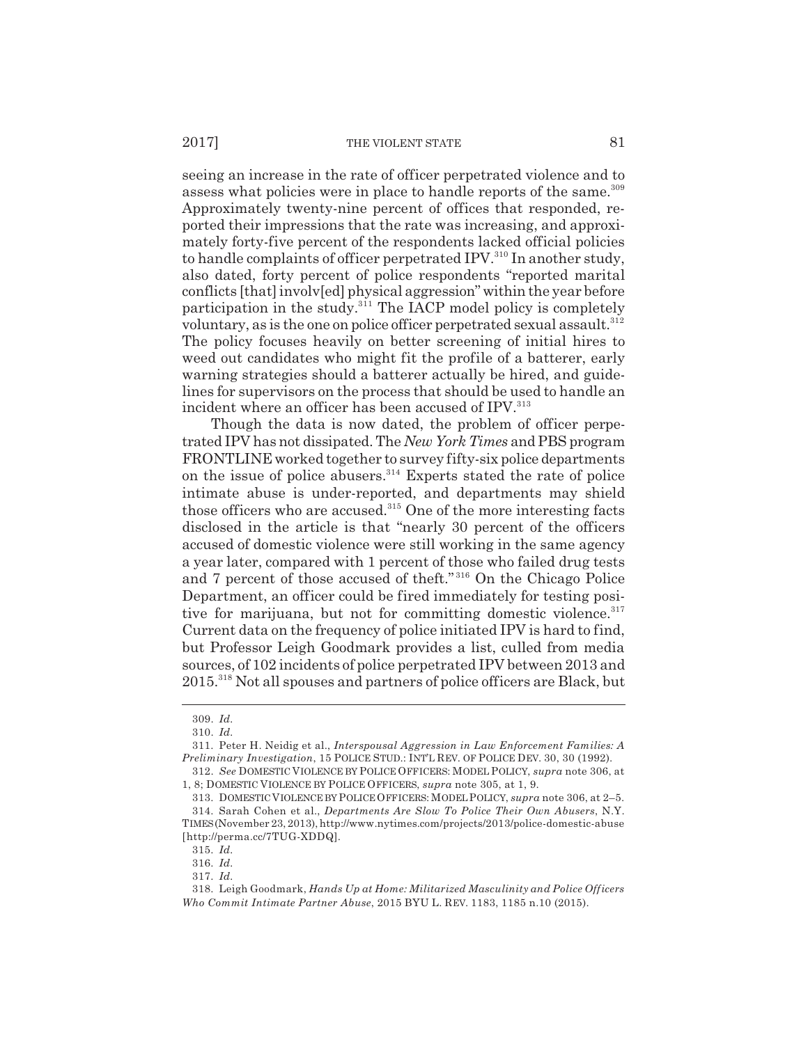seeing an increase in the rate of officer perpetrated violence and to assess what policies were in place to handle reports of the same.[309] Approximately twenty-nine percent of offices that responded, reported their impressions that the rate was increasing, and approximately forty-five percent of the respondents lacked official policies to handle complaints of officer perpetrated IPV.[310] In another study, also dated, forty percent of police respondents "reported marital conflicts [that] involv[ed] physical aggression" within the year before participation in the study.[311] The IACP model policy is completely voluntary, as is the one on police officer perpetrated sexual assault.[312] The policy focuses heavily on better screening of initial hires to weed out candidates who might fit the profile of a batterer, early warning strategies should a batterer actually be hired, and guidelines for supervisors on the process that should be used to handle an incident where an officer has been accused of IPV.[313]

Though the data is now dated, the problem of officer perpetrated IPV has not dissipated. The *New York Times* and PBS program FRONTLINE worked together to survey fifty-six police departments on the issue of police abusers.[314] Experts stated the rate of police intimate abuse is under-reported, and departments may shield those officers who are accused.[315] One of the more interesting facts disclosed in the article is that "nearly 30 percent of the officers accused of domestic violence were still working in the same agency a year later, compared with 1 percent of those who failed drug tests and 7 percent of those accused of theft."[316] On the Chicago Police Department, an officer could be fired immediately for testing positive for marijuana, but not for committing domestic violence.[317] Current data on the frequency of police initiated IPV is hard to find, but Professor Leigh Goodmark provides a list, culled from media sources, of 102 incidents of police perpetrated IPV between 2013 and 2015.[318] Not all spouses and partners of police officers are Black, but

309. *Id.*

310. *Id.*

311. Peter H. Neidig et al., *Interspousal Aggression in Law Enforcement Families: A Preliminary Investigation*, 15 POLICE STUD.: INT'L REV. OF POLICE DEV. 30, 30 (1992).

312. *See* DOMESTIC VIOLENCE BY POLICE OFFICERS: MODEL POLICY, *supra* note 306, at 1, 8; DOMESTIC VIOLENCE BY POLICE OFFICERS, *supra* note 305, at 1, 9.

313. DOMESTIC VIOLENCE BY POLICE OFFICERS: MODEL POLICY, *supra* note 306, at 2–5.

314. Sarah Cohen et al., *Departments Are Slow To Police Their Own Abusers*, N.Y. TIMES (November 23, 2013), http://www.nytimes.com/projects/2013/police-domestic-abuse [http://perma.cc/7TUG-XDDQ].

315. *Id.*

316. *Id.*

317. *Id.*

318. Leigh Goodmark, *Hands Up at Home: Militarized Masculinity and Police Officers Who Commit Intimate Partner Abuse*, 2015 BYU L. REV. 1183, 1185 n.10 (2015).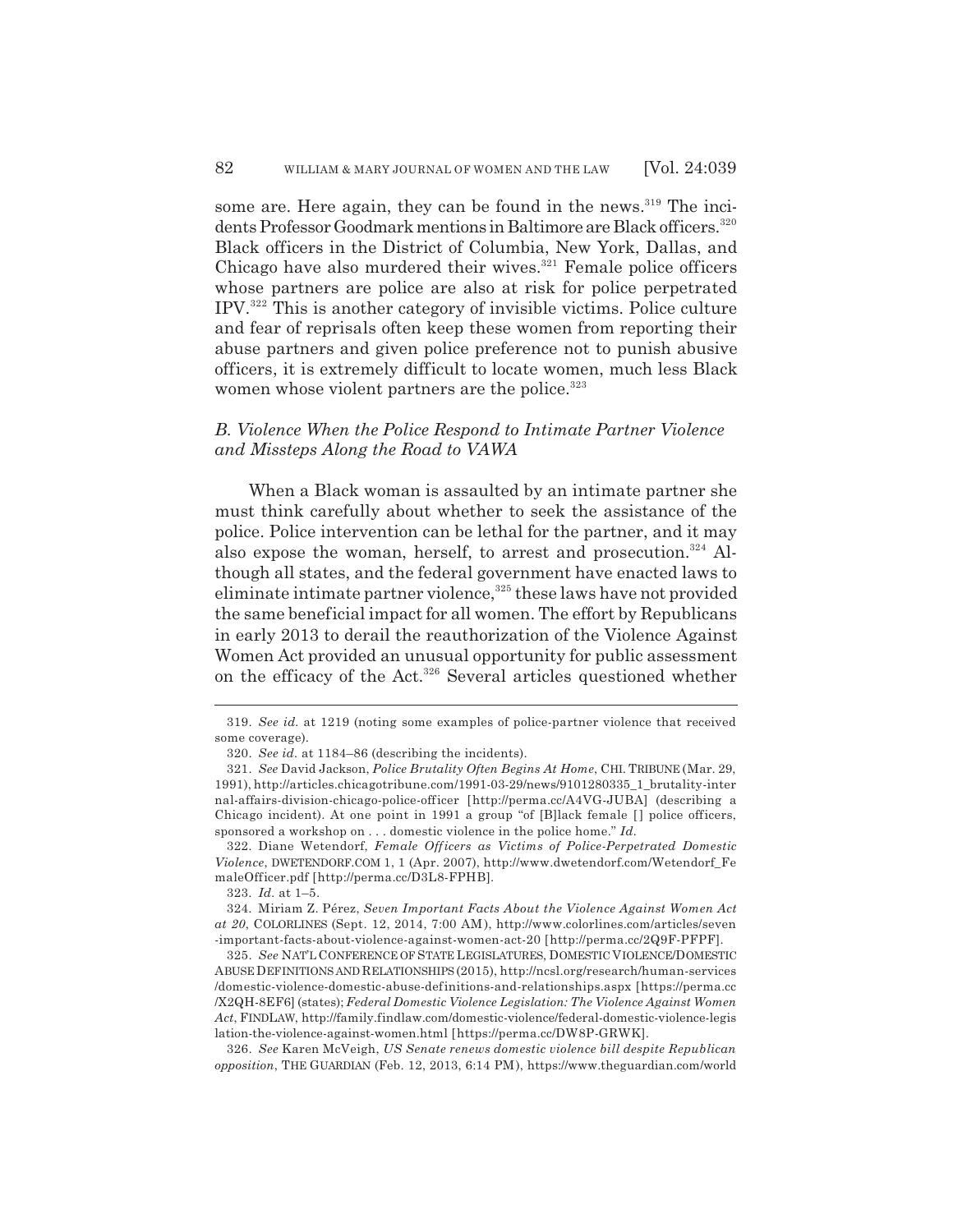some are. Here again, they can be found in the news.[319] The incidents Professor Goodmark mentions in Baltimore are Black officers.[320] Black officers in the District of Columbia, New York, Dallas, and Chicago have also murdered their wives.[321] Female police officers whose partners are police are also at risk for police perpetrated IPV.[322] This is another category of invisible victims. Police culture and fear of reprisals often keep these women from reporting their abuse partners and given police preference not to punish abusive officers, it is extremely difficult to locate women, much less Black women whose violent partners are the police.[323]

### *B. Violence When the Police Respond to Intimate Partner Violence and Missteps Along the Road to VAWA*

When a Black woman is assaulted by an intimate partner she must think carefully about whether to seek the assistance of the police. Police intervention can be lethal for the partner, and it may also expose the woman, herself, to arrest and prosecution.[324] Although all states, and the federal government have enacted laws to eliminate intimate partner violence,[325] these laws have not provided the same beneficial impact for all women. The effort by Republicans in early 2013 to derail the reauthorization of the Violence Against Women Act provided an unusual opportunity for public assessment on the efficacy of the Act.[326] Several articles questioned whether

---

319. *See id.* at 1219 (noting some examples of police-partner violence that received some coverage).

320. *See id.* at 1184–86 (describing the incidents).

321. *See* David Jackson, *Police Brutality Often Begins At Home*, CHI. TRIBUNE (Mar. 29, 1991), http://articles.chicagotribune.com/1991-03-29/news/9101280335_1_brutality-internal-affairs-division-chicago-police-officer [http://perma.cc/A4VG-JUBA] (describing a Chicago incident). At one point in 1991 a group "of [B]lack female [] police officers, sponsored a workshop on . . . domestic violence in the police home." *Id.*

322. Diane Wetendorf, *Female Officers as Victims of Police-Perpetrated Domestic Violence*, DWETENDORF.COM 1, 1 (Apr. 2007), http://www.dwetendorf.com/Wetendorf_FemaleOfficer.pdf [http://perma.cc/D3L8-FPHB].

323. *Id.* at 1–5.

324. Miriam Z. Pérez, *Seven Important Facts About the Violence Against Women Act at 20*, COLORLINES (Sept. 12, 2014, 7:00 AM), http://www.colorlines.com/articles/seven-important-facts-about-violence-against-women-act-20 [http://perma.cc/2Q9F-PFPF].

325. *See* NAT'L CONFERENCE OF STATE LEGISLATURES, DOMESTIC VIOLENCE/DOMESTIC ABUSE DEFINITIONS AND RELATIONSHIPS (2015), http://ncsl.org/research/human-services/domestic-violence-domestic-abuse-definitions-and-relationships.aspx [https://perma.cc/X2QH-8EF6] (states); *Federal Domestic Violence Legislation: The Violence Against Women Act*, FINDLAW, http://family.findlaw.com/domestic-violence/federal-domestic-violence-legislation-the-violence-against-women.html [https://perma.cc/DW8P-GRWK].

326. *See* Karen McVeigh, *US Senate renews domestic violence bill despite Republican opposition*, THE GUARDIAN (Feb. 12, 2013, 6:14 PM), https://www.theguardian.com/world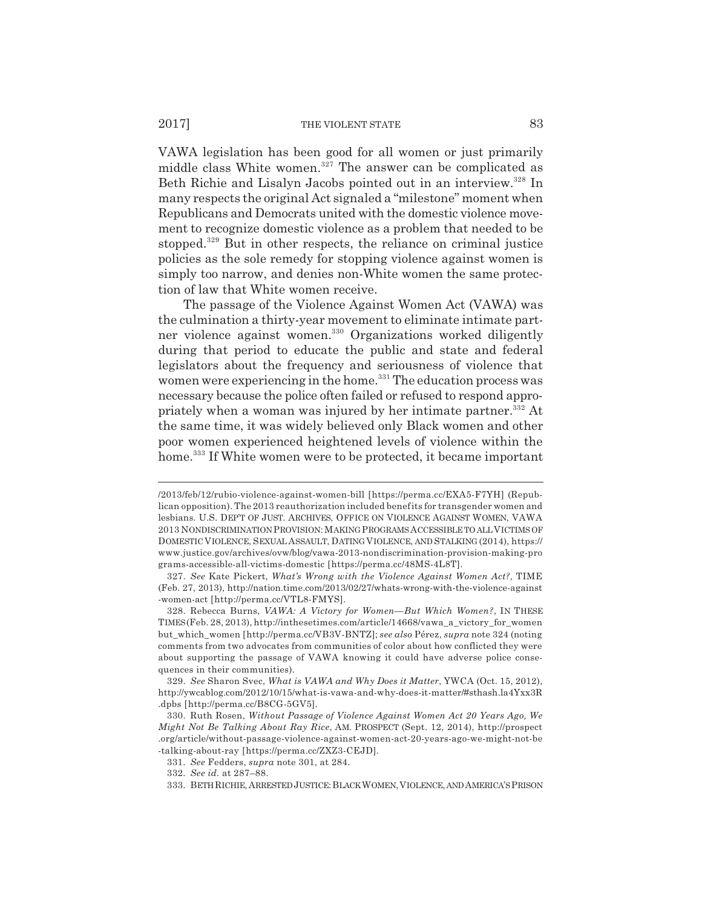VAWA legislation has been good for all women or just primarily middle class White women.[327] The answer can be complicated as Beth Richie and Lisalyn Jacobs pointed out in an interview.[328] In many respects the original Act signaled a "milestone" moment when Republicans and Democrats united with the domestic violence movement to recognize domestic violence as a problem that needed to be stopped.[329] But in other respects, the reliance on criminal justice policies as the sole remedy for stopping violence against women is simply too narrow, and denies non-White women the same protection of law that White women receive.

The passage of the Violence Against Women Act (VAWA) was the culmination a thirty-year movement to eliminate intimate partner violence against women.[330] Organizations worked diligently during that period to educate the public and state and federal legislators about the frequency and seriousness of violence that women were experiencing in the home.[331] The education process was necessary because the police often failed or refused to respond appropriately when a woman was injured by her intimate partner.[332] At the same time, it was widely believed only Black women and other poor women experienced heightened levels of violence within the home.[333] If White women were to be protected, it became important

---

/2013/feb/12/rubio-violence-against-women-bill [https://perma.cc/EXA5-F7YH] (Republican opposition). The 2013 reauthorization included benefits for transgender women and lesbians. U.S. DEP'T OF JUST. ARCHIVES, OFFICE ON VIOLENCE AGAINST WOMEN, VAWA 2013 NONDISCRIMINATION PROVISION: MAKING PROGRAMS ACCESSIBLE TO ALL VICTIMS OF DOMESTIC VIOLENCE, SEXUAL ASSAULT, DATING VIOLENCE, AND STALKING (2014), https://www.justice.gov/archives/ovw/blog/vawa-2013-nondiscrimination-provision-making-programs-accessible-all-victims-domestic [https://perma.cc/48MS-4L8T].

327. *See* Kate Pickert, *What's Wrong with the Violence Against Women Act?*, TIME (Feb. 27, 2013), http://nation.time.com/2013/02/27/whats-wrong-with-the-violence-against-women-act [http://perma.cc/VTL8-FMYS].

328. Rebecca Burns, *VAWA: A Victory for Women—But Which Women?*, IN THESE TIMES (Feb. 28, 2013), http://inthesetimes.com/article/14668/vawa_a_victory_for_women but_which_women [http://perma.cc/VB3V-BNTZ]; *see also* Pérez, *supra* note 324 (noting comments from two advocates from communities of color about how conflicted they were about supporting the passage of VAWA knowing it could have adverse police consequences in their communities).

329. *See* Sharon Svec, *What is VAWA and Why Does it Matter*, YWCA (Oct. 15, 2012), http://ywcablog.com/2012/10/15/what-is-vawa-and-why-does-it-matter/#sthash.la4Yxx3R.dpbs [http://perma.cc/B8CG-5GV5].

330. Ruth Rosen, *Without Passage of Violence Against Women Act 20 Years Ago, We Might Not Be Talking About Ray Rice*, AM. PROSPECT (Sept. 12, 2014), http://prospect.org/article/without-passage-violence-against-women-act-20-years-ago-we-might-not-be-talking-about-ray [https://perma.cc/ZXZ3-CEJD].

331. *See* Fedders, *supra* note 301, at 284.

332. *See id.* at 287–88.

333. BETH RICHIE, ARRESTED JUSTICE: BLACK WOMEN, VIOLENCE, AND AMERICA'S PRISON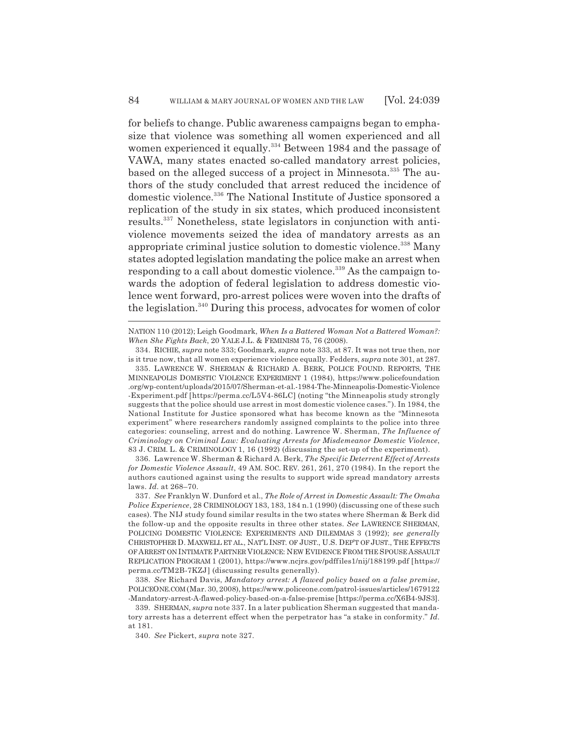for beliefs to change. Public awareness campaigns began to emphasize that violence was something all women experienced and all women experienced it equally.[334] Between 1984 and the passage of VAWA, many states enacted so-called mandatory arrest policies, based on the alleged success of a project in Minnesota.[335] The authors of the study concluded that arrest reduced the incidence of domestic violence.[336] The National Institute of Justice sponsored a replication of the study in six states, which produced inconsistent results.[337] Nonetheless, state legislators in conjunction with antiviolence movements seized the idea of mandatory arrests as an appropriate criminal justice solution to domestic violence.[338] Many states adopted legislation mandating the police make an arrest when responding to a call about domestic violence.[339] As the campaign towards the adoption of federal legislation to address domestic violence went forward, pro-arrest polices were woven into the drafts of the legislation.[340] During this process, advocates for women of color

---

NATION 110 (2012); Leigh Goodmark, *When Is a Battered Woman Not a Battered Woman?: When She Fights Back*, 20 YALE J.L. & FEMINISM 75, 76 (2008).

334. RICHIE, *supra* note 333; Goodmark, *supra* note 333, at 87. It was not true then, nor is it true now, that all women experience violence equally. Fedders, *supra* note 301, at 287.

335. LAWRENCE W. SHERMAN & RICHARD A. BERK, POLICE FOUND. REPORTS, THE MINNEAPOLIS DOMESTIC VIOLENCE EXPERIMENT 1 (1984), https://www.policefoundation.org/wp-content/uploads/2015/07/Sherman-et-al.-1984-The-Minneapolis-Domestic-Violence-Experiment.pdf [https://perma.cc/L5V4-86LC] (noting "the Minneapolis study strongly suggests that the police should use arrest in most domestic violence cases."). In 1984, the National Institute for Justice sponsored what has become known as the "Minnesota experiment" where researchers randomly assigned complaints to the police into three categories: counseling, arrest and do nothing. Lawrence W. Sherman, *The Influence of Criminology on Criminal Law: Evaluating Arrests for Misdemeanor Domestic Violence*, 83 J. CRIM. L. & CRIMINOLOGY 1, 16 (1992) (discussing the set-up of the experiment).

336. Lawrence W. Sherman & Richard A. Berk, *The Specific Deterrent Effect of Arrests for Domestic Violence Assault*, 49 AM. SOC. REV. 261, 261, 270 (1984). In the report the authors cautioned against using the results to support wide spread mandatory arrests laws. *Id.* at 268–70.

337. *See* Franklyn W. Dunford et al., *The Role of Arrest in Domestic Assault: The Omaha Police Experience*, 28 CRIMINOLOGY 183, 183, 184 n.1 (1990) (discussing one of these such cases). The NIJ study found similar results in the two states where Sherman & Berk did the follow-up and the opposite results in three other states. *See* LAWRENCE SHERMAN, POLICING DOMESTIC VIOLENCE: EXPERIMENTS AND DILEMMAS 3 (1992); *see generally* CHRISTOPHER D. MAXWELL ET AL., NAT'L INST. OF JUST., U.S. DEP'T OF JUST., THE EFFECTS OF ARREST ON INTIMATE PARTNER VIOLENCE: NEW EVIDENCE FROM THE SPOUSE ASSAULT REPLICATION PROGRAM 1 (2001), https://www.ncjrs.gov/pdffiles1/nij/188199.pdf [https://perma.cc/TM2B-7KZJ] (discussing results generally).

338. *See* Richard Davis, *Mandatory arrest: A flawed policy based on a false premise*, POLICEONE.COM (Mar. 30, 2008), https://www.policeone.com/patrol-issues/articles/1679122-Mandatory-arrest-A-flawed-policy-based-on-a-false-premise [https://perma.cc/X6B4-9JS3].

339. SHERMAN, *supra* note 337. In a later publication Sherman suggested that mandatory arrests has a deterrent effect when the perpetrator has "a stake in conformity." *Id.* at 181.

340. *See* Pickert, *supra* note 327.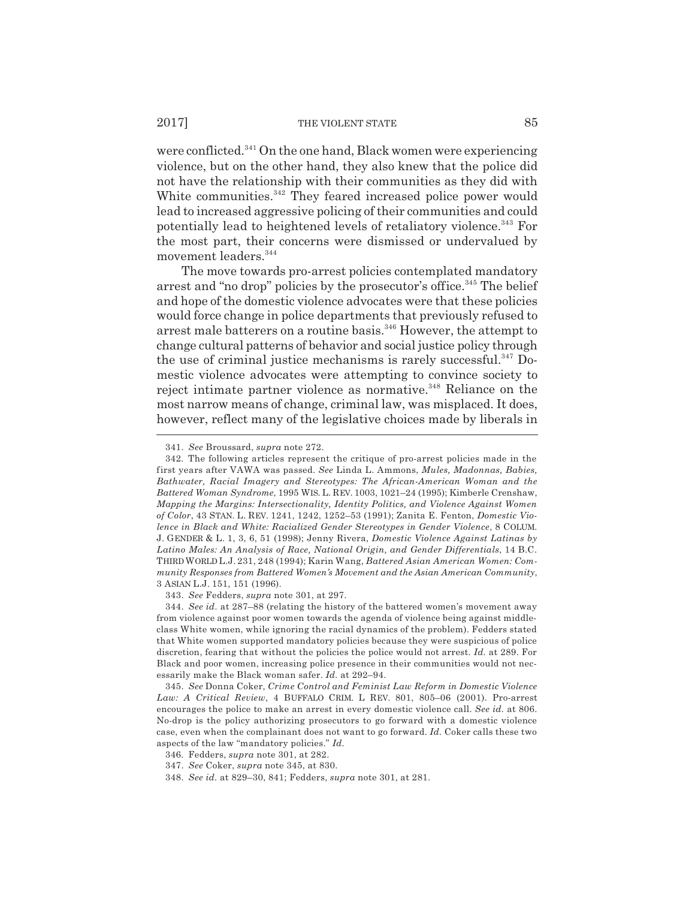were conflicted.[341] On the one hand, Black women were experiencing violence, but on the other hand, they also knew that the police did not have the relationship with their communities as they did with White communities.[342] They feared increased police power would lead to increased aggressive policing of their communities and could potentially lead to heightened levels of retaliatory violence.[343] For the most part, their concerns were dismissed or undervalued by movement leaders.[344]

The move towards pro-arrest policies contemplated mandatory arrest and "no drop" policies by the prosecutor's office.[345] The belief and hope of the domestic violence advocates were that these policies would force change in police departments that previously refused to arrest male batterers on a routine basis.[346] However, the attempt to change cultural patterns of behavior and social justice policy through the use of criminal justice mechanisms is rarely successful.[347] Domestic violence advocates were attempting to convince society to reject intimate partner violence as normative.[348] Reliance on the most narrow means of change, criminal law, was misplaced. It does, however, reflect many of the legislative choices made by liberals in

---

341. *See* Broussard, *supra* note 272.

342. The following articles represent the critique of pro-arrest policies made in the first years after VAWA was passed. *See* Linda L. Ammons, *Mules, Madonnas, Babies, Bathwater, Racial Imagery and Stereotypes: The African-American Woman and the Battered Woman Syndrome*, 1995 WIS. L. REV. 1003, 1021–24 (1995); Kimberle Crenshaw, *Mapping the Margins: Intersectionality, Identity Politics, and Violence Against Women of Color*, 43 STAN. L. REV. 1241, 1242, 1252–53 (1991); Zanita E. Fenton, *Domestic Violence in Black and White: Racialized Gender Stereotypes in Gender Violence*, 8 COLUM. J. GENDER & L. 1, 3, 6, 51 (1998); Jenny Rivera, *Domestic Violence Against Latinas by Latino Males: An Analysis of Race, National Origin, and Gender Differentials*, 14 B.C. THIRD WORLD L.J. 231, 248 (1994); Karin Wang, *Battered Asian American Women: Community Responses from Battered Women's Movement and the Asian American Community*, 3 ASIAN L.J. 151, 151 (1996).

343. *See* Fedders, *supra* note 301, at 297.

344. *See id.* at 287–88 (relating the history of the battered women's movement away from violence against poor women towards the agenda of violence being against middle-class White women, while ignoring the racial dynamics of the problem). Fedders stated that White women supported mandatory policies because they were suspicious of police discretion, fearing that without the policies the police would not arrest. *Id.* at 289. For Black and poor women, increasing police presence in their communities would not necessarily make the Black woman safer. *Id.* at 292–94.

345. *See* Donna Coker, *Crime Control and Feminist Law Reform in Domestic Violence Law: A Critical Review*, 4 BUFFALO CRIM. L REV. 801, 805–06 (2001). Pro-arrest encourages the police to make an arrest in every domestic violence call. *See id.* at 806. No-drop is the policy authorizing prosecutors to go forward with a domestic violence case, even when the complainant does not want to go forward. *Id.* Coker calls these two aspects of the law "mandatory policies." *Id.*

346. Fedders, *supra* note 301, at 282.

347. *See* Coker, *supra* note 345, at 830.

348. *See id.* at 829–30, 841; Fedders, *supra* note 301, at 281.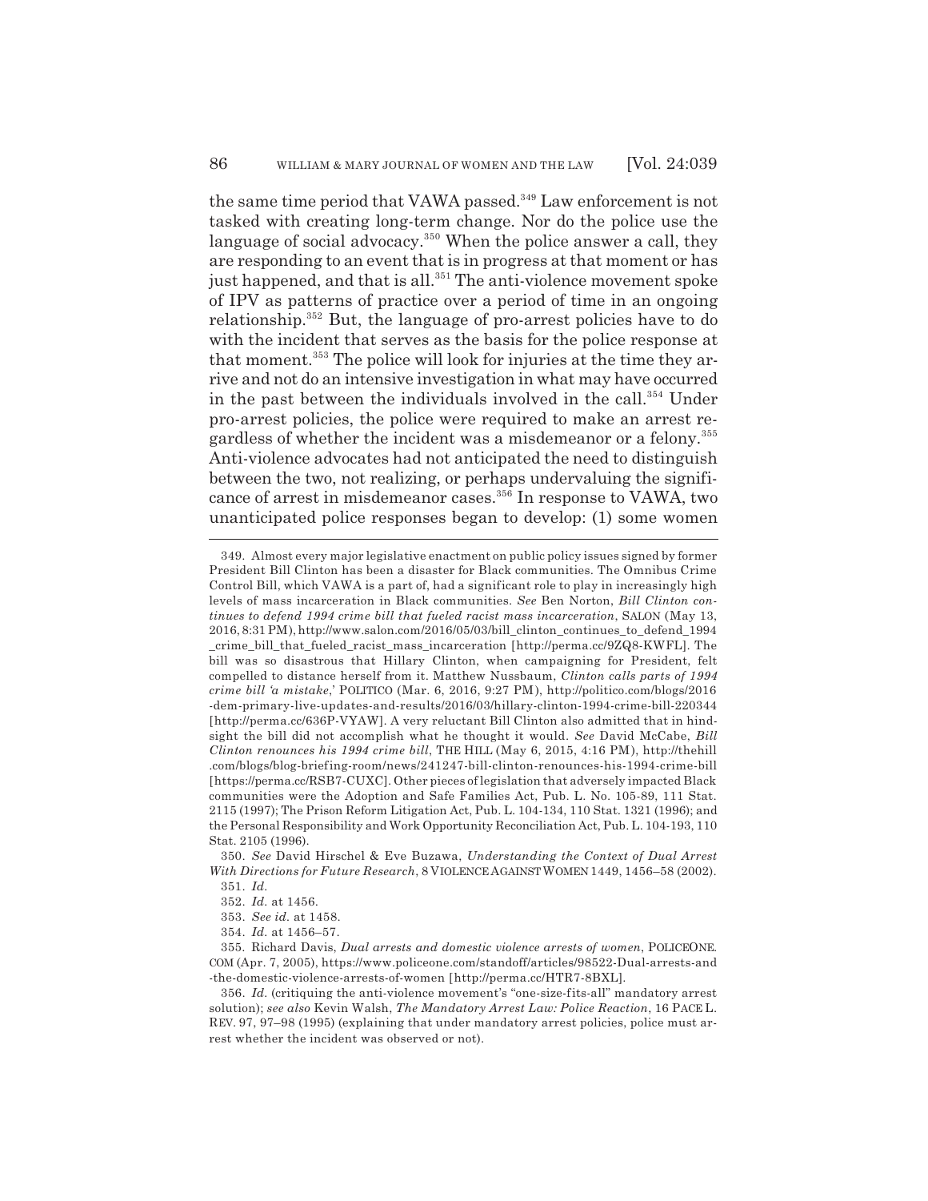the same time period that VAWA passed.[349] Law enforcement is not tasked with creating long-term change. Nor do the police use the language of social advocacy.[350] When the police answer a call, they are responding to an event that is in progress at that moment or has just happened, and that is all.[351] The anti-violence movement spoke of IPV as patterns of practice over a period of time in an ongoing relationship.[352] But, the language of pro-arrest policies have to do with the incident that serves as the basis for the police response at that moment.[353] The police will look for injuries at the time they arrive and not do an intensive investigation in what may have occurred in the past between the individuals involved in the call.[354] Under pro-arrest policies, the police were required to make an arrest regardless of whether the incident was a misdemeanor or a felony.[355] Anti-violence advocates had not anticipated the need to distinguish between the two, not realizing, or perhaps undervaluing the significance of arrest in misdemeanor cases.[356] In response to VAWA, two unanticipated police responses began to develop: (1) some women

---

349. Almost every major legislative enactment on public policy issues signed by former President Bill Clinton has been a disaster for Black communities. The Omnibus Crime Control Bill, which VAWA is a part of, had a significant role to play in increasingly high levels of mass incarceration in Black communities. *See* Ben Norton, *Bill Clinton continues to defend 1994 crime bill that fueled racist mass incarceration*, SALON (May 13, 2016, 8:31 PM), http://www.salon.com/2016/05/03/bill_clinton_continues_to_defend_1994_crime_bill_that_fueled_racist_mass_incarceration [http://perma.cc/9ZQ8-KWFL]. The bill was so disastrous that Hillary Clinton, when campaigning for President, felt compelled to distance herself from it. Matthew Nussbaum, *Clinton calls parts of 1994 crime bill 'a mistake*,' POLITICO (Mar. 6, 2016, 9:27 PM), http://politico.com/blogs/2016-dem-primary-live-updates-and-results/2016/03/hillary-clinton-1994-crime-bill-220344 [http://perma.cc/636P-VYAW]. A very reluctant Bill Clinton also admitted that in hindsight the bill did not accomplish what he thought it would. *See* David McCabe, *Bill Clinton renounces his 1994 crime bill*, THE HILL (May 6, 2015, 4:16 PM), http://thehill.com/blogs/blog-briefing-room/news/241247-bill-clinton-renounces-his-1994-crime-bill [https://perma.cc/RSB7-CUXC]. Other pieces of legislation that adversely impacted Black communities were the Adoption and Safe Families Act, Pub. L. No. 105-89, 111 Stat. 2115 (1997); The Prison Reform Litigation Act, Pub. L. 104-134, 110 Stat. 1321 (1996); and the Personal Responsibility and Work Opportunity Reconciliation Act, Pub. L. 104-193, 110 Stat. 2105 (1996).

350. *See* David Hirschel & Eve Buzawa, *Understanding the Context of Dual Arrest With Directions for Future Research*, 8 VIOLENCE AGAINST WOMEN 1449, 1456–58 (2002).

351. *Id.*

352. *Id.* at 1456.

353. *See id.* at 1458.

354. *Id.* at 1456–57.

355. Richard Davis, *Dual arrests and domestic violence arrests of women*, POLICEONE.COM (Apr. 7, 2005), https://www.policeone.com/standoff/articles/98522-Dual-arrests-and-the-domestic-violence-arrests-of-women [http://perma.cc/HTR7-8BXL].

356. *Id.* (critiquing the anti-violence movement's "one-size-fits-all" mandatory arrest solution); *see also* Kevin Walsh, *The Mandatory Arrest Law: Police Reaction*, 16 PACE L. REV. 97, 97–98 (1995) (explaining that under mandatory arrest policies, police must arrest whether the incident was observed or not).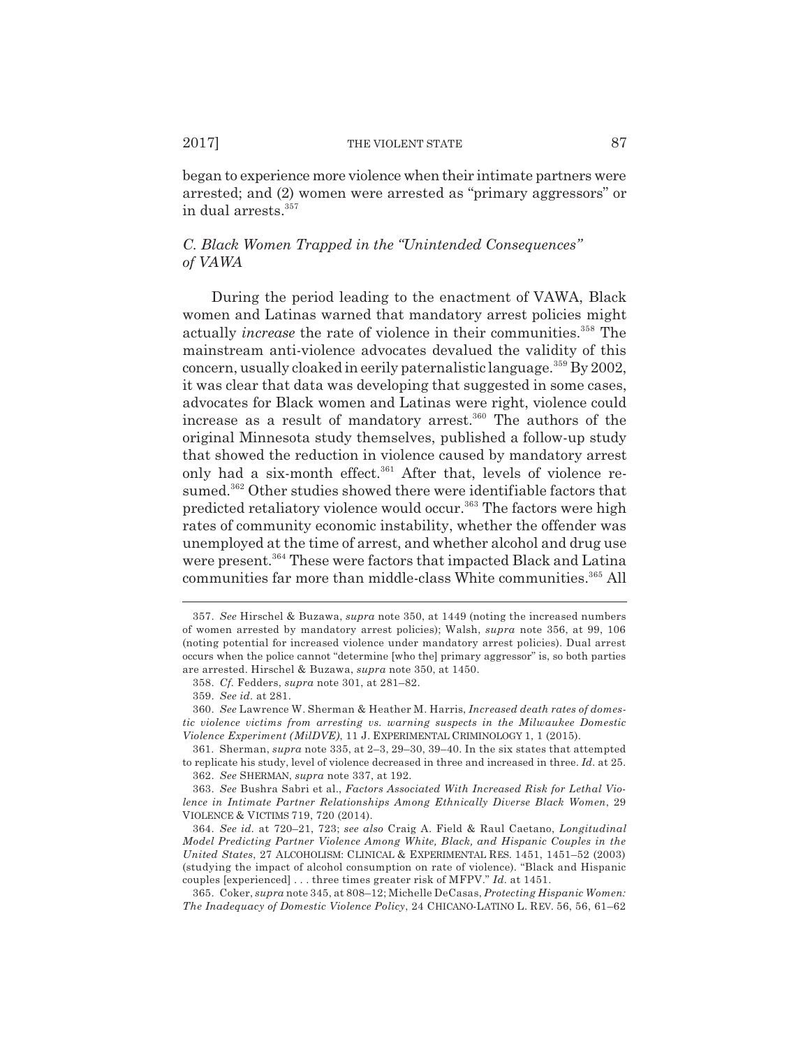began to experience more violence when their intimate partners were arrested; and (2) women were arrested as "primary aggressors" or in dual arrests.[357]

### *C. Black Women Trapped in the "Unintended Consequences" of VAWA*

During the period leading to the enactment of VAWA, Black women and Latinas warned that mandatory arrest policies might actually *increase* the rate of violence in their communities.[358] The mainstream anti-violence advocates devalued the validity of this concern, usually cloaked in eerily paternalistic language.[359] By 2002, it was clear that data was developing that suggested in some cases, advocates for Black women and Latinas were right, violence could increase as a result of mandatory arrest.[360] The authors of the original Minnesota study themselves, published a follow-up study that showed the reduction in violence caused by mandatory arrest only had a six-month effect.[361] After that, levels of violence resumed.[362] Other studies showed there were identifiable factors that predicted retaliatory violence would occur.[363] The factors were high rates of community economic instability, whether the offender was unemployed at the time of arrest, and whether alcohol and drug use were present.[364] These were factors that impacted Black and Latina communities far more than middle-class White communities.[365] All

---

357. *See* Hirschel & Buzawa, *supra* note 350, at 1449 (noting the increased numbers of women arrested by mandatory arrest policies); Walsh, *supra* note 356, at 99, 106 (noting potential for increased violence under mandatory arrest policies). Dual arrest occurs when the police cannot "determine [who the] primary aggressor" is, so both parties are arrested. Hirschel & Buzawa, *supra* note 350, at 1450.

358. *Cf.* Fedders, *supra* note 301, at 281–82.

359. *See id.* at 281.

360. *See* Lawrence W. Sherman & Heather M. Harris, *Increased death rates of domestic violence victims from arresting vs. warning suspects in the Milwaukee Domestic Violence Experiment (MilDVE)*, 11 J. EXPERIMENTAL CRIMINOLOGY 1, 1 (2015).

361. Sherman, *supra* note 335, at 2–3, 29–30, 39–40. In the six states that attempted to replicate his study, level of violence decreased in three and increased in three. *Id.* at 25.

362. *See* SHERMAN, *supra* note 337, at 192.

363. *See* Bushra Sabri et al., *Factors Associated With Increased Risk for Lethal Violence in Intimate Partner Relationships Among Ethnically Diverse Black Women*, 29 VIOLENCE & VICTIMS 719, 720 (2014).

364. *See id.* at 720–21, 723; *see also* Craig A. Field & Raul Caetano, *Longitudinal Model Predicting Partner Violence Among White, Black, and Hispanic Couples in the United States*, 27 ALCOHOLISM: CLINICAL & EXPERIMENTAL RES. 1451, 1451–52 (2003) (studying the impact of alcohol consumption on rate of violence). "Black and Hispanic couples [experienced] . . . three times greater risk of MFPV." *Id.* at 1451.

365. Coker, *supra* note 345, at 808–12; Michelle DeCasas, *Protecting Hispanic Women: The Inadequacy of Domestic Violence Policy*, 24 CHICANO-LATINO L. REV. 56, 56, 61–62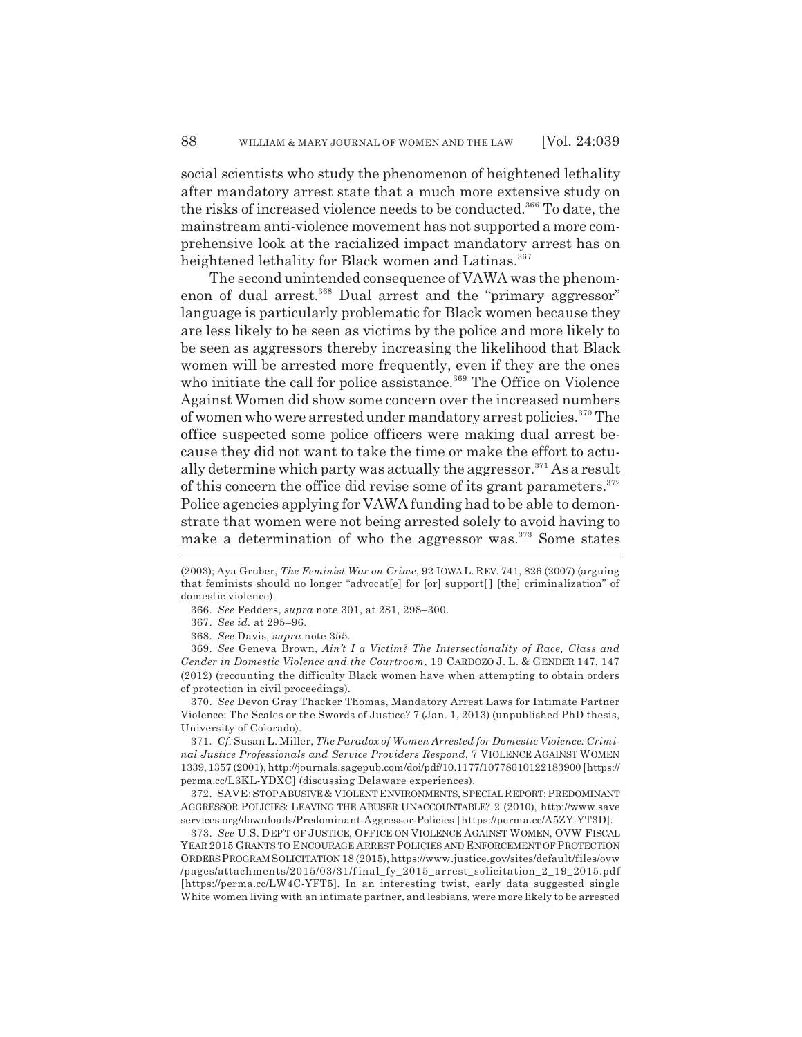social scientists who study the phenomenon of heightened lethality after mandatory arrest state that a much more extensive study on the risks of increased violence needs to be conducted.[366] To date, the mainstream anti-violence movement has not supported a more comprehensive look at the racialized impact mandatory arrest has on heightened lethality for Black women and Latinas.[367]

The second unintended consequence of VAWA was the phenomenon of dual arrest.[368] Dual arrest and the "primary aggressor" language is particularly problematic for Black women because they are less likely to be seen as victims by the police and more likely to be seen as aggressors thereby increasing the likelihood that Black women will be arrested more frequently, even if they are the ones who initiate the call for police assistance.[369] The Office on Violence Against Women did show some concern over the increased numbers of women who were arrested under mandatory arrest policies.[370] The office suspected some police officers were making dual arrest because they did not want to take the time or make the effort to actually determine which party was actually the aggressor.[371] As a result of this concern the office did revise some of its grant parameters.[372] Police agencies applying for VAWA funding had to be able to demonstrate that women were not being arrested solely to avoid having to make a determination of who the aggressor was.[373] Some states

---

(2003); Aya Gruber, *The Feminist War on Crime*, 92 IOWA L. REV. 741, 826 (2007) (arguing that feminists should no longer "advocat[e] for [or] support[] [the] criminalization" of domestic violence).

366. *See* Fedders, *supra* note 301, at 281, 298–300.

367. *See id.* at 295–96.

368. *See* Davis, *supra* note 355.

369. *See* Geneva Brown, *Ain't I a Victim? The Intersectionality of Race, Class and Gender in Domestic Violence and the Courtroom*, 19 CARDOZO J. L. & GENDER 147, 147 (2012) (recounting the difficulty Black women have when attempting to obtain orders of protection in civil proceedings).

370. *See* Devon Gray Thacker Thomas, Mandatory Arrest Laws for Intimate Partner Violence: The Scales or the Swords of Justice? 7 (Jan. 1, 2013) (unpublished PhD thesis, University of Colorado).

371. *Cf.* Susan L. Miller, *The Paradox of Women Arrested for Domestic Violence: Criminal Justice Professionals and Service Providers Respond*, 7 VIOLENCE AGAINST WOMEN 1339, 1357 (2001), http://journals.sagepub.com/doi/pdf/10.1177/10778010122183900 [https://perma.cc/L3KL-YDXC] (discussing Delaware experiences).

372. SAVE: STOP ABUSIVE & VIOLENT ENVIRONMENTS, SPECIAL REPORT: PREDOMINANT AGGRESSOR POLICIES: LEAVING THE ABUSER UNACCOUNTABLE? 2 (2010), http://www.saveservices.org/downloads/Predominant-Aggressor-Policies [https://perma.cc/A5ZY-YT3D].

373. *See* U.S. DEP'T OF JUSTICE, OFFICE ON VIOLENCE AGAINST WOMEN, OVW FISCAL YEAR 2015 GRANTS TO ENCOURAGE ARREST POLICIES AND ENFORCEMENT OF PROTECTION ORDERS PROGRAM SOLICITATION 18 (2015), https://www.justice.gov/sites/default/files/ovw/pages/attachments/2015/03/31/final_fy_2015_arrest_solicitation_2_19_2015.pdf [https://perma.cc/LW4C-YFT5]. In an interesting twist, early data suggested single White women living with an intimate partner, and lesbians, were more likely to be arrested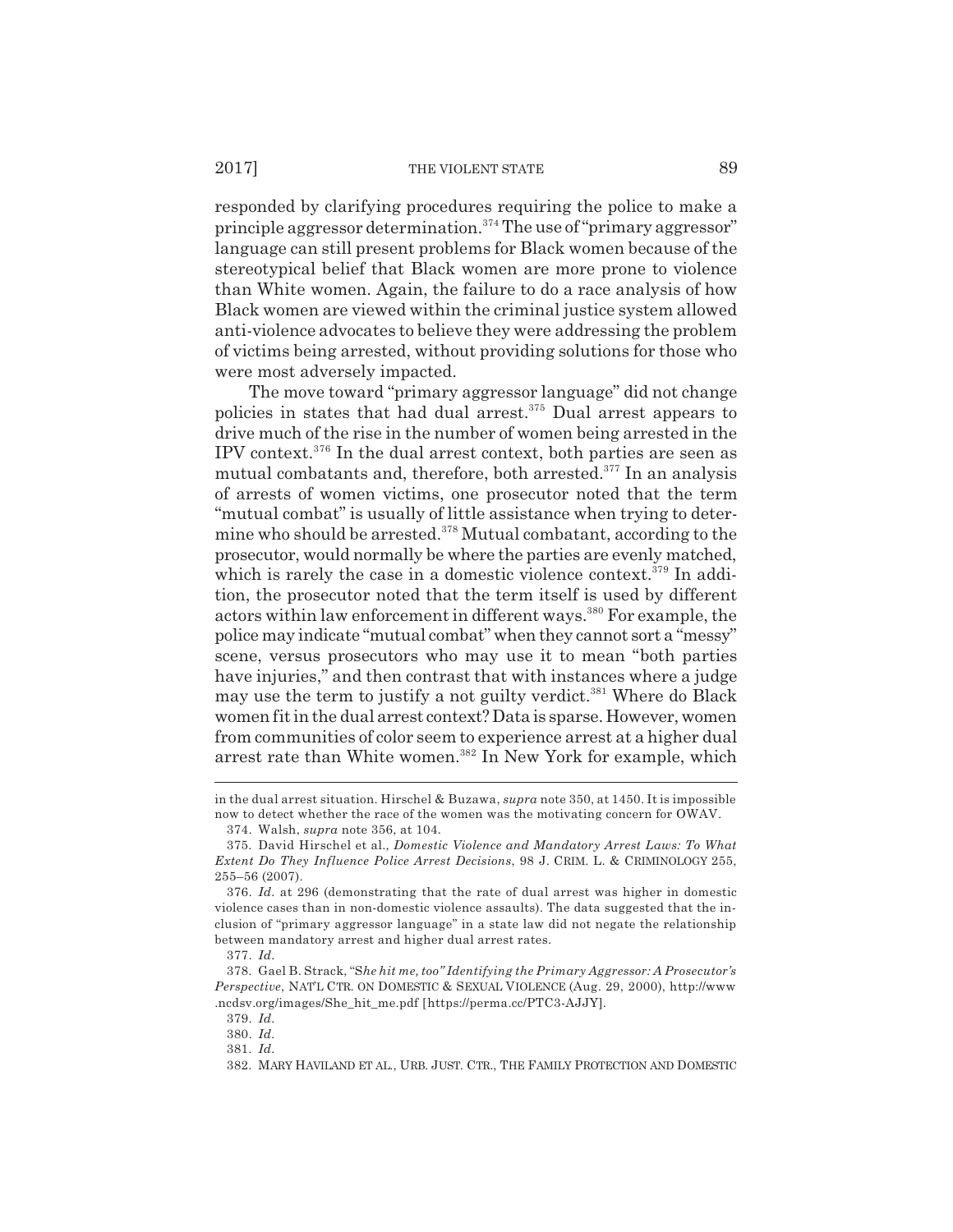responded by clarifying procedures requiring the police to make a principle aggressor determination.[374] The use of "primary aggressor" language can still present problems for Black women because of the stereotypical belief that Black women are more prone to violence than White women. Again, the failure to do a race analysis of how Black women are viewed within the criminal justice system allowed anti-violence advocates to believe they were addressing the problem of victims being arrested, without providing solutions for those who were most adversely impacted.

The move toward "primary aggressor language" did not change policies in states that had dual arrest.[375] Dual arrest appears to drive much of the rise in the number of women being arrested in the IPV context.[376] In the dual arrest context, both parties are seen as mutual combatants and, therefore, both arrested.[377] In an analysis of arrests of women victims, one prosecutor noted that the term "mutual combat" is usually of little assistance when trying to determine who should be arrested.[378] Mutual combatant, according to the prosecutor, would normally be where the parties are evenly matched, which is rarely the case in a domestic violence context.[379] In addition, the prosecutor noted that the term itself is used by different actors within law enforcement in different ways.[380] For example, the police may indicate "mutual combat" when they cannot sort a "messy" scene, versus prosecutors who may use it to mean "both parties have injuries," and then contrast that with instances where a judge may use the term to justify a not guilty verdict.[381] Where do Black women fit in the dual arrest context? Data is sparse. However, women from communities of color seem to experience arrest at a higher dual arrest rate than White women.[382] In New York for example, which

---

in the dual arrest situation. Hirschel & Buzawa, *supra* note 350, at 1450. It is impossible now to detect whether the race of the women was the motivating concern for OWAV.

374. Walsh, *supra* note 356, at 104.

375. David Hirschel et al., *Domestic Violence and Mandatory Arrest Laws: To What Extent Do They Influence Police Arrest Decisions*, 98 J. CRIM. L. & CRIMINOLOGY 255, 255–56 (2007).

376. *Id.* at 296 (demonstrating that the rate of dual arrest was higher in domestic violence cases than in non-domestic violence assaults). The data suggested that the inclusion of "primary aggressor language" in a state law did not negate the relationship between mandatory arrest and higher dual arrest rates.

377. *Id.*

378. Gael B. Strack, "S*he hit me, too" Identifying the Primary Aggressor: A Prosecutor's Perspective*, NAT'L CTR. ON DOMESTIC & SEXUAL VIOLENCE (Aug. 29, 2000), http://www.ncdsv.org/images/She_hit_me.pdf [https://perma.cc/PTC3-AJJY].

379. *Id.*

380. *Id.*

381. *Id.*

382. MARY HAVILAND ET AL., URB. JUST. CTR., THE FAMILY PROTECTION AND DOMESTIC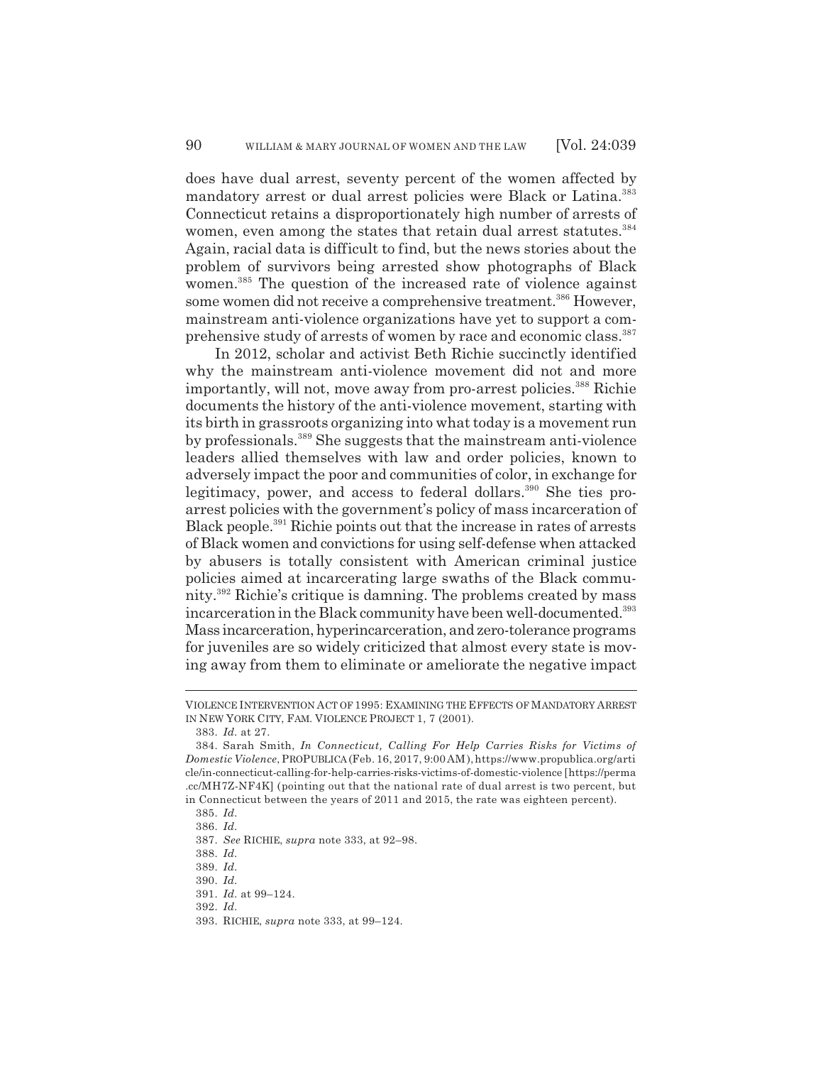does have dual arrest, seventy percent of the women affected by mandatory arrest or dual arrest policies were Black or Latina.[383] Connecticut retains a disproportionately high number of arrests of women, even among the states that retain dual arrest statutes.[384] Again, racial data is difficult to find, but the news stories about the problem of survivors being arrested show photographs of Black women.[385] The question of the increased rate of violence against some women did not receive a comprehensive treatment.[386] However, mainstream anti-violence organizations have yet to support a comprehensive study of arrests of women by race and economic class.[387]

In 2012, scholar and activist Beth Richie succinctly identified why the mainstream anti-violence movement did not and more importantly, will not, move away from pro-arrest policies.[388] Richie documents the history of the anti-violence movement, starting with its birth in grassroots organizing into what today is a movement run by professionals.[389] She suggests that the mainstream anti-violence leaders allied themselves with law and order policies, known to adversely impact the poor and communities of color, in exchange for legitimacy, power, and access to federal dollars.[390] She ties pro-arrest policies with the government's policy of mass incarceration of Black people.[391] Richie points out that the increase in rates of arrests of Black women and convictions for using self-defense when attacked by abusers is totally consistent with American criminal justice policies aimed at incarcerating large swaths of the Black community.[392] Richie's critique is damning. The problems created by mass incarceration in the Black community have been well-documented.[393] Mass incarceration, hyperincarceration, and zero-tolerance programs for juveniles are so widely criticized that almost every state is moving away from them to eliminate or ameliorate the negative impact

---

VIOLENCE INTERVENTION ACT OF 1995: EXAMINING THE EFFECTS OF MANDATORY ARREST IN NEW YORK CITY, FAM. VIOLENCE PROJECT 1, 7 (2001).

383. *Id.* at 27.

384. Sarah Smith, *In Connecticut, Calling For Help Carries Risks for Victims of Domestic Violence*, PROPUBLICA (Feb. 16, 2017, 9:00 AM), https://www.propublica.org/article/in-connecticut-calling-for-help-carries-risks-victims-of-domestic-violence [https://perma.cc/MH7Z-NF4K] (pointing out that the national rate of dual arrest is two percent, but in Connecticut between the years of 2011 and 2015, the rate was eighteen percent).

385. *Id.*

386. *Id.*

387. *See* RICHIE, *supra* note 333, at 92–98.

388. *Id.*

389. *Id.*

390. *Id.*

391. *Id.* at 99–124.

392. *Id.*

393. RICHIE, *supra* note 333, at 99–124.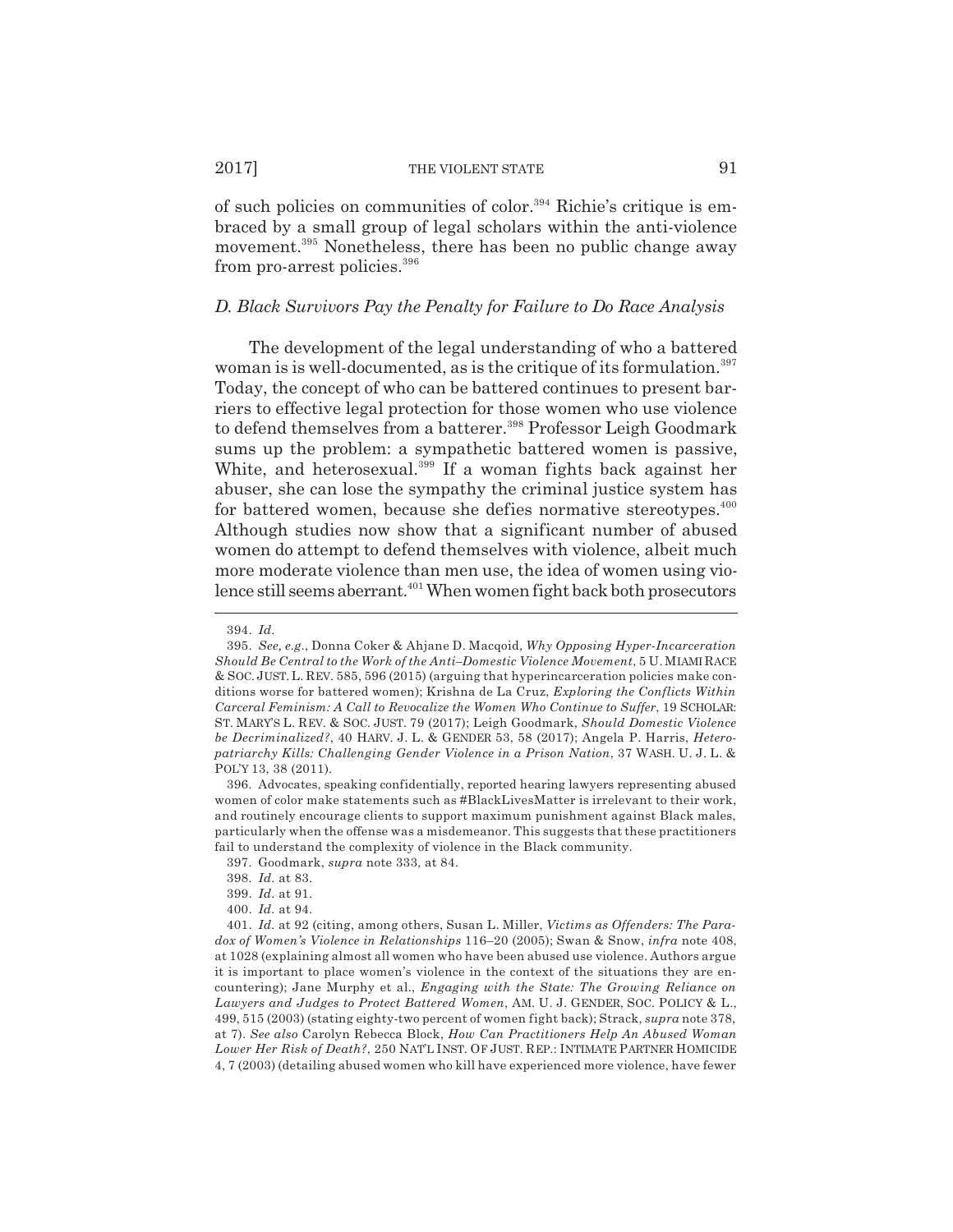of such policies on communities of color.[394] Richie's critique is embraced by a small group of legal scholars within the anti-violence movement.[395] Nonetheless, there has been no public change away from pro-arrest policies.[396]

### *D. Black Survivors Pay the Penalty for Failure to Do Race Analysis*

The development of the legal understanding of who a battered woman is is well-documented, as is the critique of its formulation.[397] Today, the concept of who can be battered continues to present barriers to effective legal protection for those women who use violence to defend themselves from a batterer.[398] Professor Leigh Goodmark sums up the problem: a sympathetic battered women is passive, White, and heterosexual.[399] If a woman fights back against her abuser, she can lose the sympathy the criminal justice system has for battered women, because she defies normative stereotypes.[400] Although studies now show that a significant number of abused women do attempt to defend themselves with violence, albeit much more moderate violence than men use, the idea of women using violence still seems aberrant.[401] When women fight back both prosecutors

---

394. *Id.*

395. *See, e.g.*, Donna Coker & Ahjane D. Macqoid, *Why Opposing Hyper-Incarceration Should Be Central to the Work of the Anti–Domestic Violence Movement*, 5 U. MIAMI RACE & SOC. JUST. L. REV. 585, 596 (2015) (arguing that hyperincarceration policies make conditions worse for battered women); Krishna de La Cruz, *Exploring the Conflicts Within Carceral Feminism: A Call to Revocalize the Women Who Continue to Suffer*, 19 SCHOLAR: ST. MARY'S L. REV. & SOC. JUST. 79 (2017); Leigh Goodmark, *Should Domestic Violence be Decriminalized?*, 40 HARV. J. L. & GENDER 53, 58 (2017); Angela P. Harris, *Heteropatriarchy Kills: Challenging Gender Violence in a Prison Nation*, 37 WASH. U. J. L. & POL'Y 13, 38 (2011).

396. Advocates, speaking confidentially, reported hearing lawyers representing abused women of color make statements such as #BlackLivesMatter is irrelevant to their work, and routinely encourage clients to support maximum punishment against Black males, particularly when the offense was a misdemeanor. This suggests that these practitioners fail to understand the complexity of violence in the Black community.

397. Goodmark, *supra* note 333, at 84.

398. *Id.* at 83.

399. *Id.* at 91.

400. *Id.* at 94.

401. *Id.* at 92 (citing, among others, Susan L. Miller, *Victims as Offenders: The Paradox of Women's Violence in Relationships* 116–20 (2005); Swan & Snow, *infra* note 408, at 1028 (explaining almost all women who have been abused use violence. Authors argue it is important to place women's violence in the context of the situations they are encountering); Jane Murphy et al., *Engaging with the State: The Growing Reliance on Lawyers and Judges to Protect Battered Women*, AM. U. J. GENDER, SOC. POLICY & L., 499, 515 (2003) (stating eighty-two percent of women fight back); Strack, *supra* note 378, at 7). *See also* Carolyn Rebecca Block, *How Can Practitioners Help An Abused Woman Lower Her Risk of Death?*, 250 NAT'L INST. OF JUST. REP.: INTIMATE PARTNER HOMICIDE 4, 7 (2003) (detailing abused women who kill have experienced more violence, have fewer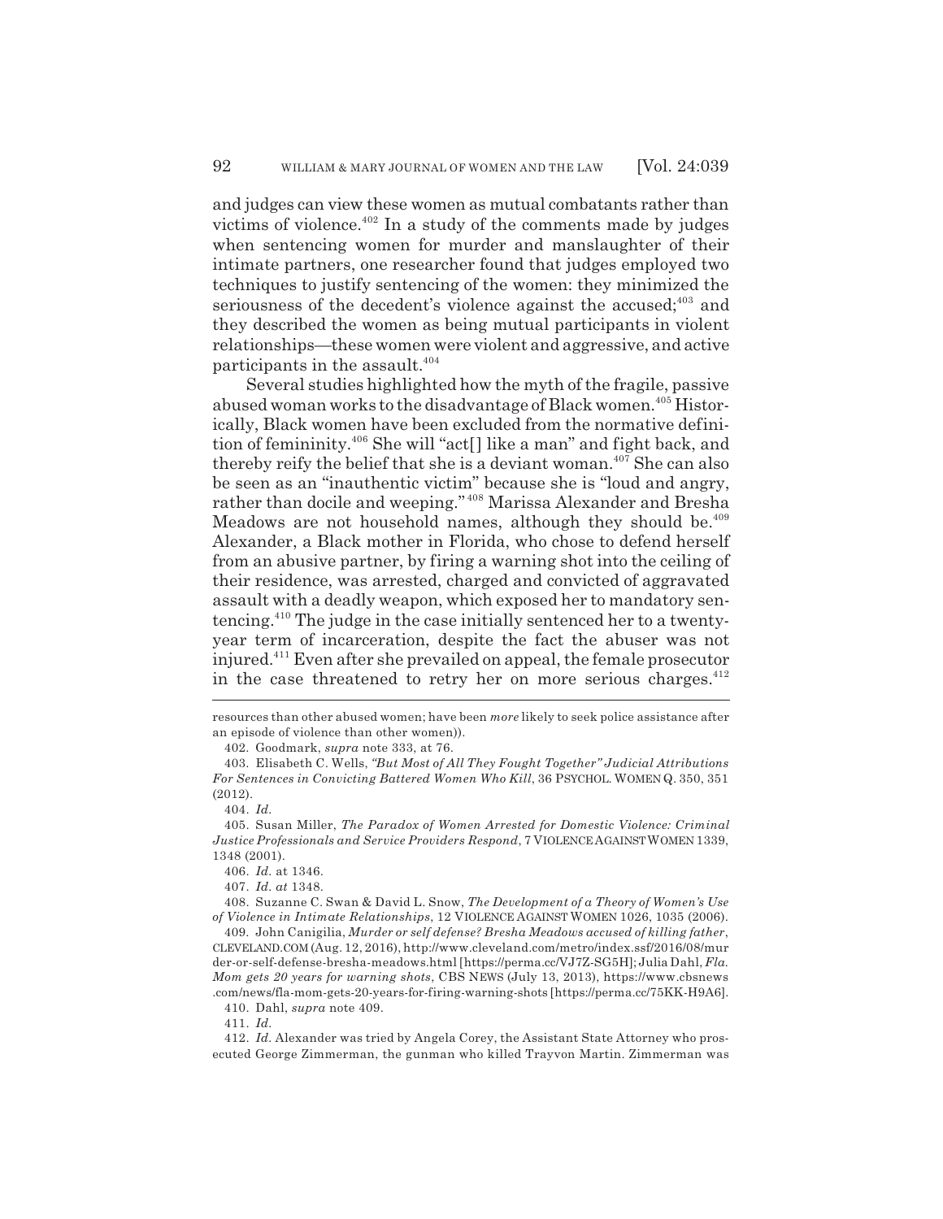and judges can view these women as mutual combatants rather than victims of violence.[402] In a study of the comments made by judges when sentencing women for murder and manslaughter of their intimate partners, one researcher found that judges employed two techniques to justify sentencing of the women: they minimized the seriousness of the decedent's violence against the accused;[403] and they described the women as being mutual participants in violent relationships—these women were violent and aggressive, and active participants in the assault.[404]

Several studies highlighted how the myth of the fragile, passive abused woman works to the disadvantage of Black women.[405] Historically, Black women have been excluded from the normative definition of femininity.[406] She will "act[] like a man" and fight back, and thereby reify the belief that she is a deviant woman.[407] She can also be seen as an "inauthentic victim" because she is "loud and angry, rather than docile and weeping."[408] Marissa Alexander and Bresha Meadows are not household names, although they should be.[409] Alexander, a Black mother in Florida, who chose to defend herself from an abusive partner, by firing a warning shot into the ceiling of their residence, was arrested, charged and convicted of aggravated assault with a deadly weapon, which exposed her to mandatory sentencing.[410] The judge in the case initially sentenced her to a twenty-year term of incarceration, despite the fact the abuser was not injured.[411] Even after she prevailed on appeal, the female prosecutor in the case threatened to retry her on more serious charges.[412]

---

resources than other abused women; have been *more* likely to seek police assistance after an episode of violence than other women)).

402. Goodmark, *supra* note 333, at 76.

403. Elisabeth C. Wells, *"But Most of All They Fought Together" Judicial Attributions For Sentences in Convicting Battered Women Who Kill*, 36 PSYCHOL. WOMEN Q. 350, 351 (2012).

404. *Id.*

405. Susan Miller, *The Paradox of Women Arrested for Domestic Violence: Criminal Justice Professionals and Service Providers Respond*, 7 VIOLENCE AGAINST WOMEN 1339, 1348 (2001).

406. *Id.* at 1346.

407. *Id. at* 1348.

408. Suzanne C. Swan & David L. Snow, *The Development of a Theory of Women's Use of Violence in Intimate Relationships*, 12 VIOLENCE AGAINST WOMEN 1026, 1035 (2006).

409. John Canigilia, *Murder or self defense? Bresha Meadows accused of killing father*, CLEVELAND.COM (Aug. 12, 2016), http://www.cleveland.com/metro/index.ssf/2016/08/murder-or-self-defense-bresha-meadows.html [https://perma.cc/VJ7Z-SG5H]; Julia Dahl, *Fla. Mom gets 20 years for warning shots*, CBS NEWS (July 13, 2013), https://www.cbsnews.com/news/fla-mom-gets-20-years-for-firing-warning-shots [https://perma.cc/75KK-H9A6].

410. Dahl, *supra* note 409.

411. *Id.*

412. *Id.* Alexander was tried by Angela Corey, the Assistant State Attorney who prosecuted George Zimmerman, the gunman who killed Trayvon Martin. Zimmerman was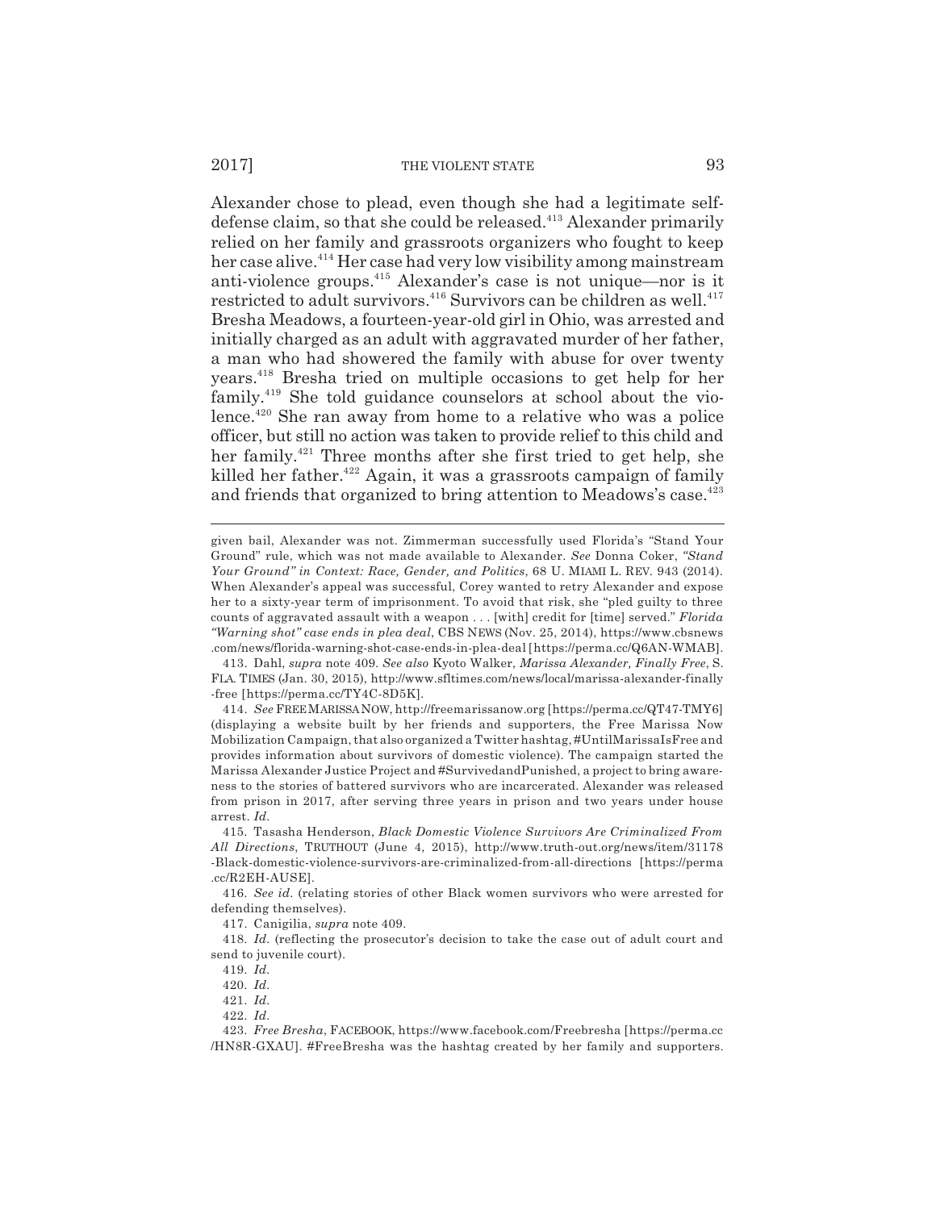Alexander chose to plead, even though she had a legitimate self-defense claim, so that she could be released.[413] Alexander primarily relied on her family and grassroots organizers who fought to keep her case alive.[414] Her case had very low visibility among mainstream anti-violence groups.[415] Alexander's case is not unique—nor is it restricted to adult survivors.[416] Survivors can be children as well.[417] Bresha Meadows, a fourteen-year-old girl in Ohio, was arrested and initially charged as an adult with aggravated murder of her father, a man who had showered the family with abuse for over twenty years.[418] Bresha tried on multiple occasions to get help for her family.[419] She told guidance counselors at school about the violence.[420] She ran away from home to a relative who was a police officer, but still no action was taken to provide relief to this child and her family.[421] Three months after she first tried to get help, she killed her father.[422] Again, it was a grassroots campaign of family and friends that organized to bring attention to Meadows's case.[423]

---

given bail, Alexander was not. Zimmerman successfully used Florida's "Stand Your Ground" rule, which was not made available to Alexander. *See* Donna Coker, *"Stand Your Ground" in Context: Race, Gender, and Politics*, 68 U. MIAMI L. REV. 943 (2014). When Alexander's appeal was successful, Corey wanted to retry Alexander and expose her to a sixty-year term of imprisonment. To avoid that risk, she "pled guilty to three counts of aggravated assault with a weapon . . . [with] credit for [time] served." *Florida "Warning shot" case ends in plea deal*, CBS NEWS (Nov. 25, 2014), https://www.cbsnews.com/news/florida-warning-shot-case-ends-in-plea-deal [https://perma.cc/Q6AN-WMAB].

413. Dahl, *supra* note 409. *See also* Kyoto Walker, *Marissa Alexander, Finally Free*, S. FLA. TIMES (Jan. 30, 2015), http://www.sfltimes.com/news/local/marissa-alexander-finally-free [https://perma.cc/TY4C-8D5K].

414. *See* FREE MARISSA NOW, http://freemarissanow.org [https://perma.cc/QT47-TMY6] (displaying a website built by her friends and supporters, the Free Marissa Now Mobilization Campaign, that also organized a Twitter hashtag, #UntilMarissaIsFree and provides information about survivors of domestic violence). The campaign started the Marissa Alexander Justice Project and #SurvivedandPunished, a project to bring awareness to the stories of battered survivors who are incarcerated. Alexander was released from prison in 2017, after serving three years in prison and two years under house arrest. *Id.*

415. Tasasha Henderson, *Black Domestic Violence Survivors Are Criminalized From All Directions*, TRUTHOUT (June 4, 2015), http://www.truth-out.org/news/item/31178-Black-domestic-violence-survivors-are-criminalized-from-all-directions [https://perma.cc/R2EH-AUSE].

416. *See id.* (relating stories of other Black women survivors who were arrested for defending themselves).

417. Canigilia, *supra* note 409.

418. *Id.* (reflecting the prosecutor's decision to take the case out of adult court and send to juvenile court).

419. *Id.*

420. *Id.*

421. *Id.*

422. *Id.*

423. *Free Bresha*, FACEBOOK, https://www.facebook.com/Freebresha [https://perma.cc/HN8R-GXAU]. #FreeBresha was the hashtag created by her family and supporters.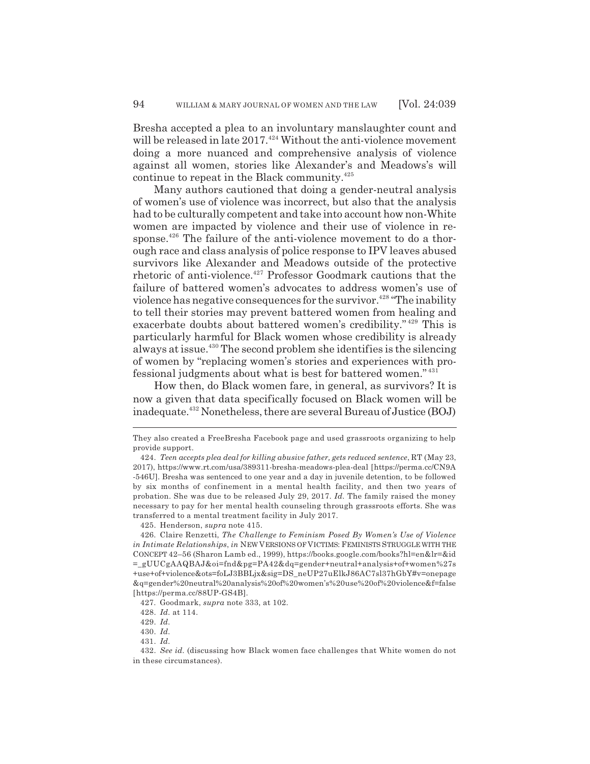Bresha accepted a plea to an involuntary manslaughter count and will be released in late 2017.[424] Without the anti-violence movement doing a more nuanced and comprehensive analysis of violence against all women, stories like Alexander's and Meadows's will continue to repeat in the Black community.[425]

Many authors cautioned that doing a gender-neutral analysis of women's use of violence was incorrect, but also that the analysis had to be culturally competent and take into account how non-White women are impacted by violence and their use of violence in response.[426] The failure of the anti-violence movement to do a thorough race and class analysis of police response to IPV leaves abused survivors like Alexander and Meadows outside of the protective rhetoric of anti-violence.[427] Professor Goodmark cautions that the failure of battered women's advocates to address women's use of violence has negative consequences for the survivor.[428] "The inability to tell their stories may prevent battered women from healing and exacerbate doubts about battered women's credibility."[429] This is particularly harmful for Black women whose credibility is already always at issue.[430] The second problem she identifies is the silencing of women by "replacing women's stories and experiences with professional judgments about what is best for battered women."[431]

How then, do Black women fare, in general, as survivors? It is now a given that data specifically focused on Black women will be inadequate.[432] Nonetheless, there are several Bureau of Justice (BOJ)

---

They also created a FreeBresha Facebook page and used grassroots organizing to help provide support.

424. *Teen accepts plea deal for killing abusive father, gets reduced sentence*, RT (May 23, 2017), https://www.rt.com/usa/389311-bresha-meadows-plea-deal [https://perma.cc/CN9A-546U]. Bresha was sentenced to one year and a day in juvenile detention, to be followed by six months of confinement in a mental health facility, and then two years of probation. She was due to be released July 29, 2017. *Id.* The family raised the money necessary to pay for her mental health counseling through grassroots efforts. She was transferred to a mental treatment facility in July 2017.

425. Henderson, *supra* note 415.

426. Claire Renzetti, *The Challenge to Feminism Posed By Women's Use of Violence in Intimate Relationships*, *in* NEW VERSIONS OF VICTIMS: FEMINISTS STRUGGLE WITH THE CONCEPT 42–56 (Sharon Lamb ed., 1999), https://books.google.com/books?hl=en&lr=&id=_gUUCgAAQBAJ&oi=fnd&pg=PA42&dq=gender+neutral+analysis+of+women%27s+use+of+violence&ots=foLJ3BBLjx&sig=DS_neUP27uElkJ86AC7sl37hGbY#v=onepage&q=gender%20neutral%20analysis%20of%20women's%20use%20of%20violence&f=false [https://perma.cc/88UP-GS4B].

427. Goodmark, *supra* note 333, at 102.

428. *Id.* at 114.

429. *Id.*

430. *Id.*

431. *Id.*

432. *See id.* (discussing how Black women face challenges that White women do not in these circumstances).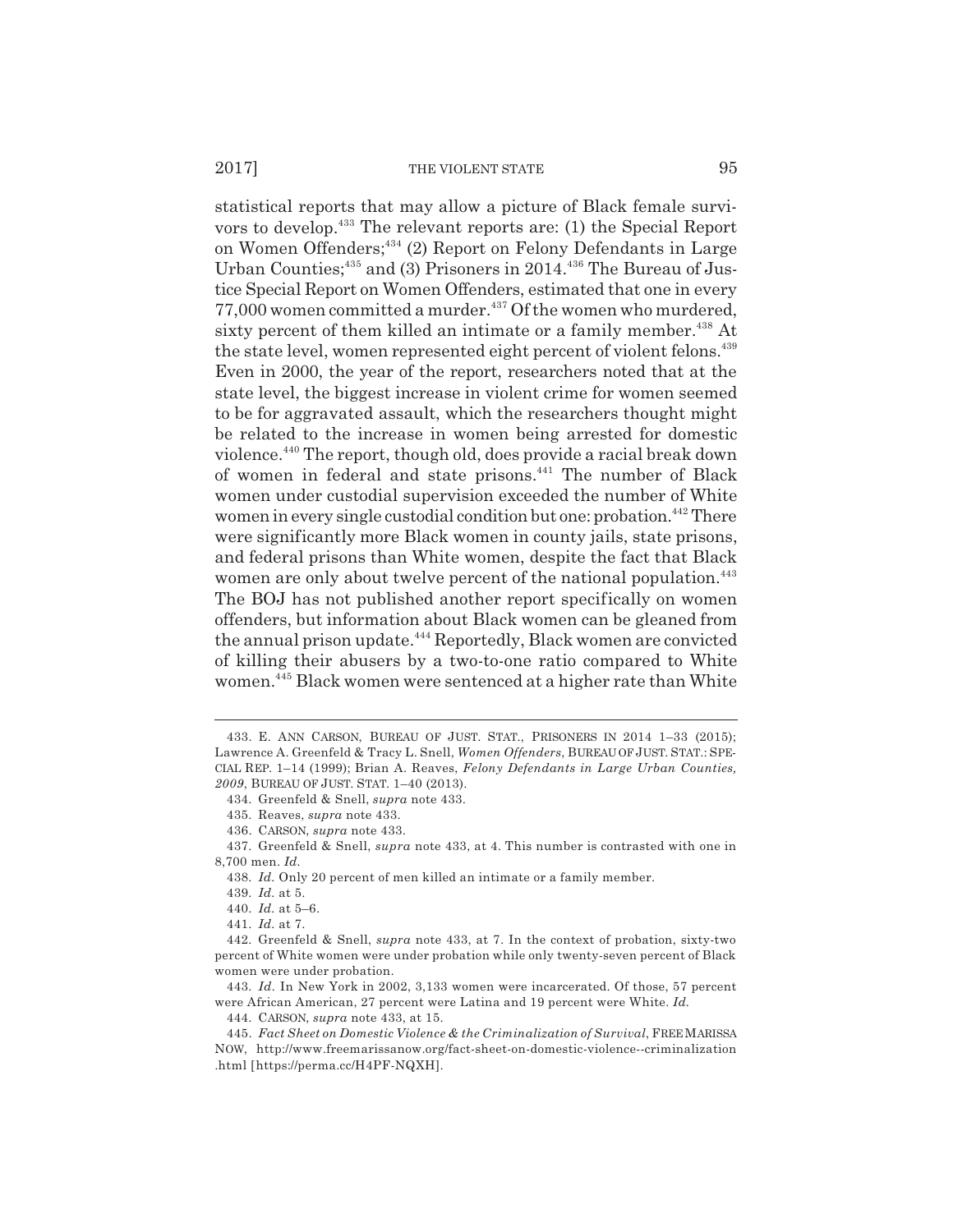statistical reports that may allow a picture of Black female survivors to develop.[433] The relevant reports are: (1) the Special Report on Women Offenders;[434] (2) Report on Felony Defendants in Large Urban Counties;[435] and (3) Prisoners in 2014.[436] The Bureau of Justice Special Report on Women Offenders, estimated that one in every 77,000 women committed a murder.[437] Of the women who murdered, sixty percent of them killed an intimate or a family member.[438] At the state level, women represented eight percent of violent felons.[439] Even in 2000, the year of the report, researchers noted that at the state level, the biggest increase in violent crime for women seemed to be for aggravated assault, which the researchers thought might be related to the increase in women being arrested for domestic violence.[440] The report, though old, does provide a racial break down of women in federal and state prisons.[441] The number of Black women under custodial supervision exceeded the number of White women in every single custodial condition but one: probation.[442] There were significantly more Black women in county jails, state prisons, and federal prisons than White women, despite the fact that Black women are only about twelve percent of the national population.[443] The BOJ has not published another report specifically on women offenders, but information about Black women can be gleaned from the annual prison update.[444] Reportedly, Black women are convicted of killing their abusers by a two-to-one ratio compared to White women.[445] Black women were sentenced at a higher rate than White

---

433. E. ANN CARSON, BUREAU OF JUST. STAT., PRISONERS IN 2014 1–33 (2015); Lawrence A. Greenfeld & Tracy L. Snell, *Women Offenders*, BUREAU OF JUST. STAT.: SPECIAL REP. 1–14 (1999); Brian A. Reaves, *Felony Defendants in Large Urban Counties, 2009*, BUREAU OF JUST. STAT. 1–40 (2013).

434. Greenfeld & Snell, *supra* note 433.

435. Reaves, *supra* note 433.

436. CARSON, *supra* note 433.

437. Greenfeld & Snell, *supra* note 433, at 4. This number is contrasted with one in 8,700 men. *Id.*

438. *Id.* Only 20 percent of men killed an intimate or a family member.

439. *Id.* at 5.

440. *Id.* at 5–6.

441. *Id.* at 7.

442. Greenfeld & Snell, *supra* note 433, at 7. In the context of probation, sixty-two percent of White women were under probation while only twenty-seven percent of Black women were under probation.

443. *Id.* In New York in 2002, 3,133 women were incarcerated. Of those, 57 percent were African American, 27 percent were Latina and 19 percent were White. *Id.*

444. CARSON, *supra* note 433, at 15.

445. *Fact Sheet on Domestic Violence & the Criminalization of Survival*, FREE MARISSA NOW, http://www.freemarissanow.org/fact-sheet-on-domestic-violence--criminalization.html [https://perma.cc/H4PF-NQXH].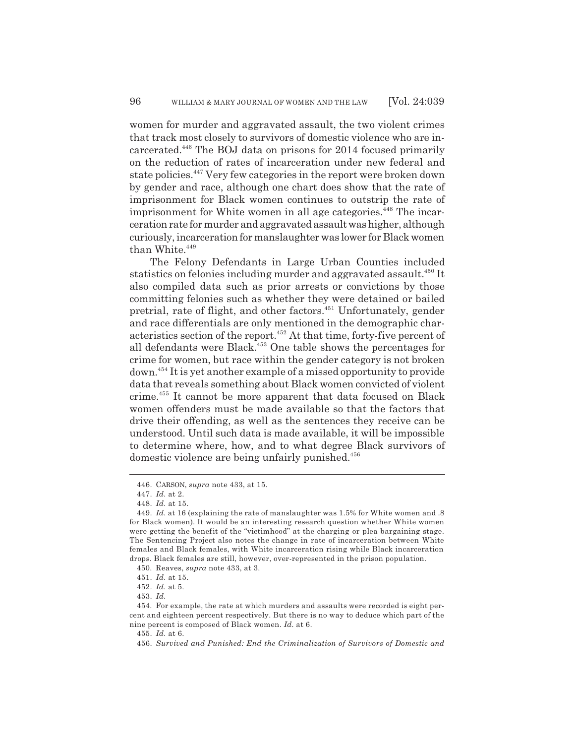women for murder and aggravated assault, the two violent crimes that track most closely to survivors of domestic violence who are incarcerated.[446] The BOJ data on prisons for 2014 focused primarily on the reduction of rates of incarceration under new federal and state policies.[447] Very few categories in the report were broken down by gender and race, although one chart does show that the rate of imprisonment for Black women continues to outstrip the rate of imprisonment for White women in all age categories.[448] The incarceration rate for murder and aggravated assault was higher, although curiously, incarceration for manslaughter was lower for Black women than White.[449]

The Felony Defendants in Large Urban Counties included statistics on felonies including murder and aggravated assault.[450] It also compiled data such as prior arrests or convictions by those committing felonies such as whether they were detained or bailed pretrial, rate of flight, and other factors.[451] Unfortunately, gender and race differentials are only mentioned in the demographic characteristics section of the report.[452] At that time, forty-five percent of all defendants were Black.[453] One table shows the percentages for crime for women, but race within the gender category is not broken down.[454] It is yet another example of a missed opportunity to provide data that reveals something about Black women convicted of violent crime.[455] It cannot be more apparent that data focused on Black women offenders must be made available so that the factors that drive their offending, as well as the sentences they receive can be understood. Until such data is made available, it will be impossible to determine where, how, and to what degree Black survivors of domestic violence are being unfairly punished.[456]

---

446. CARSON, *supra* note 433, at 15.

447. *Id.* at 2.

448. *Id.* at 15.

449. *Id.* at 16 (explaining the rate of manslaughter was 1.5% for White women and .8 for Black women). It would be an interesting research question whether White women were getting the benefit of the "victimhood" at the charging or plea bargaining stage. The Sentencing Project also notes the change in rate of incarceration between White females and Black females, with White incarceration rising while Black incarceration drops. Black females are still, however, over-represented in the prison population.

450. Reaves, *supra* note 433, at 3.

451. *Id.* at 15.

452. *Id.* at 5.

453. *Id.*

454. For example, the rate at which murders and assaults were recorded is eight percent and eighteen percent respectively. But there is no way to deduce which part of the nine percent is composed of Black women. *Id.* at 6.

455. *Id.* at 6.

456. *Survived and Punished: End the Criminalization of Survivors of Domestic and*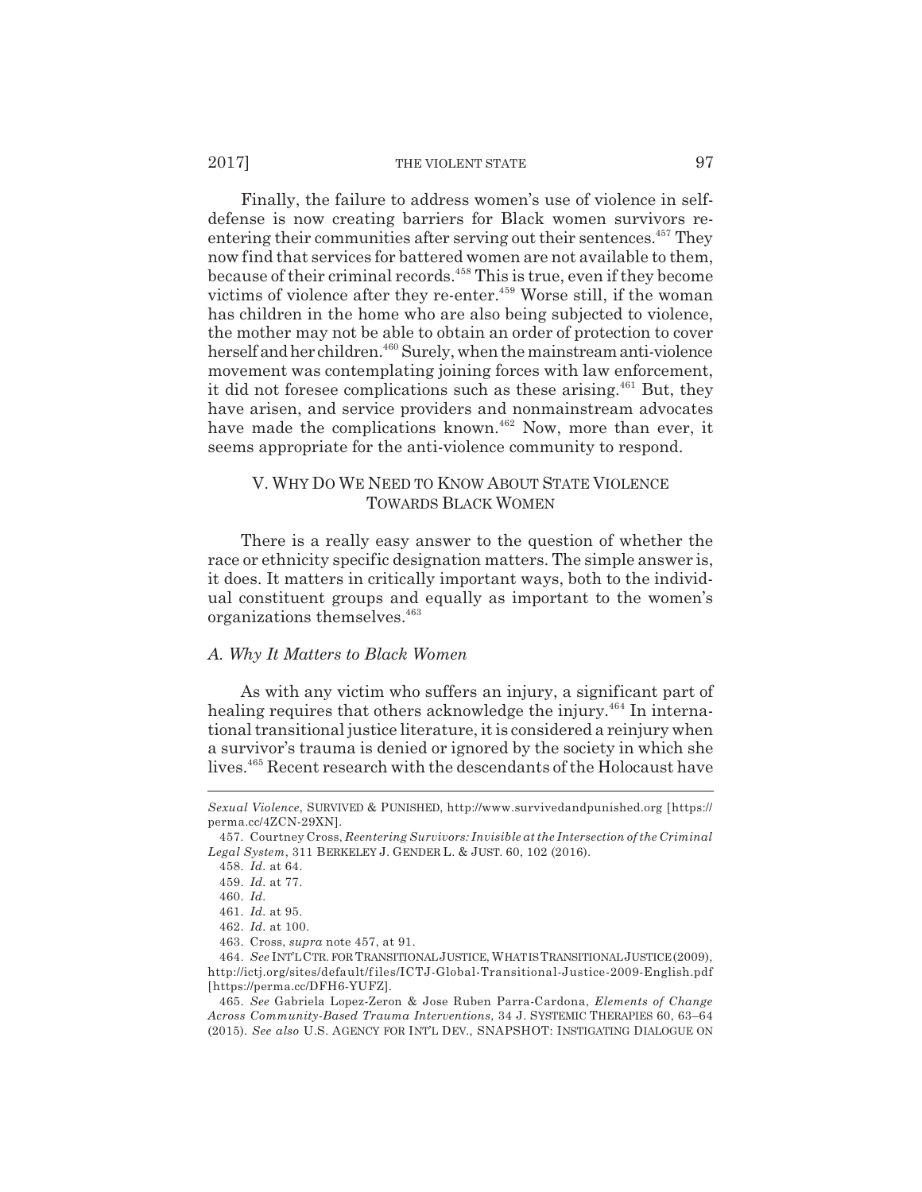Finally, the failure to address women's use of violence in self-defense is now creating barriers for Black women survivors re-entering their communities after serving out their sentences.[457] They now find that services for battered women are not available to them, because of their criminal records.[458] This is true, even if they become victims of violence after they re-enter.[459] Worse still, if the woman has children in the home who are also being subjected to violence, the mother may not be able to obtain an order of protection to cover herself and her children.[460] Surely, when the mainstream anti-violence movement was contemplating joining forces with law enforcement, it did not foresee complications such as these arising.[461] But, they have arisen, and service providers and nonmainstream advocates have made the complications known.[462] Now, more than ever, it seems appropriate for the anti-violence community to respond.

## V. WHY DO WE NEED TO KNOW ABOUT STATE VIOLENCE TOWARDS BLACK WOMEN

There is a really easy answer to the question of whether the race or ethnicity specific designation matters. The simple answer is, it does. It matters in critically important ways, both to the individual constituent groups and equally as important to the women's organizations themselves.[463]

### *A. Why It Matters to Black Women*

As with any victim who suffers an injury, a significant part of healing requires that others acknowledge the injury.[464] In international transitional justice literature, it is considered a reinjury when a survivor's trauma is denied or ignored by the society in which she lives.[465] Recent research with the descendants of the Holocaust have

---

*Sexual Violence*, SURVIVED & PUNISHED, http://www.survivedandpunished.org [https://perma.cc/4ZCN-29XN].

457. Courtney Cross, *Reentering Survivors: Invisible at the Intersection of the Criminal Legal System*, 311 BERKELEY J. GENDER L. & JUST. 60, 102 (2016).

458. *Id.* at 64.

459. *Id.* at 77.

460. *Id.*

461. *Id.* at 95.

462. *Id.* at 100.

463. Cross, *supra* note 457, at 91.

464. *See* INT'L CTR. FOR TRANSITIONAL JUSTICE, WHAT IS TRANSITIONAL JUSTICE (2009), http://ictj.org/sites/default/files/ICTJ-Global-Transitional-Justice-2009-English.pdf [https://perma.cc/DFH6-YUFZ].

465. *See* Gabriela Lopez-Zeron & Jose Ruben Parra-Cardona, *Elements of Change Across Community-Based Trauma Interventions*, 34 J. SYSTEMIC THERAPIES 60, 63–64 (2015). *See also* U.S. AGENCY FOR INT'L DEV., SNAPSHOT: INSTIGATING DIALOGUE ON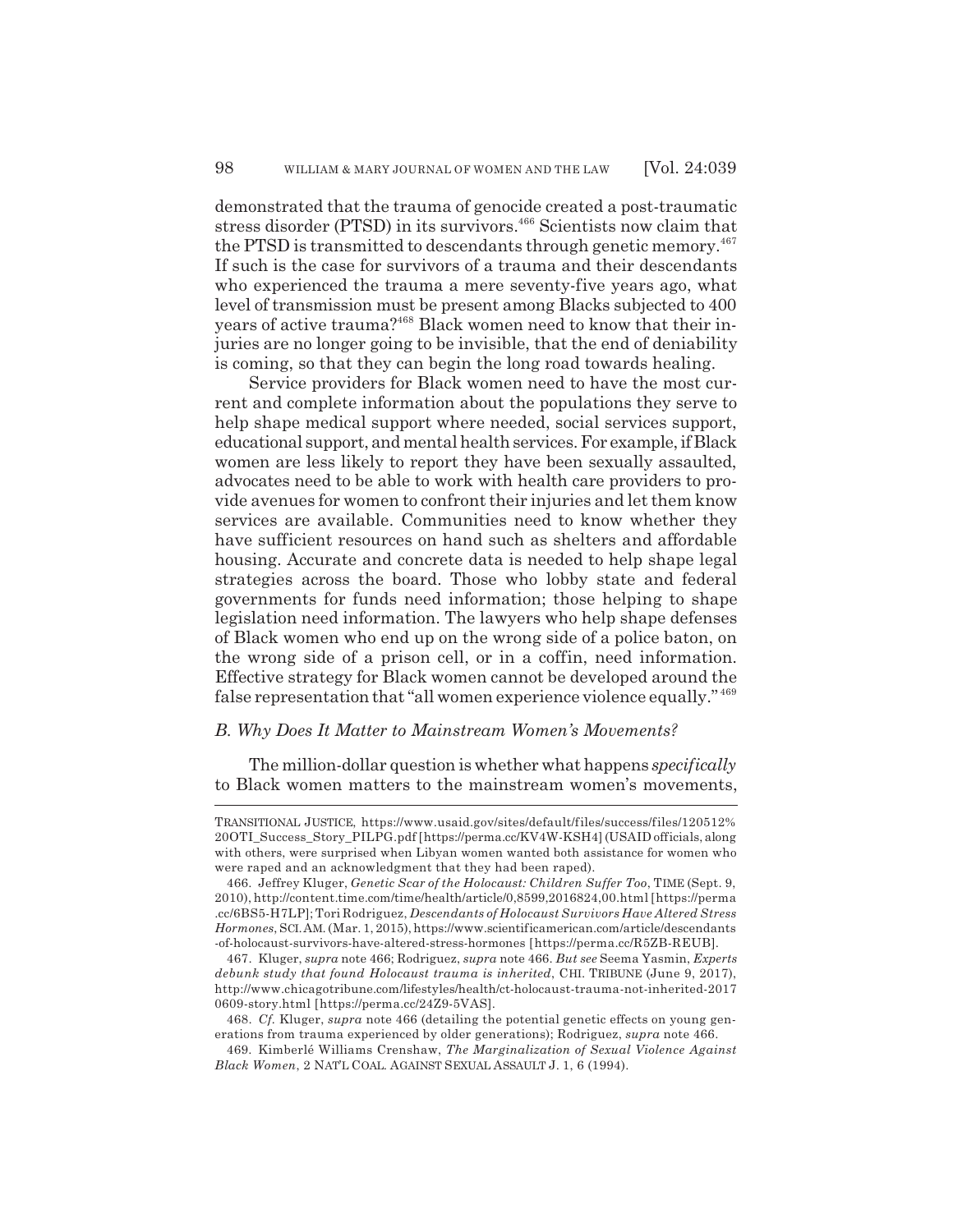demonstrated that the trauma of genocide created a post-traumatic stress disorder (PTSD) in its survivors.[466] Scientists now claim that the PTSD is transmitted to descendants through genetic memory.[467] If such is the case for survivors of a trauma and their descendants who experienced the trauma a mere seventy-five years ago, what level of transmission must be present among Blacks subjected to 400 years of active trauma?[468] Black women need to know that their injuries are no longer going to be invisible, that the end of deniability is coming, so that they can begin the long road towards healing.

Service providers for Black women need to have the most current and complete information about the populations they serve to help shape medical support where needed, social services support, educational support, and mental health services. For example, if Black women are less likely to report they have been sexually assaulted, advocates need to be able to work with health care providers to provide avenues for women to confront their injuries and let them know services are available. Communities need to know whether they have sufficient resources on hand such as shelters and affordable housing. Accurate and concrete data is needed to help shape legal strategies across the board. Those who lobby state and federal governments for funds need information; those helping to shape legislation need information. The lawyers who help shape defenses of Black women who end up on the wrong side of a police baton, on the wrong side of a prison cell, or in a coffin, need information. Effective strategy for Black women cannot be developed around the false representation that "all women experience violence equally."[469]

### *B. Why Does It Matter to Mainstream Women's Movements?*

The million-dollar question is whether what happens *specifically* to Black women matters to the mainstream women's movements,

---

TRANSITIONAL JUSTICE, https://www.usaid.gov/sites/default/files/success/files/120512%20OTI_Success_Story_PILPG.pdf [https://perma.cc/KV4W-KSH4] (USAID officials, along with others, were surprised when Libyan women wanted both assistance for women who were raped and an acknowledgment that they had been raped).

466. Jeffrey Kluger, *Genetic Scar of the Holocaust: Children Suffer Too*, TIME (Sept. 9, 2010), http://content.time.com/time/health/article/0,8599,2016824,00.html [https://perma.cc/6BS5-H7LP]; Tori Rodriguez, *Descendants of Holocaust Survivors Have Altered Stress Hormones*, SCI. AM. (Mar. 1, 2015), https://www.scientificamerican.com/article/descendants-of-holocaust-survivors-have-altered-stress-hormones [https://perma.cc/R5ZB-REUB].

467. Kluger, *supra* note 466; Rodriguez, *supra* note 466. *But see* Seema Yasmin, *Experts debunk study that found Holocaust trauma is inherited*, CHI. TRIBUNE (June 9, 2017), http://www.chicagotribune.com/lifestyles/health/ct-holocaust-trauma-not-inherited-20170609-story.html [https://perma.cc/24Z9-5VAS].

468. *Cf.* Kluger, *supra* note 466 (detailing the potential genetic effects on young generations from trauma experienced by older generations); Rodriguez, *supra* note 466.

469. Kimberlé Williams Crenshaw, *The Marginalization of Sexual Violence Against Black Women*, 2 NAT'L COAL. AGAINST SEXUAL ASSAULT J. 1, 6 (1994).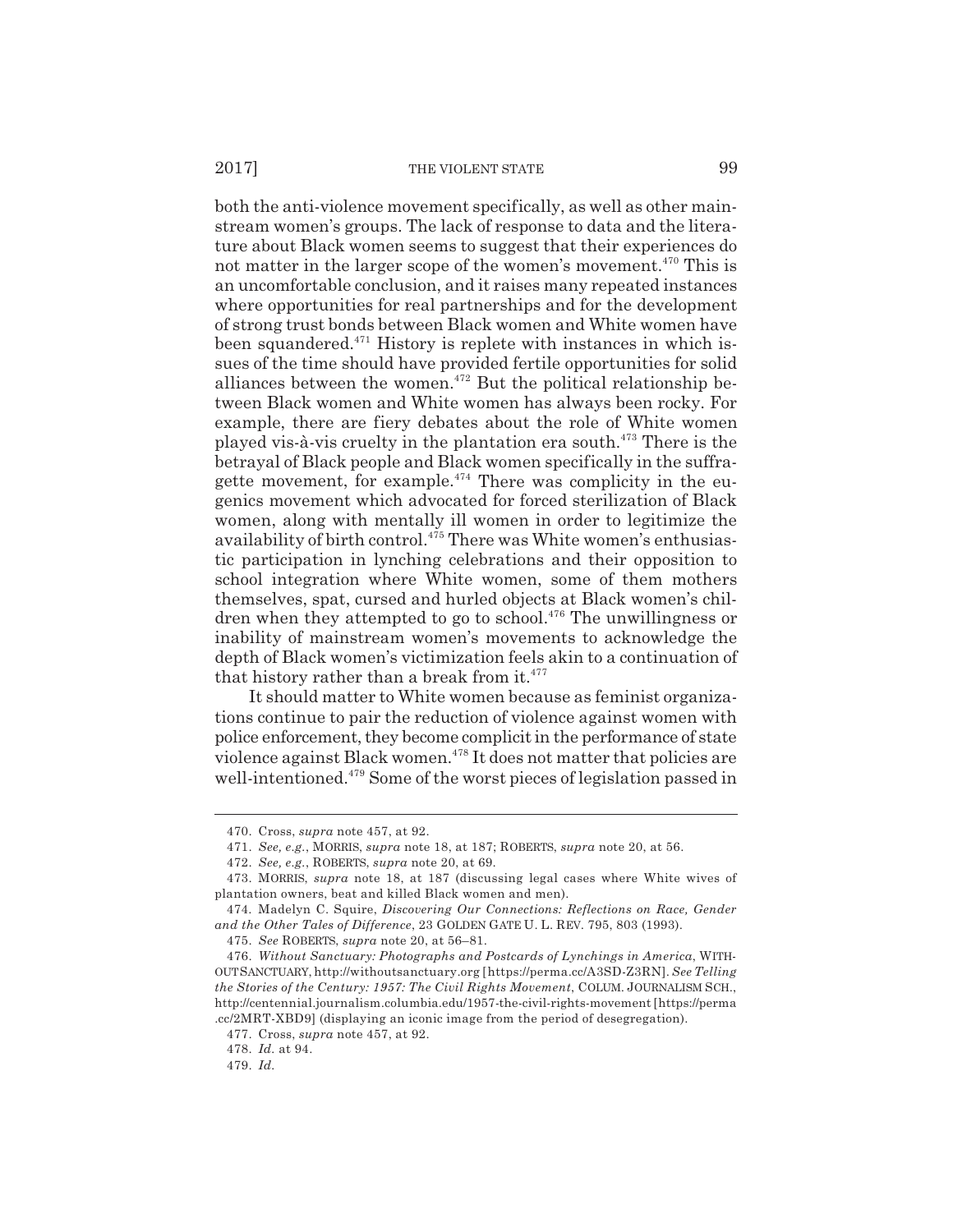both the anti-violence movement specifically, as well as other mainstream women's groups. The lack of response to data and the literature about Black women seems to suggest that their experiences do not matter in the larger scope of the women's movement.[470] This is an uncomfortable conclusion, and it raises many repeated instances where opportunities for real partnerships and for the development of strong trust bonds between Black women and White women have been squandered.[471] History is replete with instances in which issues of the time should have provided fertile opportunities for solid alliances between the women.[472] But the political relationship between Black women and White women has always been rocky. For example, there are fiery debates about the role of White women played vis-à-vis cruelty in the plantation era south.[473] There is the betrayal of Black people and Black women specifically in the suffragette movement, for example.[474] There was complicity in the eugenics movement which advocated for forced sterilization of Black women, along with mentally ill women in order to legitimize the availability of birth control.[475] There was White women's enthusiastic participation in lynching celebrations and their opposition to school integration where White women, some of them mothers themselves, spat, cursed and hurled objects at Black women's children when they attempted to go to school.[476] The unwillingness or inability of mainstream women's movements to acknowledge the depth of Black women's victimization feels akin to a continuation of that history rather than a break from it.[477]

It should matter to White women because as feminist organizations continue to pair the reduction of violence against women with police enforcement, they become complicit in the performance of state violence against Black women.[478] It does not matter that policies are well-intentioned.[479] Some of the worst pieces of legislation passed in

---

470. Cross, *supra* note 457, at 92.

471. *See, e.g.*, MORRIS, *supra* note 18, at 187; ROBERTS, *supra* note 20, at 56.

472. *See, e.g.*, ROBERTS, *supra* note 20, at 69.

473. MORRIS, *supra* note 18, at 187 (discussing legal cases where White wives of plantation owners, beat and killed Black women and men).

474. Madelyn C. Squire, *Discovering Our Connections: Reflections on Race, Gender and the Other Tales of Difference*, 23 GOLDEN GATE U. L. REV. 795, 803 (1993).

475. *See* ROBERTS, *supra* note 20, at 56–81.

476. *Without Sanctuary: Photographs and Postcards of Lynchings in America*, WITHOUTSANCTUARY, http://withoutsanctuary.org [https://perma.cc/A3SD-Z3RN]. *See Telling the Stories of the Century: 1957: The Civil Rights Movement*, COLUM. JOURNALISM SCH., http://centennial.journalism.columbia.edu/1957-the-civil-rights-movement [https://perma.cc/2MRT-XBD9] (displaying an iconic image from the period of desegregation).

477. Cross, *supra* note 457, at 92.

478. *Id.* at 94.

479. *Id.*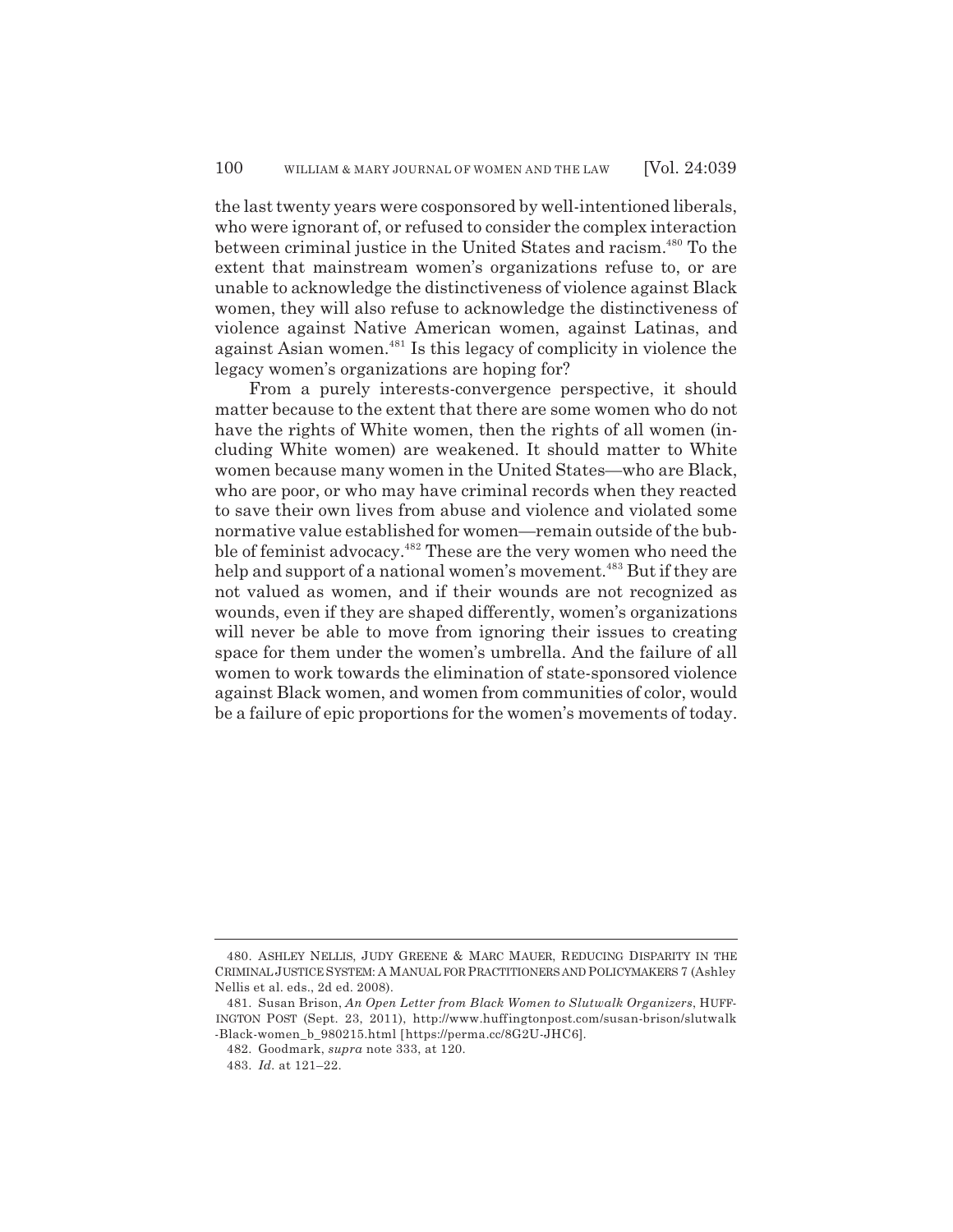the last twenty years were cosponsored by well-intentioned liberals, who were ignorant of, or refused to consider the complex interaction between criminal justice in the United States and racism.[480] To the extent that mainstream women's organizations refuse to, or are unable to acknowledge the distinctiveness of violence against Black women, they will also refuse to acknowledge the distinctiveness of violence against Native American women, against Latinas, and against Asian women.[481] Is this legacy of complicity in violence the legacy women's organizations are hoping for?

From a purely interests-convergence perspective, it should matter because to the extent that there are some women who do not have the rights of White women, then the rights of all women (including White women) are weakened. It should matter to White women because many women in the United States—who are Black, who are poor, or who may have criminal records when they reacted to save their own lives from abuse and violence and violated some normative value established for women—remain outside of the bubble of feminist advocacy.[482] These are the very women who need the help and support of a national women's movement.[483] But if they are not valued as women, and if their wounds are not recognized as wounds, even if they are shaped differently, women's organizations will never be able to move from ignoring their issues to creating space for them under the women's umbrella. And the failure of all women to work towards the elimination of state-sponsored violence against Black women, and women from communities of color, would be a failure of epic proportions for the women's movements of today.

---

480. ASHLEY NELLIS, JUDY GREENE & MARC MAUER, REDUCING DISPARITY IN THE CRIMINAL JUSTICE SYSTEM: A MANUAL FOR PRACTITIONERS AND POLICYMAKERS 7 (Ashley Nellis et al. eds., 2d ed. 2008).

481. Susan Brison, *An Open Letter from Black Women to Slutwalk Organizers*, HUFFINGTON POST (Sept. 23, 2011), http://www.huffingtonpost.com/susan-brison/slutwalk-Black-women_b_980215.html [https://perma.cc/8G2U-JHC6].

482. Goodmark, *supra* note 333, at 120.

483. *Id.* at 121–22.